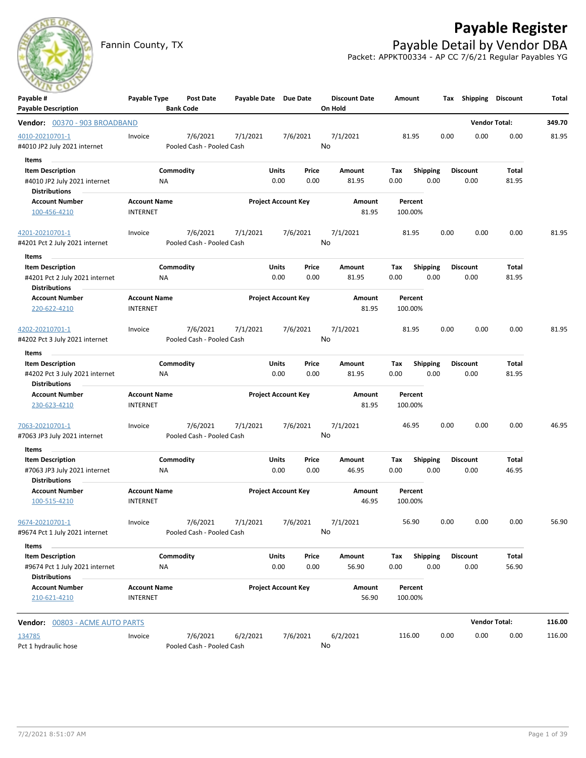# Payable Register

Fannin County, TX

## Payable Detail by Vendor DBA

Packet: APPKT00334 - AP CC 7/6/21 Regular Payables YG

| Payable # / Payable Description | Payable Type | Post Date / Bank Code | Payable Date | Due Date | Discount Date / On Hold | Amount | Tax | Shipping | Discount | Total |
|---|---|---|---|---|---|---|---|---|---|---|
| **Vendor: 00370 - 903 BROADBAND** | | | | | | | | | **Vendor Total:** | **349.70** |
| 4010-20210701-1 | Invoice | 7/6/2021 | 7/1/2021 | 7/6/2021 | 7/1/2021 | 81.95 | 0.00 | 0.00 | 0.00 | 81.95 |
| #4010 JP2 July 2021 internet | | Pooled Cash - Pooled Cash | | | No | | | | | |

**Items**

| Item Description | Commodity | Units | Price | Amount | Tax | Shipping | Discount | Total |
|---|---|---|---|---|---|---|---|---|
| #4010 JP2 July 2021 internet | NA | 0.00 | 0.00 | 81.95 | 0.00 | 0.00 | 0.00 | 81.95 |

**Distributions**

| Account Number | Account Name | Project Account Key | Amount | Percent |
|---|---|---|---|---|
| 100-456-4210 | INTERNET | | 81.95 | 100.00% |

| Payable # / Payable Description | Payable Type | Post Date / Bank Code | Payable Date | Due Date | Discount Date / On Hold | Amount | Tax | Shipping | Discount | Total |
|---|---|---|---|---|---|---|---|---|---|---|
| 4201-20210701-1 | Invoice | 7/6/2021 | 7/1/2021 | 7/6/2021 | 7/1/2021 | 81.95 | 0.00 | 0.00 | 0.00 | 81.95 |
| #4201 Pct 2 July 2021 internet | | Pooled Cash - Pooled Cash | | | No | | | | | |

**Items**

| Item Description | Commodity | Units | Price | Amount | Tax | Shipping | Discount | Total |
|---|---|---|---|---|---|---|---|---|
| #4201 Pct 2 July 2021 internet | NA | 0.00 | 0.00 | 81.95 | 0.00 | 0.00 | 0.00 | 81.95 |

**Distributions**

| Account Number | Account Name | Project Account Key | Amount | Percent |
|---|---|---|---|---|
| 220-622-4210 | INTERNET | | 81.95 | 100.00% |

| Payable # / Payable Description | Payable Type | Post Date / Bank Code | Payable Date | Due Date | Discount Date / On Hold | Amount | Tax | Shipping | Discount | Total |
|---|---|---|---|---|---|---|---|---|---|---|
| 4202-20210701-1 | Invoice | 7/6/2021 | 7/1/2021 | 7/6/2021 | 7/1/2021 | 81.95 | 0.00 | 0.00 | 0.00 | 81.95 |
| #4202 Pct 3 July 2021 internet | | Pooled Cash - Pooled Cash | | | No | | | | | |

**Items**

| Item Description | Commodity | Units | Price | Amount | Tax | Shipping | Discount | Total |
|---|---|---|---|---|---|---|---|---|
| #4202 Pct 3 July 2021 internet | NA | 0.00 | 0.00 | 81.95 | 0.00 | 0.00 | 0.00 | 81.95 |

**Distributions**

| Account Number | Account Name | Project Account Key | Amount | Percent |
|---|---|---|---|---|
| 230-623-4210 | INTERNET | | 81.95 | 100.00% |

| Payable # / Payable Description | Payable Type | Post Date / Bank Code | Payable Date | Due Date | Discount Date / On Hold | Amount | Tax | Shipping | Discount | Total |
|---|---|---|---|---|---|---|---|---|---|---|
| 7063-20210701-1 | Invoice | 7/6/2021 | 7/1/2021 | 7/6/2021 | 7/1/2021 | 46.95 | 0.00 | 0.00 | 0.00 | 46.95 |
| #7063 JP3 July 2021 internet | | Pooled Cash - Pooled Cash | | | No | | | | | |

**Items**

| Item Description | Commodity | Units | Price | Amount | Tax | Shipping | Discount | Total |
|---|---|---|---|---|---|---|---|---|
| #7063 JP3 July 2021 internet | NA | 0.00 | 0.00 | 46.95 | 0.00 | 0.00 | 0.00 | 46.95 |

**Distributions**

| Account Number | Account Name | Project Account Key | Amount | Percent |
|---|---|---|---|---|
| 100-515-4210 | INTERNET | | 46.95 | 100.00% |

| Payable # / Payable Description | Payable Type | Post Date / Bank Code | Payable Date | Due Date | Discount Date / On Hold | Amount | Tax | Shipping | Discount | Total |
|---|---|---|---|---|---|---|---|---|---|---|
| 9674-20210701-1 | Invoice | 7/6/2021 | 7/1/2021 | 7/6/2021 | 7/1/2021 | 56.90 | 0.00 | 0.00 | 0.00 | 56.90 |
| #9674 Pct 1 July 2021 internet | | Pooled Cash - Pooled Cash | | | No | | | | | |

**Items**

| Item Description | Commodity | Units | Price | Amount | Tax | Shipping | Discount | Total |
|---|---|---|---|---|---|---|---|---|
| #9674 Pct 1 July 2021 internet | NA | 0.00 | 0.00 | 56.90 | 0.00 | 0.00 | 0.00 | 56.90 |

**Distributions**

| Account Number | Account Name | Project Account Key | Amount | Percent |
|---|---|---|---|---|
| 210-621-4210 | INTERNET | | 56.90 | 100.00% |

| Payable # / Payable Description | Payable Type | Post Date / Bank Code | Payable Date | Due Date | Discount Date / On Hold | Amount | Tax | Shipping | Discount | Total |
|---|---|---|---|---|---|---|---|---|---|---|
| **Vendor: 00803 - ACME AUTO PARTS** | | | | | | | | | **Vendor Total:** | **116.00** |
| 134785 | Invoice | 7/6/2021 | 6/2/2021 | 7/6/2021 | 6/2/2021 | 116.00 | 0.00 | 0.00 | 0.00 | 116.00 |
| Pct 1 hydraulic hose | | Pooled Cash - Pooled Cash | | | No | | | | | |

7/2/2021 8:51:07 AM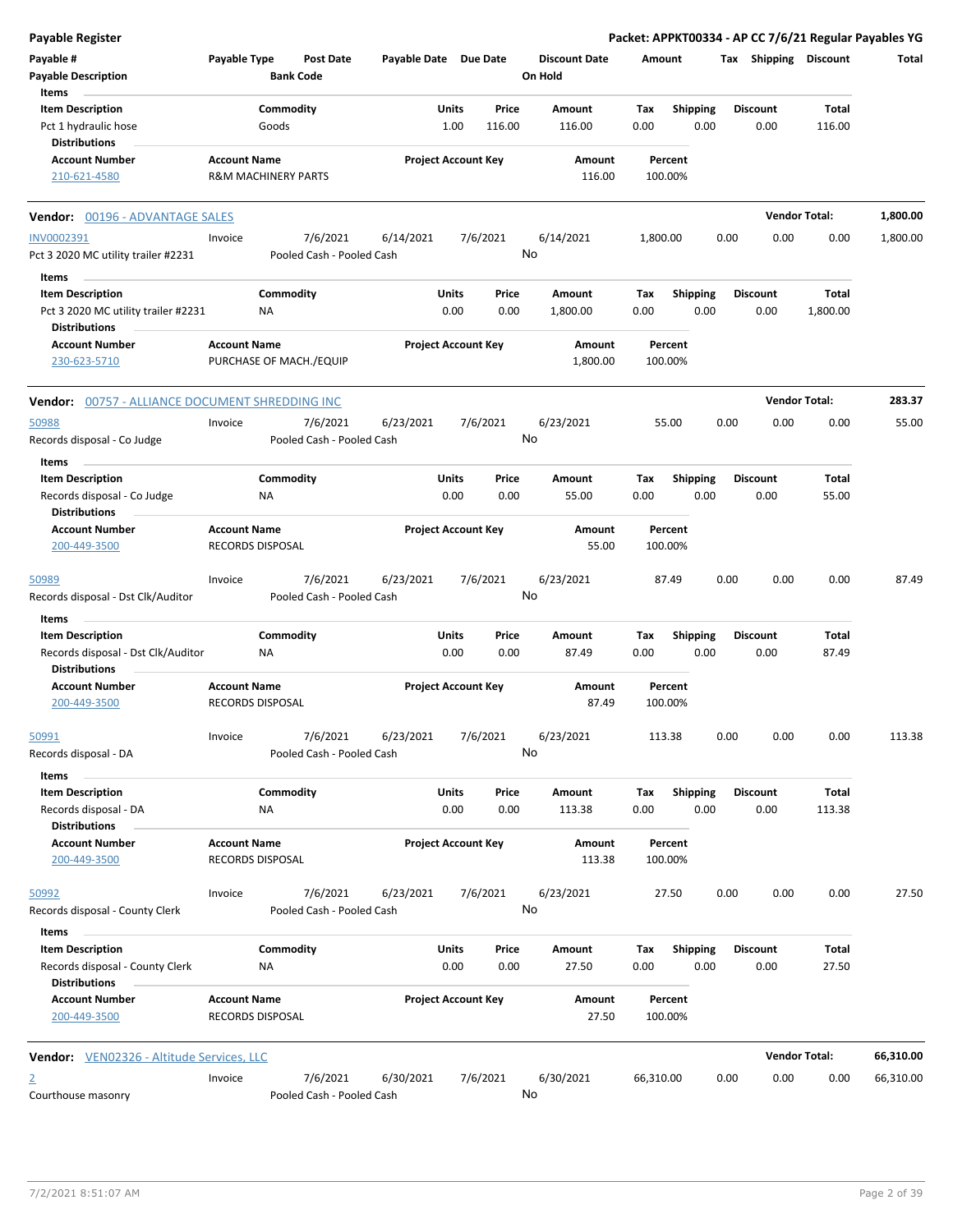**Payable Register** — **Packet: APPKT00334 - AP CC 7/6/21 Regular Payables YG**

| Payable # / Payable Description | Payable Type | Post Date / Bank Code | Payable Date | Due Date | Discount Date / On Hold | Amount | Tax | Shipping | Discount | Total |
|---|---|---|---|---|---|---|---|---|---|---|

**Items**

| Item Description | Commodity | Units | Price | Amount | Tax | Shipping | Discount | Total |
|---|---|---|---|---|---|---|---|---|
| Pct 1 hydraulic hose | Goods | 1.00 | 116.00 | 116.00 | 0.00 | 0.00 | 0.00 | 116.00 |

**Distributions**

| Account Number | Account Name | Project Account Key | Amount | Percent |
|---|---|---|---|---|
| 210-621-4580 | R&M MACHINERY PARTS | | 116.00 | 100.00% |

---

**Vendor: 00196 - ADVANTAGE SALES** — Vendor Total: **1,800.00**

| Payable # | Payable Type | Post Date | Payable Date | Due Date | Discount Date | Amount | Tax | Shipping | Discount | Total |
|---|---|---|---|---|---|---|---|---|---|---|
| INV0002391 | Invoice | 7/6/2021 | 6/14/2021 | 7/6/2021 | 6/14/2021 | 1,800.00 | 0.00 | 0.00 | 0.00 | 1,800.00 |

Pct 3 2020 MC utility trailer #2231 — Pooled Cash - Pooled Cash — On Hold: No

**Items**

| Item Description | Commodity | Units | Price | Amount | Tax | Shipping | Discount | Total |
|---|---|---|---|---|---|---|---|---|
| Pct 3 2020 MC utility trailer #2231 | NA | 0.00 | 0.00 | 1,800.00 | 0.00 | 0.00 | 0.00 | 1,800.00 |

**Distributions**

| Account Number | Account Name | Project Account Key | Amount | Percent |
|---|---|---|---|---|
| 230-623-5710 | PURCHASE OF MACH./EQUIP | | 1,800.00 | 100.00% |

---

**Vendor: 00757 - ALLIANCE DOCUMENT SHREDDING INC** — Vendor Total: **283.37**

| Payable # | Payable Type | Post Date | Payable Date | Due Date | Discount Date | Amount | Tax | Shipping | Discount | Total |
|---|---|---|---|---|---|---|---|---|---|---|
| 50988 | Invoice | 7/6/2021 | 6/23/2021 | 7/6/2021 | 6/23/2021 | 55.00 | 0.00 | 0.00 | 0.00 | 55.00 |

Records disposal - Co Judge — Pooled Cash - Pooled Cash — On Hold: No

**Items**

| Item Description | Commodity | Units | Price | Amount | Tax | Shipping | Discount | Total |
|---|---|---|---|---|---|---|---|---|
| Records disposal - Co Judge | NA | 0.00 | 0.00 | 55.00 | 0.00 | 0.00 | 0.00 | 55.00 |

**Distributions**

| Account Number | Account Name | Project Account Key | Amount | Percent |
|---|---|---|---|---|
| 200-449-3500 | RECORDS DISPOSAL | | 55.00 | 100.00% |

| Payable # | Payable Type | Post Date | Payable Date | Due Date | Discount Date | Amount | Tax | Shipping | Discount | Total |
|---|---|---|---|---|---|---|---|---|---|---|
| 50989 | Invoice | 7/6/2021 | 6/23/2021 | 7/6/2021 | 6/23/2021 | 87.49 | 0.00 | 0.00 | 0.00 | 87.49 |

Records disposal - Dst Clk/Auditor — Pooled Cash - Pooled Cash — On Hold: No

**Items**

| Item Description | Commodity | Units | Price | Amount | Tax | Shipping | Discount | Total |
|---|---|---|---|---|---|---|---|---|
| Records disposal - Dst Clk/Auditor | NA | 0.00 | 0.00 | 87.49 | 0.00 | 0.00 | 0.00 | 87.49 |

**Distributions**

| Account Number | Account Name | Project Account Key | Amount | Percent |
|---|---|---|---|---|
| 200-449-3500 | RECORDS DISPOSAL | | 87.49 | 100.00% |

| Payable # | Payable Type | Post Date | Payable Date | Due Date | Discount Date | Amount | Tax | Shipping | Discount | Total |
|---|---|---|---|---|---|---|---|---|---|---|
| 50991 | Invoice | 7/6/2021 | 6/23/2021 | 7/6/2021 | 6/23/2021 | 113.38 | 0.00 | 0.00 | 0.00 | 113.38 |

Records disposal - DA — Pooled Cash - Pooled Cash — On Hold: No

**Items**

| Item Description | Commodity | Units | Price | Amount | Tax | Shipping | Discount | Total |
|---|---|---|---|---|---|---|---|---|
| Records disposal - DA | NA | 0.00 | 0.00 | 113.38 | 0.00 | 0.00 | 0.00 | 113.38 |

**Distributions**

| Account Number | Account Name | Project Account Key | Amount | Percent |
|---|---|---|---|---|
| 200-449-3500 | RECORDS DISPOSAL | | 113.38 | 100.00% |

| Payable # | Payable Type | Post Date | Payable Date | Due Date | Discount Date | Amount | Tax | Shipping | Discount | Total |
|---|---|---|---|---|---|---|---|---|---|---|
| 50992 | Invoice | 7/6/2021 | 6/23/2021 | 7/6/2021 | 6/23/2021 | 27.50 | 0.00 | 0.00 | 0.00 | 27.50 |

Records disposal - County Clerk — Pooled Cash - Pooled Cash — On Hold: No

**Items**

| Item Description | Commodity | Units | Price | Amount | Tax | Shipping | Discount | Total |
|---|---|---|---|---|---|---|---|---|
| Records disposal - County Clerk | NA | 0.00 | 0.00 | 27.50 | 0.00 | 0.00 | 0.00 | 27.50 |

**Distributions**

| Account Number | Account Name | Project Account Key | Amount | Percent |
|---|---|---|---|---|
| 200-449-3500 | RECORDS DISPOSAL | | 27.50 | 100.00% |

---

**Vendor: VEN02326 - Altitude Services, LLC** — Vendor Total: **66,310.00**

| Payable # | Payable Type | Post Date | Payable Date | Due Date | Discount Date | Amount | Tax | Shipping | Discount | Total |
|---|---|---|---|---|---|---|---|---|---|---|
| 2 | Invoice | 7/6/2021 | 6/30/2021 | 7/6/2021 | 6/30/2021 | 66,310.00 | 0.00 | 0.00 | 0.00 | 66,310.00 |

Courthouse masonry — Pooled Cash - Pooled Cash — On Hold: No

7/2/2021 8:51:07 AM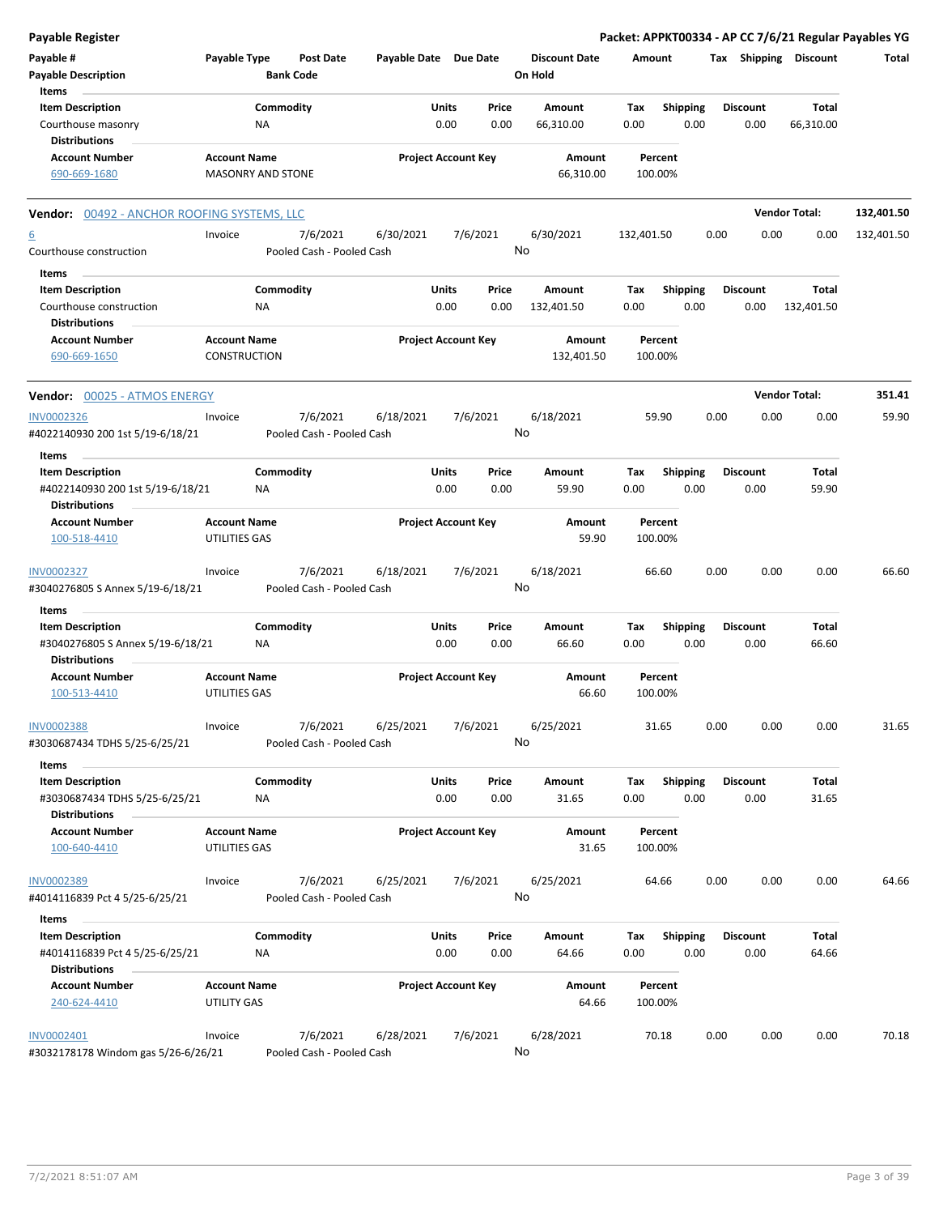**Payable Register** — Packet: APPKT00334 - AP CC 7/6/21 Regular Payables YG

| Payable # | Payable Type | Post Date | Payable Date | Due Date | Discount Date | Amount | Tax | Shipping | Discount | Total |
|---|---|---|---|---|---|---|---|---|---|---|
| Payable Description | | Bank Code | | | On Hold | | | | | |

**Items**

| Item Description | Commodity | Units | Price | Amount | Tax | Shipping | Discount | Total |
|---|---|---|---|---|---|---|---|---|
| Courthouse masonry | NA | 0.00 | 0.00 | 66,310.00 | 0.00 | 0.00 | 0.00 | 66,310.00 |

**Distributions**

| Account Number | Account Name | Project Account Key | Amount | Percent |
|---|---|---|---|---|
| 690-669-1680 | MASONRY AND STONE | | 66,310.00 | 100.00% |

---

**Vendor: 00492 - ANCHOR ROOFING SYSTEMS, LLC** — Vendor Total: **132,401.50**

| Payable # | Payable Type | Post Date | Payable Date | Due Date | Discount Date | Amount | Tax | Shipping | Discount | Total |
|---|---|---|---|---|---|---|---|---|---|---|
| 6 | Invoice | 7/6/2021 | 6/30/2021 | 7/6/2021 | 6/30/2021 | 132,401.50 | 0.00 | 0.00 | 0.00 | 132,401.50 |
| Courthouse construction | | Pooled Cash - Pooled Cash | | | No | | | | | |

**Items**

| Item Description | Commodity | Units | Price | Amount | Tax | Shipping | Discount | Total |
|---|---|---|---|---|---|---|---|---|
| Courthouse construction | NA | 0.00 | 0.00 | 132,401.50 | 0.00 | 0.00 | 0.00 | 132,401.50 |

**Distributions**

| Account Number | Account Name | Project Account Key | Amount | Percent |
|---|---|---|---|---|
| 690-669-1650 | CONSTRUCTION | | 132,401.50 | 100.00% |

---

**Vendor: 00025 - ATMOS ENERGY** — Vendor Total: **351.41**

| Payable # | Payable Type | Post Date | Payable Date | Due Date | Discount Date | Amount | Tax | Shipping | Discount | Total |
|---|---|---|---|---|---|---|---|---|---|---|
| INV0002326 | Invoice | 7/6/2021 | 6/18/2021 | 7/6/2021 | 6/18/2021 | 59.90 | 0.00 | 0.00 | 0.00 | 59.90 |
| #4022140930 200 1st 5/19-6/18/21 | | Pooled Cash - Pooled Cash | | | No | | | | | |

**Items**

| Item Description | Commodity | Units | Price | Amount | Tax | Shipping | Discount | Total |
|---|---|---|---|---|---|---|---|---|
| #4022140930 200 1st 5/19-6/18/21 | NA | 0.00 | 0.00 | 59.90 | 0.00 | 0.00 | 0.00 | 59.90 |

**Distributions**

| Account Number | Account Name | Project Account Key | Amount | Percent |
|---|---|---|---|---|
| 100-518-4410 | UTILITIES GAS | | 59.90 | 100.00% |

| Payable # | Payable Type | Post Date | Payable Date | Due Date | Discount Date | Amount | Tax | Shipping | Discount | Total |
|---|---|---|---|---|---|---|---|---|---|---|
| INV0002327 | Invoice | 7/6/2021 | 6/18/2021 | 7/6/2021 | 6/18/2021 | 66.60 | 0.00 | 0.00 | 0.00 | 66.60 |
| #3040276805 S Annex 5/19-6/18/21 | | Pooled Cash - Pooled Cash | | | No | | | | | |

**Items**

| Item Description | Commodity | Units | Price | Amount | Tax | Shipping | Discount | Total |
|---|---|---|---|---|---|---|---|---|
| #3040276805 S Annex 5/19-6/18/21 | NA | 0.00 | 0.00 | 66.60 | 0.00 | 0.00 | 0.00 | 66.60 |

**Distributions**

| Account Number | Account Name | Project Account Key | Amount | Percent |
|---|---|---|---|---|
| 100-513-4410 | UTILITIES GAS | | 66.60 | 100.00% |

| Payable # | Payable Type | Post Date | Payable Date | Due Date | Discount Date | Amount | Tax | Shipping | Discount | Total |
|---|---|---|---|---|---|---|---|---|---|---|
| INV0002388 | Invoice | 7/6/2021 | 6/25/2021 | 7/6/2021 | 6/25/2021 | 31.65 | 0.00 | 0.00 | 0.00 | 31.65 |
| #3030687434 TDHS 5/25-6/25/21 | | Pooled Cash - Pooled Cash | | | No | | | | | |

**Items**

| Item Description | Commodity | Units | Price | Amount | Tax | Shipping | Discount | Total |
|---|---|---|---|---|---|---|---|---|
| #3030687434 TDHS 5/25-6/25/21 | NA | 0.00 | 0.00 | 31.65 | 0.00 | 0.00 | 0.00 | 31.65 |

**Distributions**

| Account Number | Account Name | Project Account Key | Amount | Percent |
|---|---|---|---|---|
| 100-640-4410 | UTILITIES GAS | | 31.65 | 100.00% |

| Payable # | Payable Type | Post Date | Payable Date | Due Date | Discount Date | Amount | Tax | Shipping | Discount | Total |
|---|---|---|---|---|---|---|---|---|---|---|
| INV0002389 | Invoice | 7/6/2021 | 6/25/2021 | 7/6/2021 | 6/25/2021 | 64.66 | 0.00 | 0.00 | 0.00 | 64.66 |
| #4014116839 Pct 4 5/25-6/25/21 | | Pooled Cash - Pooled Cash | | | No | | | | | |

**Items**

| Item Description | Commodity | Units | Price | Amount | Tax | Shipping | Discount | Total |
|---|---|---|---|---|---|---|---|---|
| #4014116839 Pct 4 5/25-6/25/21 | NA | 0.00 | 0.00 | 64.66 | 0.00 | 0.00 | 0.00 | 64.66 |

**Distributions**

| Account Number | Account Name | Project Account Key | Amount | Percent |
|---|---|---|---|---|
| 240-624-4410 | UTILITY GAS | | 64.66 | 100.00% |

| Payable # | Payable Type | Post Date | Payable Date | Due Date | Discount Date | Amount | Tax | Shipping | Discount | Total |
|---|---|---|---|---|---|---|---|---|---|---|
| INV0002401 | Invoice | 7/6/2021 | 6/28/2021 | 7/6/2021 | 6/28/2021 | 70.18 | 0.00 | 0.00 | 0.00 | 70.18 |
| #3032178178 Windom gas 5/26-6/26/21 | | Pooled Cash - Pooled Cash | | | No | | | | | |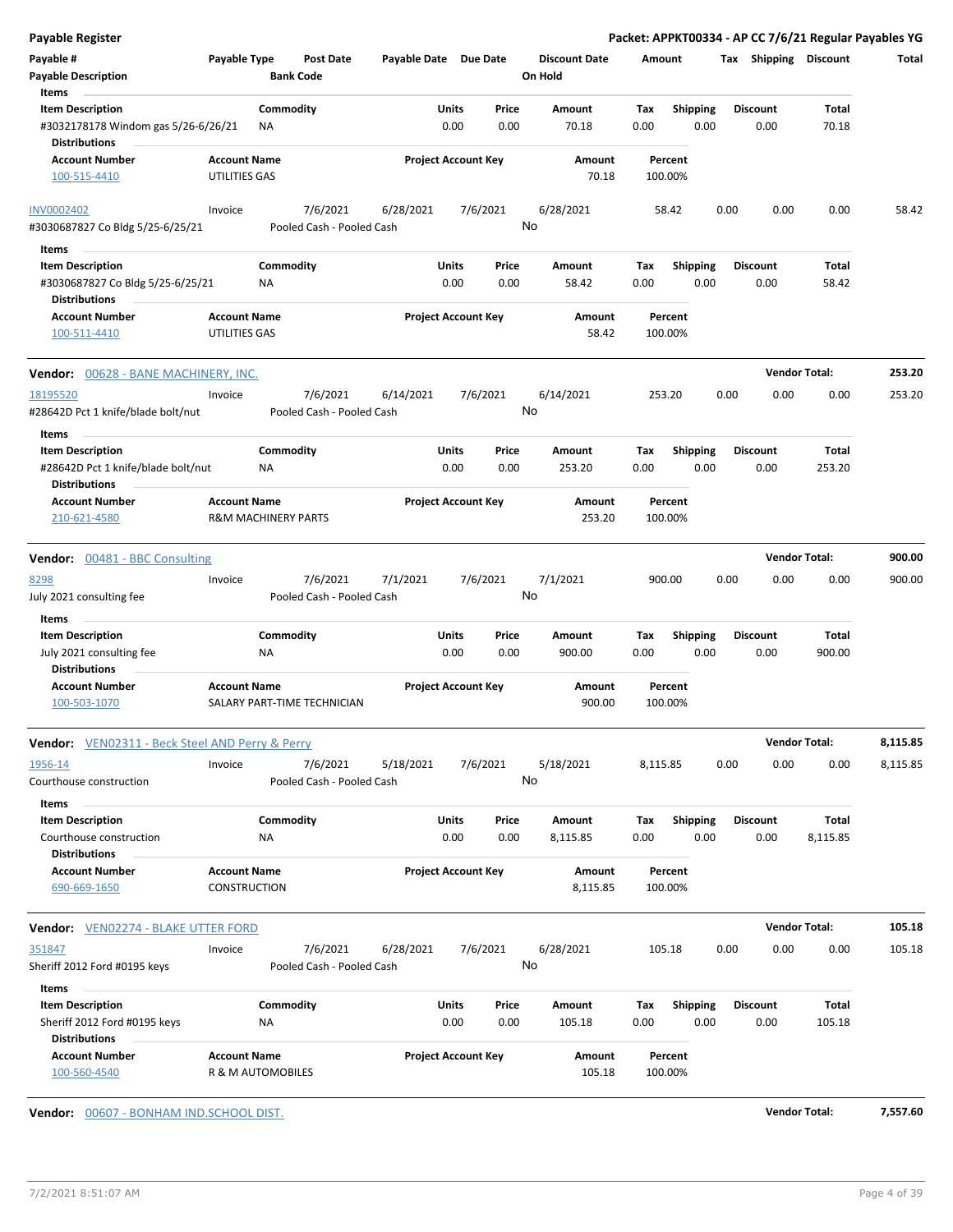**Payable Register** — Packet: APPKT00334 - AP CC 7/6/21 Regular Payables YG

| Payable # / Payable Description | Payable Type | Post Date / Bank Code | Payable Date | Due Date | Discount Date / On Hold | Amount | Tax | Shipping | Discount | Total |
|---|---|---|---|---|---|---|---|---|---|---|

**Items**

| Item Description | Commodity | Units | Price | Amount | Tax | Shipping | Discount | Total |
|---|---|---|---|---|---|---|---|---|
| #3032178178 Windom gas 5/26-6/26/21 | NA | 0.00 | 0.00 | 70.18 | 0.00 | 0.00 | 0.00 | 70.18 |

**Distributions**

| Account Number | Account Name | Project Account Key | Amount | Percent |
|---|---|---|---|---|
| 100-515-4410 | UTILITIES GAS | | 70.18 | 100.00% |

| Payable # | Payable Type | Post Date | Payable Date | Due Date | Discount Date | Amount | Tax | Shipping | Discount | Total |
|---|---|---|---|---|---|---|---|---|---|---|
| INV0002402 | Invoice | 7/6/2021 | 6/28/2021 | 7/6/2021 | 6/28/2021 | 58.42 | 0.00 | 0.00 | 0.00 | 58.42 |
| #3030687827 Co Bldg 5/25-6/25/21 | | Pooled Cash - Pooled Cash | | | No | | | | | |

**Items**

| Item Description | Commodity | Units | Price | Amount | Tax | Shipping | Discount | Total |
|---|---|---|---|---|---|---|---|---|
| #3030687827 Co Bldg 5/25-6/25/21 | NA | 0.00 | 0.00 | 58.42 | 0.00 | 0.00 | 0.00 | 58.42 |

**Distributions**

| Account Number | Account Name | Project Account Key | Amount | Percent |
|---|---|---|---|---|
| 100-511-4410 | UTILITIES GAS | | 58.42 | 100.00% |

**Vendor:** 00628 - BANE MACHINERY, INC. — **Vendor Total: 253.20**

| Payable # | Payable Type | Post Date | Payable Date | Due Date | Discount Date | Amount | Tax | Shipping | Discount | Total |
|---|---|---|---|---|---|---|---|---|---|---|
| 18195520 | Invoice | 7/6/2021 | 6/14/2021 | 7/6/2021 | 6/14/2021 | 253.20 | 0.00 | 0.00 | 0.00 | 253.20 |
| #28642D Pct 1 knife/blade bolt/nut | | Pooled Cash - Pooled Cash | | | No | | | | | |

**Items**

| Item Description | Commodity | Units | Price | Amount | Tax | Shipping | Discount | Total |
|---|---|---|---|---|---|---|---|---|
| #28642D Pct 1 knife/blade bolt/nut | NA | 0.00 | 0.00 | 253.20 | 0.00 | 0.00 | 0.00 | 253.20 |

**Distributions**

| Account Number | Account Name | Project Account Key | Amount | Percent |
|---|---|---|---|---|
| 210-621-4580 | R&M MACHINERY PARTS | | 253.20 | 100.00% |

**Vendor:** 00481 - BBC Consulting — **Vendor Total: 900.00**

| Payable # | Payable Type | Post Date | Payable Date | Due Date | Discount Date | Amount | Tax | Shipping | Discount | Total |
|---|---|---|---|---|---|---|---|---|---|---|
| 8298 | Invoice | 7/6/2021 | 7/1/2021 | 7/6/2021 | 7/1/2021 | 900.00 | 0.00 | 0.00 | 0.00 | 900.00 |
| July 2021 consulting fee | | Pooled Cash - Pooled Cash | | | No | | | | | |

**Items**

| Item Description | Commodity | Units | Price | Amount | Tax | Shipping | Discount | Total |
|---|---|---|---|---|---|---|---|---|
| July 2021 consulting fee | NA | 0.00 | 0.00 | 900.00 | 0.00 | 0.00 | 0.00 | 900.00 |

**Distributions**

| Account Number | Account Name | Project Account Key | Amount | Percent |
|---|---|---|---|---|
| 100-503-1070 | SALARY PART-TIME TECHNICIAN | | 900.00 | 100.00% |

**Vendor:** VEN02311 - Beck Steel AND Perry & Perry — **Vendor Total: 8,115.85**

| Payable # | Payable Type | Post Date | Payable Date | Due Date | Discount Date | Amount | Tax | Shipping | Discount | Total |
|---|---|---|---|---|---|---|---|---|---|---|
| 1956-14 | Invoice | 7/6/2021 | 5/18/2021 | 7/6/2021 | 5/18/2021 | 8,115.85 | 0.00 | 0.00 | 0.00 | 8,115.85 |
| Courthouse construction | | Pooled Cash - Pooled Cash | | | No | | | | | |

**Items**

| Item Description | Commodity | Units | Price | Amount | Tax | Shipping | Discount | Total |
|---|---|---|---|---|---|---|---|---|
| Courthouse construction | NA | 0.00 | 0.00 | 8,115.85 | 0.00 | 0.00 | 0.00 | 8,115.85 |

**Distributions**

| Account Number | Account Name | Project Account Key | Amount | Percent |
|---|---|---|---|---|
| 690-669-1650 | CONSTRUCTION | | 8,115.85 | 100.00% |

**Vendor:** VEN02274 - BLAKE UTTER FORD — **Vendor Total: 105.18**

| Payable # | Payable Type | Post Date | Payable Date | Due Date | Discount Date | Amount | Tax | Shipping | Discount | Total |
|---|---|---|---|---|---|---|---|---|---|---|
| 351847 | Invoice | 7/6/2021 | 6/28/2021 | 7/6/2021 | 6/28/2021 | 105.18 | 0.00 | 0.00 | 0.00 | 105.18 |
| Sheriff 2012 Ford #0195 keys | | Pooled Cash - Pooled Cash | | | No | | | | | |

**Items**

| Item Description | Commodity | Units | Price | Amount | Tax | Shipping | Discount | Total |
|---|---|---|---|---|---|---|---|---|
| Sheriff 2012 Ford #0195 keys | NA | 0.00 | 0.00 | 105.18 | 0.00 | 0.00 | 0.00 | 105.18 |

**Distributions**

| Account Number | Account Name | Project Account Key | Amount | Percent |
|---|---|---|---|---|
| 100-560-4540 | R & M AUTOMOBILES | | 105.18 | 100.00% |

**Vendor:** 00607 - BONHAM IND.SCHOOL DIST. — **Vendor Total: 7,557.60**

7/2/2021 8:51:07 AM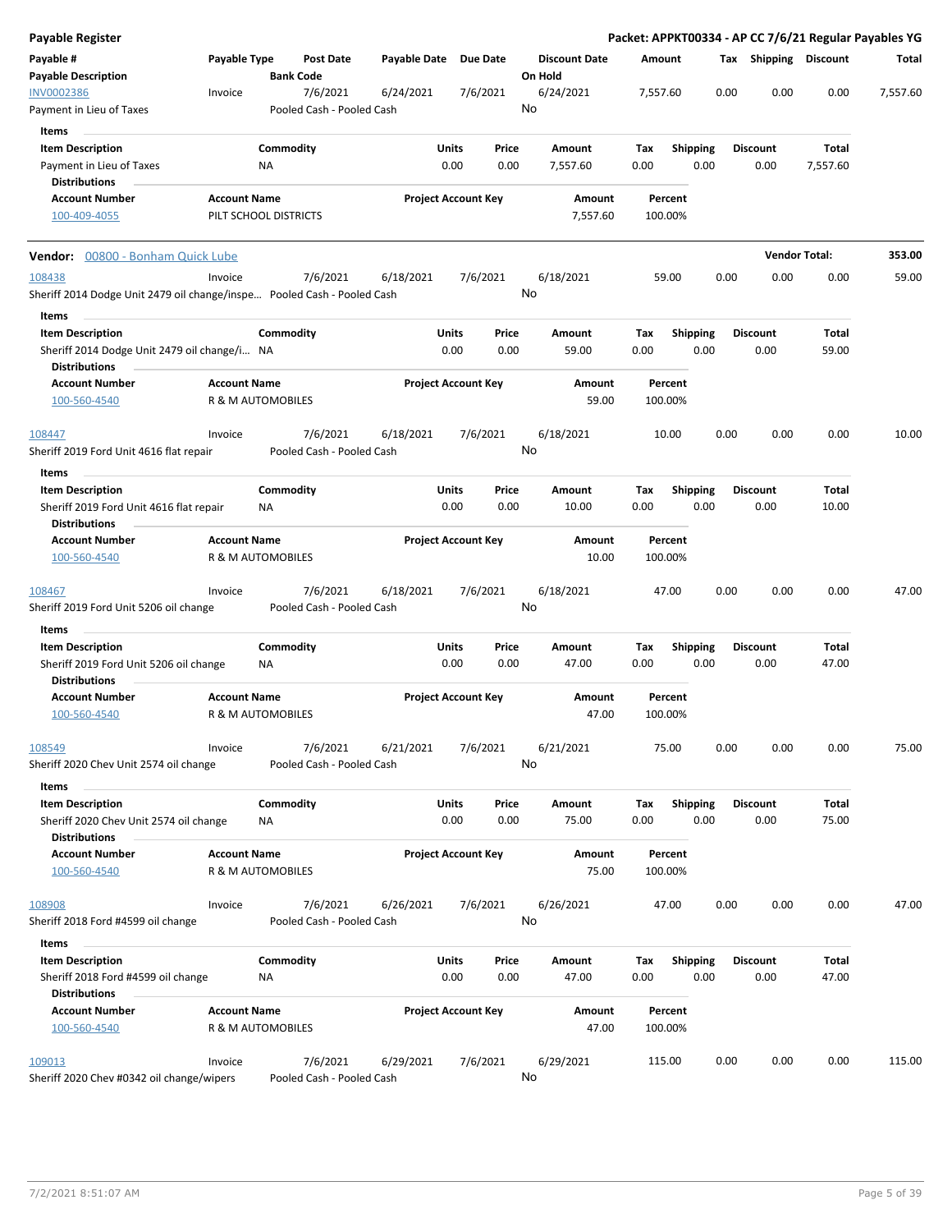**Payable Register** — **Packet: APPKT00334 - AP CC 7/6/21 Regular Payables YG**

| Payable # / Payable Description | Payable Type | Post Date / Bank Code | Payable Date | Due Date | Discount Date / On Hold | Amount | Tax | Shipping | Discount | Total |
|---|---|---|---|---|---|---|---|---|---|---|
| INV0002386 | Invoice | 7/6/2021 | 6/24/2021 | 7/6/2021 | 6/24/2021 | 7,557.60 | 0.00 | 0.00 | 0.00 | 7,557.60 |
| Payment in Lieu of Taxes | | Pooled Cash - Pooled Cash | | | No | | | | | |

Items

| Item Description | Commodity | Units | Price | Amount | Tax | Shipping | Discount | Total |
|---|---|---|---|---|---|---|---|---|
| Payment in Lieu of Taxes | NA | 0.00 | 0.00 | 7,557.60 | 0.00 | 0.00 | 0.00 | 7,557.60 |

Distributions

| Account Number | Account Name | Project Account Key | Amount | Percent |
|---|---|---|---|---|
| 100-409-4055 | PILT SCHOOL DISTRICTS | | 7,557.60 | 100.00% |

---

**Vendor: 00800 - Bonham Quick Lube** — **Vendor Total: 353.00**

| Payable # / Payable Description | Payable Type | Post Date / Bank Code | Payable Date | Due Date | Discount Date / On Hold | Amount | Tax | Shipping | Discount | Total |
|---|---|---|---|---|---|---|---|---|---|---|
| 108438 | Invoice | 7/6/2021 | 6/18/2021 | 7/6/2021 | 6/18/2021 | 59.00 | 0.00 | 0.00 | 0.00 | 59.00 |
| Sheriff 2014 Dodge Unit 2479 oil change/inspe... | | Pooled Cash - Pooled Cash | | | No | | | | | |

Items

| Item Description | Commodity | Units | Price | Amount | Tax | Shipping | Discount | Total |
|---|---|---|---|---|---|---|---|---|
| Sheriff 2014 Dodge Unit 2479 oil change/i... | NA | 0.00 | 0.00 | 59.00 | 0.00 | 0.00 | 0.00 | 59.00 |

Distributions

| Account Number | Account Name | Project Account Key | Amount | Percent |
|---|---|---|---|---|
| 100-560-4540 | R & M AUTOMOBILES | | 59.00 | 100.00% |

| Payable # / Payable Description | Payable Type | Post Date / Bank Code | Payable Date | Due Date | Discount Date / On Hold | Amount | Tax | Shipping | Discount | Total |
|---|---|---|---|---|---|---|---|---|---|---|
| 108447 | Invoice | 7/6/2021 | 6/18/2021 | 7/6/2021 | 6/18/2021 | 10.00 | 0.00 | 0.00 | 0.00 | 10.00 |
| Sheriff 2019 Ford Unit 4616 flat repair | | Pooled Cash - Pooled Cash | | | No | | | | | |

Items

| Item Description | Commodity | Units | Price | Amount | Tax | Shipping | Discount | Total |
|---|---|---|---|---|---|---|---|---|
| Sheriff 2019 Ford Unit 4616 flat repair | NA | 0.00 | 0.00 | 10.00 | 0.00 | 0.00 | 0.00 | 10.00 |

Distributions

| Account Number | Account Name | Project Account Key | Amount | Percent |
|---|---|---|---|---|
| 100-560-4540 | R & M AUTOMOBILES | | 10.00 | 100.00% |

| Payable # / Payable Description | Payable Type | Post Date / Bank Code | Payable Date | Due Date | Discount Date / On Hold | Amount | Tax | Shipping | Discount | Total |
|---|---|---|---|---|---|---|---|---|---|---|
| 108467 | Invoice | 7/6/2021 | 6/18/2021 | 7/6/2021 | 6/18/2021 | 47.00 | 0.00 | 0.00 | 0.00 | 47.00 |
| Sheriff 2019 Ford Unit 5206 oil change | | Pooled Cash - Pooled Cash | | | No | | | | | |

Items

| Item Description | Commodity | Units | Price | Amount | Tax | Shipping | Discount | Total |
|---|---|---|---|---|---|---|---|---|
| Sheriff 2019 Ford Unit 5206 oil change | NA | 0.00 | 0.00 | 47.00 | 0.00 | 0.00 | 0.00 | 47.00 |

Distributions

| Account Number | Account Name | Project Account Key | Amount | Percent |
|---|---|---|---|---|
| 100-560-4540 | R & M AUTOMOBILES | | 47.00 | 100.00% |

| Payable # / Payable Description | Payable Type | Post Date / Bank Code | Payable Date | Due Date | Discount Date / On Hold | Amount | Tax | Shipping | Discount | Total |
|---|---|---|---|---|---|---|---|---|---|---|
| 108549 | Invoice | 7/6/2021 | 6/21/2021 | 7/6/2021 | 6/21/2021 | 75.00 | 0.00 | 0.00 | 0.00 | 75.00 |
| Sheriff 2020 Chev Unit 2574 oil change | | Pooled Cash - Pooled Cash | | | No | | | | | |

Items

| Item Description | Commodity | Units | Price | Amount | Tax | Shipping | Discount | Total |
|---|---|---|---|---|---|---|---|---|
| Sheriff 2020 Chev Unit 2574 oil change | NA | 0.00 | 0.00 | 75.00 | 0.00 | 0.00 | 0.00 | 75.00 |

Distributions

| Account Number | Account Name | Project Account Key | Amount | Percent |
|---|---|---|---|---|
| 100-560-4540 | R & M AUTOMOBILES | | 75.00 | 100.00% |

| Payable # / Payable Description | Payable Type | Post Date / Bank Code | Payable Date | Due Date | Discount Date / On Hold | Amount | Tax | Shipping | Discount | Total |
|---|---|---|---|---|---|---|---|---|---|---|
| 108908 | Invoice | 7/6/2021 | 6/26/2021 | 7/6/2021 | 6/26/2021 | 47.00 | 0.00 | 0.00 | 0.00 | 47.00 |
| Sheriff 2018 Ford #4599 oil change | | Pooled Cash - Pooled Cash | | | No | | | | | |

Items

| Item Description | Commodity | Units | Price | Amount | Tax | Shipping | Discount | Total |
|---|---|---|---|---|---|---|---|---|
| Sheriff 2018 Ford #4599 oil change | NA | 0.00 | 0.00 | 47.00 | 0.00 | 0.00 | 0.00 | 47.00 |

Distributions

| Account Number | Account Name | Project Account Key | Amount | Percent |
|---|---|---|---|---|
| 100-560-4540 | R & M AUTOMOBILES | | 47.00 | 100.00% |

| Payable # / Payable Description | Payable Type | Post Date / Bank Code | Payable Date | Due Date | Discount Date / On Hold | Amount | Tax | Shipping | Discount | Total |
|---|---|---|---|---|---|---|---|---|---|---|
| 109013 | Invoice | 7/6/2021 | 6/29/2021 | 7/6/2021 | 6/29/2021 | 115.00 | 0.00 | 0.00 | 0.00 | 115.00 |
| Sheriff 2020 Chev #0342 oil change/wipers | | Pooled Cash - Pooled Cash | | | No | | | | | |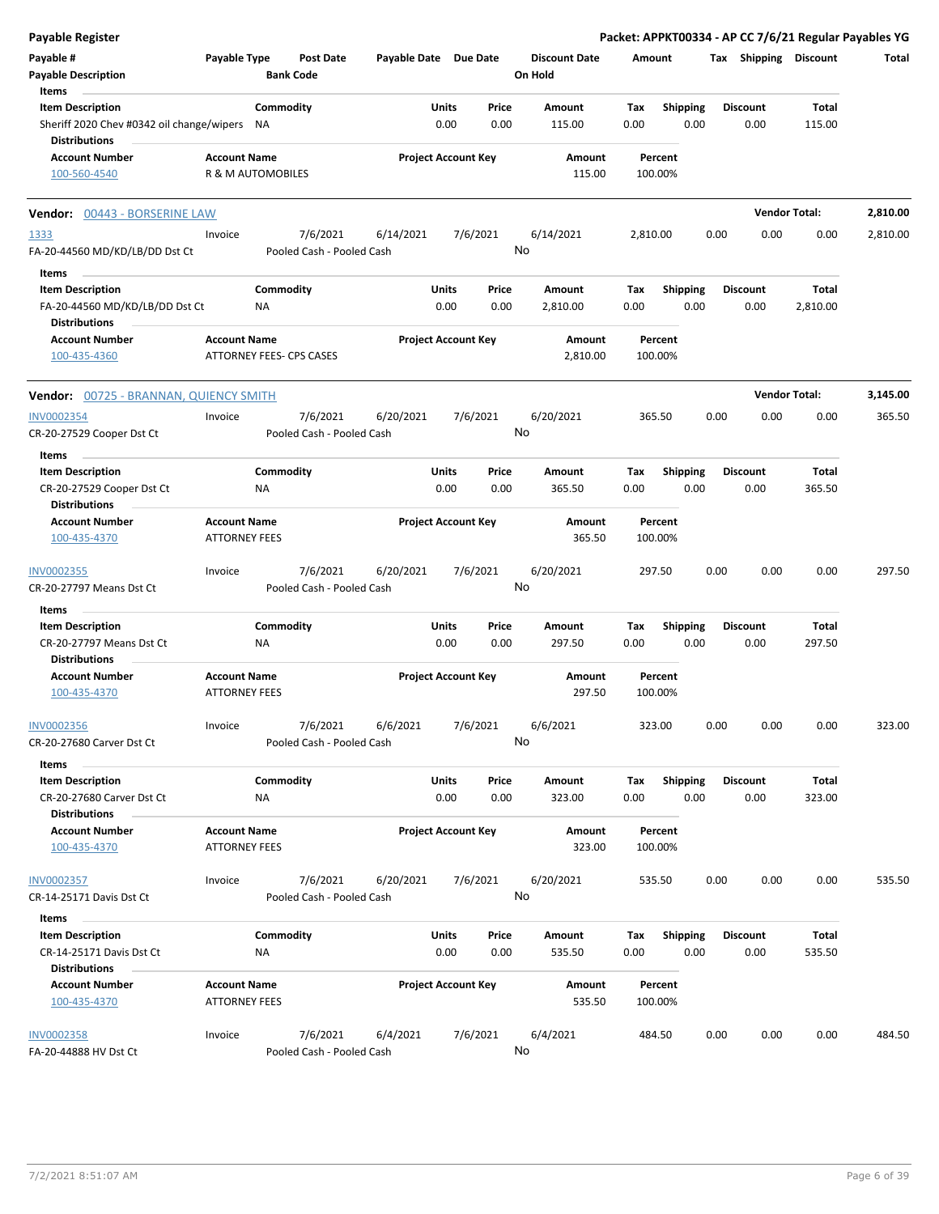**Payable Register** — Packet: APPKT00334 - AP CC 7/6/21 Regular Payables YG

| Payable # | Payable Type | Post Date | Payable Date | Due Date | Discount Date | Amount | Tax | Shipping | Discount | Total |
|---|---|---|---|---|---|---|---|---|---|---|
| Payable Description | | Bank Code | | | On Hold | | | | | |

| Item Description | Commodity | Units | Price | Amount | Tax | Shipping | Discount | Total |
|---|---|---|---|---|---|---|---|---|
| Sheriff 2020 Chev #0342 oil change/wipers | NA | 0.00 | 0.00 | 115.00 | 0.00 | 0.00 | 0.00 | 115.00 |

| Account Number | Account Name | Project Account Key | Amount | Percent |
|---|---|---|---|---|
| 100-560-4540 | R & M AUTOMOBILES | | 115.00 | 100.00% |

## Vendor: 00443 - BORSERINE LAW — Vendor Total: 2,810.00

| Payable # | Payable Type | Post Date | Payable Date | Due Date | Discount Date | Amount | Tax | Shipping | Discount | Total |
|---|---|---|---|---|---|---|---|---|---|---|
| 1333 | Invoice | 7/6/2021 | 6/14/2021 | 7/6/2021 | 6/14/2021 | 2,810.00 | 0.00 | 0.00 | 0.00 | 2,810.00 |
| FA-20-44560 MD/KD/LB/DD Dst Ct | | Pooled Cash - Pooled Cash | | | No | | | | | |

| Item Description | Commodity | Units | Price | Amount | Tax | Shipping | Discount | Total |
|---|---|---|---|---|---|---|---|---|
| FA-20-44560 MD/KD/LB/DD Dst Ct | NA | 0.00 | 0.00 | 2,810.00 | 0.00 | 0.00 | 0.00 | 2,810.00 |

| Account Number | Account Name | Project Account Key | Amount | Percent |
|---|---|---|---|---|
| 100-435-4360 | ATTORNEY FEES- CPS CASES | | 2,810.00 | 100.00% |

## Vendor: 00725 - BRANNAN, QUIENCY SMITH — Vendor Total: 3,145.00

| Payable # | Payable Type | Post Date | Payable Date | Due Date | Discount Date | Amount | Tax | Shipping | Discount | Total |
|---|---|---|---|---|---|---|---|---|---|---|
| INV0002354 | Invoice | 7/6/2021 | 6/20/2021 | 7/6/2021 | 6/20/2021 | 365.50 | 0.00 | 0.00 | 0.00 | 365.50 |
| CR-20-27529 Cooper Dst Ct | | Pooled Cash - Pooled Cash | | | No | | | | | |

| Item Description | Commodity | Units | Price | Amount | Tax | Shipping | Discount | Total |
|---|---|---|---|---|---|---|---|---|
| CR-20-27529 Cooper Dst Ct | NA | 0.00 | 0.00 | 365.50 | 0.00 | 0.00 | 0.00 | 365.50 |

| Account Number | Account Name | Project Account Key | Amount | Percent |
|---|---|---|---|---|
| 100-435-4370 | ATTORNEY FEES | | 365.50 | 100.00% |

| Payable # | Payable Type | Post Date | Payable Date | Due Date | Discount Date | Amount | Tax | Shipping | Discount | Total |
|---|---|---|---|---|---|---|---|---|---|---|
| INV0002355 | Invoice | 7/6/2021 | 6/20/2021 | 7/6/2021 | 6/20/2021 | 297.50 | 0.00 | 0.00 | 0.00 | 297.50 |
| CR-20-27797 Means Dst Ct | | Pooled Cash - Pooled Cash | | | No | | | | | |

| Item Description | Commodity | Units | Price | Amount | Tax | Shipping | Discount | Total |
|---|---|---|---|---|---|---|---|---|
| CR-20-27797 Means Dst Ct | NA | 0.00 | 0.00 | 297.50 | 0.00 | 0.00 | 0.00 | 297.50 |

| Account Number | Account Name | Project Account Key | Amount | Percent |
|---|---|---|---|---|
| 100-435-4370 | ATTORNEY FEES | | 297.50 | 100.00% |

| Payable # | Payable Type | Post Date | Payable Date | Due Date | Discount Date | Amount | Tax | Shipping | Discount | Total |
|---|---|---|---|---|---|---|---|---|---|---|
| INV0002356 | Invoice | 7/6/2021 | 6/6/2021 | 7/6/2021 | 6/6/2021 | 323.00 | 0.00 | 0.00 | 0.00 | 323.00 |
| CR-20-27680 Carver Dst Ct | | Pooled Cash - Pooled Cash | | | No | | | | | |

| Item Description | Commodity | Units | Price | Amount | Tax | Shipping | Discount | Total |
|---|---|---|---|---|---|---|---|---|
| CR-20-27680 Carver Dst Ct | NA | 0.00 | 0.00 | 323.00 | 0.00 | 0.00 | 0.00 | 323.00 |

| Account Number | Account Name | Project Account Key | Amount | Percent |
|---|---|---|---|---|
| 100-435-4370 | ATTORNEY FEES | | 323.00 | 100.00% |

| Payable # | Payable Type | Post Date | Payable Date | Due Date | Discount Date | Amount | Tax | Shipping | Discount | Total |
|---|---|---|---|---|---|---|---|---|---|---|
| INV0002357 | Invoice | 7/6/2021 | 6/20/2021 | 7/6/2021 | 6/20/2021 | 535.50 | 0.00 | 0.00 | 0.00 | 535.50 |
| CR-14-25171 Davis Dst Ct | | Pooled Cash - Pooled Cash | | | No | | | | | |

| Item Description | Commodity | Units | Price | Amount | Tax | Shipping | Discount | Total |
|---|---|---|---|---|---|---|---|---|
| CR-14-25171 Davis Dst Ct | NA | 0.00 | 0.00 | 535.50 | 0.00 | 0.00 | 0.00 | 535.50 |

| Account Number | Account Name | Project Account Key | Amount | Percent |
|---|---|---|---|---|
| 100-435-4370 | ATTORNEY FEES | | 535.50 | 100.00% |

| Payable # | Payable Type | Post Date | Payable Date | Due Date | Discount Date | Amount | Tax | Shipping | Discount | Total |
|---|---|---|---|---|---|---|---|---|---|---|
| INV0002358 | Invoice | 7/6/2021 | 6/4/2021 | 7/6/2021 | 6/4/2021 | 484.50 | 0.00 | 0.00 | 0.00 | 484.50 |
| FA-20-44888 HV Dst Ct | | Pooled Cash - Pooled Cash | | | No | | | | | |

7/2/2021 8:51:07 AM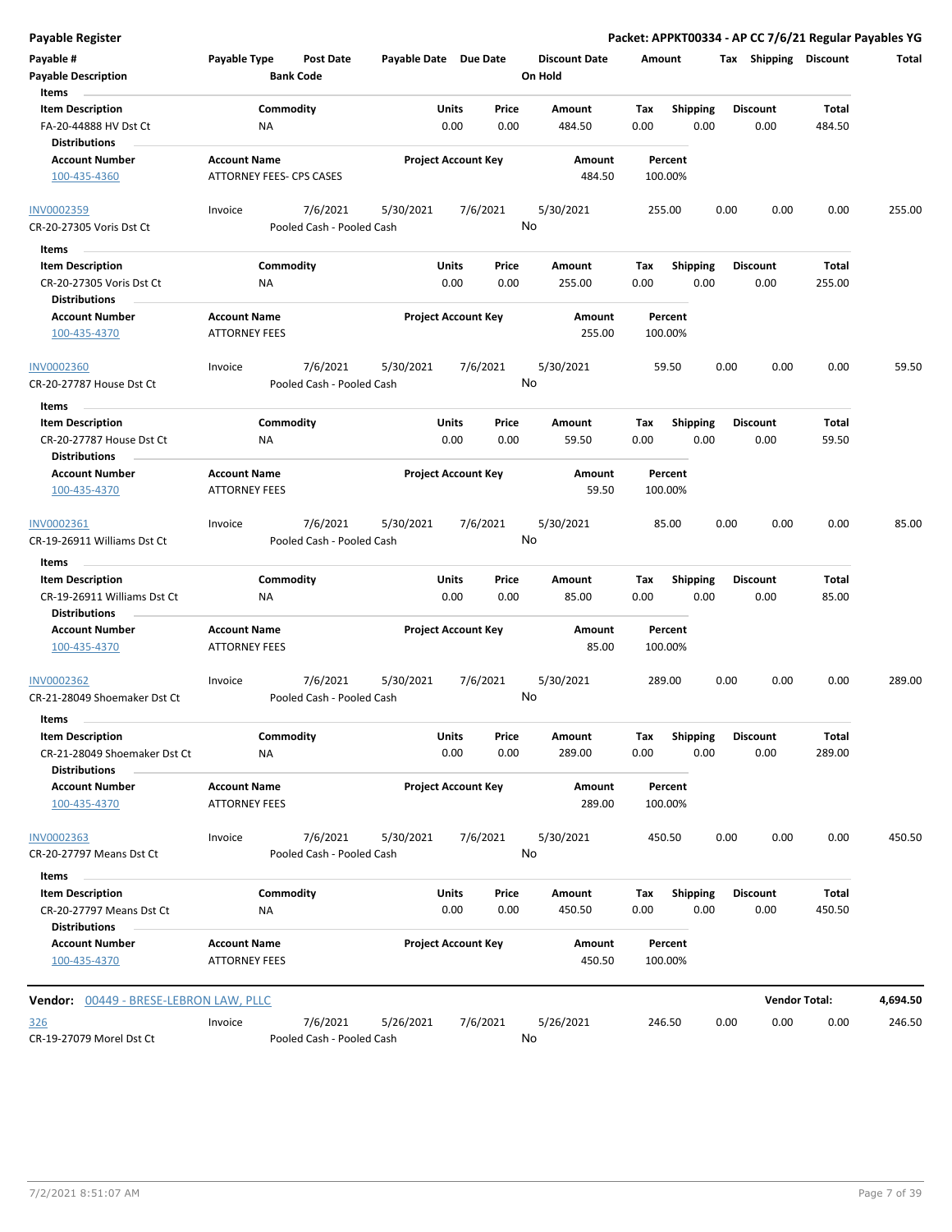**Payable Register** — **Packet: APPKT00334 - AP CC 7/6/21 Regular Payables YG**

| Payable # | Payable Type | Post Date | Payable Date | Due Date | Discount Date | Amount | Tax | Shipping | Discount | Total |
|---|---|---|---|---|---|---|---|---|---|---|
| **Payable Description** | | **Bank Code** | | | **On Hold** | | | | | |

**Items**

| Item Description | Commodity | Units | Price | Amount | Tax | Shipping | Discount | Total |
|---|---|---|---|---|---|---|---|---|
| FA-20-44888 HV Dst Ct | NA | 0.00 | 0.00 | 484.50 | 0.00 | 0.00 | 0.00 | 484.50 |

**Distributions**

| Account Number | Account Name | Project Account Key | Amount | Percent |
|---|---|---|---|---|
| 100-435-4360 | ATTORNEY FEES- CPS CASES | | 484.50 | 100.00% |

| Payable # | Payable Type | Post Date | Payable Date | Due Date | Discount Date | Amount | Tax | Shipping | Discount | Total |
|---|---|---|---|---|---|---|---|---|---|---|
| INV0002359 | Invoice | 7/6/2021 | 5/30/2021 | 7/6/2021 | 5/30/2021 | 255.00 | 0.00 | 0.00 | 0.00 | 255.00 |
| CR-20-27305 Voris Dst Ct | | Pooled Cash - Pooled Cash | | | No | | | | | |

**Items**

| Item Description | Commodity | Units | Price | Amount | Tax | Shipping | Discount | Total |
|---|---|---|---|---|---|---|---|---|
| CR-20-27305 Voris Dst Ct | NA | 0.00 | 0.00 | 255.00 | 0.00 | 0.00 | 0.00 | 255.00 |

**Distributions**

| Account Number | Account Name | Project Account Key | Amount | Percent |
|---|---|---|---|---|
| 100-435-4370 | ATTORNEY FEES | | 255.00 | 100.00% |

| Payable # | Payable Type | Post Date | Payable Date | Due Date | Discount Date | Amount | Tax | Shipping | Discount | Total |
|---|---|---|---|---|---|---|---|---|---|---|
| INV0002360 | Invoice | 7/6/2021 | 5/30/2021 | 7/6/2021 | 5/30/2021 | 59.50 | 0.00 | 0.00 | 0.00 | 59.50 |
| CR-20-27787 House Dst Ct | | Pooled Cash - Pooled Cash | | | No | | | | | |

**Items**

| Item Description | Commodity | Units | Price | Amount | Tax | Shipping | Discount | Total |
|---|---|---|---|---|---|---|---|---|
| CR-20-27787 House Dst Ct | NA | 0.00 | 0.00 | 59.50 | 0.00 | 0.00 | 0.00 | 59.50 |

**Distributions**

| Account Number | Account Name | Project Account Key | Amount | Percent |
|---|---|---|---|---|
| 100-435-4370 | ATTORNEY FEES | | 59.50 | 100.00% |

| Payable # | Payable Type | Post Date | Payable Date | Due Date | Discount Date | Amount | Tax | Shipping | Discount | Total |
|---|---|---|---|---|---|---|---|---|---|---|
| INV0002361 | Invoice | 7/6/2021 | 5/30/2021 | 7/6/2021 | 5/30/2021 | 85.00 | 0.00 | 0.00 | 0.00 | 85.00 |
| CR-19-26911 Williams Dst Ct | | Pooled Cash - Pooled Cash | | | No | | | | | |

**Items**

| Item Description | Commodity | Units | Price | Amount | Tax | Shipping | Discount | Total |
|---|---|---|---|---|---|---|---|---|
| CR-19-26911 Williams Dst Ct | NA | 0.00 | 0.00 | 85.00 | 0.00 | 0.00 | 0.00 | 85.00 |

**Distributions**

| Account Number | Account Name | Project Account Key | Amount | Percent |
|---|---|---|---|---|
| 100-435-4370 | ATTORNEY FEES | | 85.00 | 100.00% |

| Payable # | Payable Type | Post Date | Payable Date | Due Date | Discount Date | Amount | Tax | Shipping | Discount | Total |
|---|---|---|---|---|---|---|---|---|---|---|
| INV0002362 | Invoice | 7/6/2021 | 5/30/2021 | 7/6/2021 | 5/30/2021 | 289.00 | 0.00 | 0.00 | 0.00 | 289.00 |
| CR-21-28049 Shoemaker Dst Ct | | Pooled Cash - Pooled Cash | | | No | | | | | |

**Items**

| Item Description | Commodity | Units | Price | Amount | Tax | Shipping | Discount | Total |
|---|---|---|---|---|---|---|---|---|
| CR-21-28049 Shoemaker Dst Ct | NA | 0.00 | 0.00 | 289.00 | 0.00 | 0.00 | 0.00 | 289.00 |

**Distributions**

| Account Number | Account Name | Project Account Key | Amount | Percent |
|---|---|---|---|---|
| 100-435-4370 | ATTORNEY FEES | | 289.00 | 100.00% |

| Payable # | Payable Type | Post Date | Payable Date | Due Date | Discount Date | Amount | Tax | Shipping | Discount | Total |
|---|---|---|---|---|---|---|---|---|---|---|
| INV0002363 | Invoice | 7/6/2021 | 5/30/2021 | 7/6/2021 | 5/30/2021 | 450.50 | 0.00 | 0.00 | 0.00 | 450.50 |
| CR-20-27797 Means Dst Ct | | Pooled Cash - Pooled Cash | | | No | | | | | |

**Items**

| Item Description | Commodity | Units | Price | Amount | Tax | Shipping | Discount | Total |
|---|---|---|---|---|---|---|---|---|
| CR-20-27797 Means Dst Ct | NA | 0.00 | 0.00 | 450.50 | 0.00 | 0.00 | 0.00 | 450.50 |

**Distributions**

| Account Number | Account Name | Project Account Key | Amount | Percent |
|---|---|---|---|---|
| 100-435-4370 | ATTORNEY FEES | | 450.50 | 100.00% |

**Vendor Total: 4,694.50**

**Vendor:** 00449 - BRESE-LEBRON LAW, PLLC

| Payable # | Payable Type | Post Date | Payable Date | Due Date | Discount Date | Amount | Tax | Shipping | Discount | Total |
|---|---|---|---|---|---|---|---|---|---|---|
| 326 | Invoice | 7/6/2021 | 5/26/2021 | 7/6/2021 | 5/26/2021 | 246.50 | 0.00 | 0.00 | 0.00 | 246.50 |
| CR-19-27079 Morel Dst Ct | | Pooled Cash - Pooled Cash | | | No | | | | | |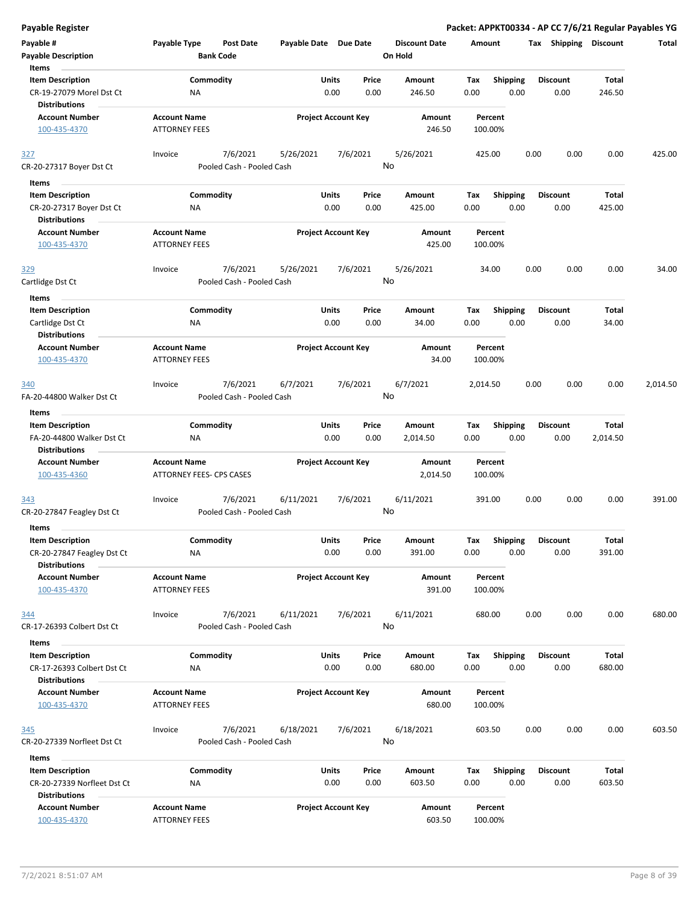**Payable Register** — **Packet: APPKT00334 - AP CC 7/6/21 Regular Payables YG**

| Payable # | Payable Type | Post Date | Payable Date | Due Date | Discount Date | Amount | Tax | Shipping | Discount | Total |
|---|---|---|---|---|---|---|---|---|---|---|
| Payable Description | | Bank Code | | | On Hold | | | | | |

**Items**

| Item Description | Commodity | Units | Price | Amount | Tax | Shipping | Discount | Total |
|---|---|---|---|---|---|---|---|---|
| CR-19-27079 Morel Dst Ct | NA | 0.00 | 0.00 | 246.50 | 0.00 | 0.00 | 0.00 | 246.50 |

**Distributions**

| Account Number | Account Name | Project Account Key | Amount | Percent |
|---|---|---|---|---|
| 100-435-4370 | ATTORNEY FEES | | 246.50 | 100.00% |

---

| Payable # | Payable Type | Post Date | Payable Date | Due Date | Discount Date | Amount | Tax | Shipping | Discount | Total |
|---|---|---|---|---|---|---|---|---|---|---|
| 327 | Invoice | 7/6/2021 | 5/26/2021 | 7/6/2021 | 5/26/2021 | 425.00 | 0.00 | 0.00 | 0.00 | 425.00 |
| CR-20-27317 Boyer Dst Ct | | Pooled Cash - Pooled Cash | | | No | | | | | |

**Items**

| Item Description | Commodity | Units | Price | Amount | Tax | Shipping | Discount | Total |
|---|---|---|---|---|---|---|---|---|
| CR-20-27317 Boyer Dst Ct | NA | 0.00 | 0.00 | 425.00 | 0.00 | 0.00 | 0.00 | 425.00 |

**Distributions**

| Account Number | Account Name | Project Account Key | Amount | Percent |
|---|---|---|---|---|
| 100-435-4370 | ATTORNEY FEES | | 425.00 | 100.00% |

---

| Payable # | Payable Type | Post Date | Payable Date | Due Date | Discount Date | Amount | Tax | Shipping | Discount | Total |
|---|---|---|---|---|---|---|---|---|---|---|
| 329 | Invoice | 7/6/2021 | 5/26/2021 | 7/6/2021 | 5/26/2021 | 34.00 | 0.00 | 0.00 | 0.00 | 34.00 |
| Cartlidge Dst Ct | | Pooled Cash - Pooled Cash | | | No | | | | | |

**Items**

| Item Description | Commodity | Units | Price | Amount | Tax | Shipping | Discount | Total |
|---|---|---|---|---|---|---|---|---|
| Cartlidge Dst Ct | NA | 0.00 | 0.00 | 34.00 | 0.00 | 0.00 | 0.00 | 34.00 |

**Distributions**

| Account Number | Account Name | Project Account Key | Amount | Percent |
|---|---|---|---|---|
| 100-435-4370 | ATTORNEY FEES | | 34.00 | 100.00% |

---

| Payable # | Payable Type | Post Date | Payable Date | Due Date | Discount Date | Amount | Tax | Shipping | Discount | Total |
|---|---|---|---|---|---|---|---|---|---|---|
| 340 | Invoice | 7/6/2021 | 6/7/2021 | 7/6/2021 | 6/7/2021 | 2,014.50 | 0.00 | 0.00 | 0.00 | 2,014.50 |
| FA-20-44800 Walker Dst Ct | | Pooled Cash - Pooled Cash | | | No | | | | | |

**Items**

| Item Description | Commodity | Units | Price | Amount | Tax | Shipping | Discount | Total |
|---|---|---|---|---|---|---|---|---|
| FA-20-44800 Walker Dst Ct | NA | 0.00 | 0.00 | 2,014.50 | 0.00 | 0.00 | 0.00 | 2,014.50 |

**Distributions**

| Account Number | Account Name | Project Account Key | Amount | Percent |
|---|---|---|---|---|
| 100-435-4360 | ATTORNEY FEES- CPS CASES | | 2,014.50 | 100.00% |

---

| Payable # | Payable Type | Post Date | Payable Date | Due Date | Discount Date | Amount | Tax | Shipping | Discount | Total |
|---|---|---|---|---|---|---|---|---|---|---|
| 343 | Invoice | 7/6/2021 | 6/11/2021 | 7/6/2021 | 6/11/2021 | 391.00 | 0.00 | 0.00 | 0.00 | 391.00 |
| CR-20-27847 Feagley Dst Ct | | Pooled Cash - Pooled Cash | | | No | | | | | |

**Items**

| Item Description | Commodity | Units | Price | Amount | Tax | Shipping | Discount | Total |
|---|---|---|---|---|---|---|---|---|
| CR-20-27847 Feagley Dst Ct | NA | 0.00 | 0.00 | 391.00 | 0.00 | 0.00 | 0.00 | 391.00 |

**Distributions**

| Account Number | Account Name | Project Account Key | Amount | Percent |
|---|---|---|---|---|
| 100-435-4370 | ATTORNEY FEES | | 391.00 | 100.00% |

---

| Payable # | Payable Type | Post Date | Payable Date | Due Date | Discount Date | Amount | Tax | Shipping | Discount | Total |
|---|---|---|---|---|---|---|---|---|---|---|
| 344 | Invoice | 7/6/2021 | 6/11/2021 | 7/6/2021 | 6/11/2021 | 680.00 | 0.00 | 0.00 | 0.00 | 680.00 |
| CR-17-26393 Colbert Dst Ct | | Pooled Cash - Pooled Cash | | | No | | | | | |

**Items**

| Item Description | Commodity | Units | Price | Amount | Tax | Shipping | Discount | Total |
|---|---|---|---|---|---|---|---|---|
| CR-17-26393 Colbert Dst Ct | NA | 0.00 | 0.00 | 680.00 | 0.00 | 0.00 | 0.00 | 680.00 |

**Distributions**

| Account Number | Account Name | Project Account Key | Amount | Percent |
|---|---|---|---|---|
| 100-435-4370 | ATTORNEY FEES | | 680.00 | 100.00% |

---

| Payable # | Payable Type | Post Date | Payable Date | Due Date | Discount Date | Amount | Tax | Shipping | Discount | Total |
|---|---|---|---|---|---|---|---|---|---|---|
| 345 | Invoice | 7/6/2021 | 6/18/2021 | 7/6/2021 | 6/18/2021 | 603.50 | 0.00 | 0.00 | 0.00 | 603.50 |
| CR-20-27339 Norfleet Dst Ct | | Pooled Cash - Pooled Cash | | | No | | | | | |

**Items**

| Item Description | Commodity | Units | Price | Amount | Tax | Shipping | Discount | Total |
|---|---|---|---|---|---|---|---|---|
| CR-20-27339 Norfleet Dst Ct | NA | 0.00 | 0.00 | 603.50 | 0.00 | 0.00 | 0.00 | 603.50 |

**Distributions**

| Account Number | Account Name | Project Account Key | Amount | Percent |
|---|---|---|---|---|
| 100-435-4370 | ATTORNEY FEES | | 603.50 | 100.00% |

7/2/2021 8:51:07 AM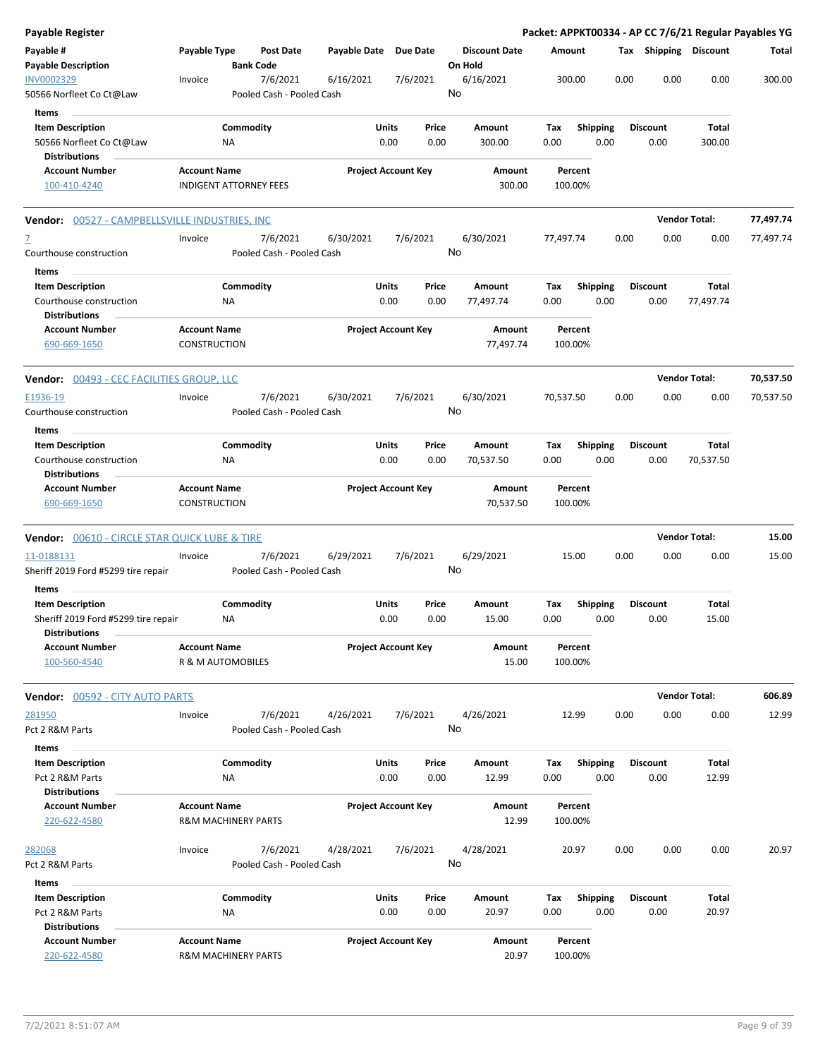**Payable Register** — **Packet: APPKT00334 - AP CC 7/6/21 Regular Payables YG**

| Payable # / Payable Description | Payable Type | Post Date / Bank Code | Payable Date | Due Date | Discount Date / On Hold | Amount | Tax | Shipping | Discount | Total |
|---|---|---|---|---|---|---|---|---|---|---|
| INV0002329 / 50566 Norfleet Co Ct@Law | Invoice | 7/6/2021 / Pooled Cash - Pooled Cash | 6/16/2021 | 7/6/2021 | 6/16/2021 / No | 300.00 | 0.00 | 0.00 | 0.00 | 300.00 |

Items

| Item Description | Commodity | Units | Price | Amount | Tax | Shipping | Discount | Total |
|---|---|---|---|---|---|---|---|---|
| 50566 Norfleet Co Ct@Law | NA | 0.00 | 0.00 | 300.00 | 0.00 | 0.00 | 0.00 | 300.00 |

Distributions

| Account Number | Account Name | Project Account Key | Amount | Percent |
|---|---|---|---|---|
| 100-410-4240 | INDIGENT ATTORNEY FEES | | 300.00 | 100.00% |

**Vendor: 00527 - CAMPBELLSVILLE INDUSTRIES, INC** — **Vendor Total: 77,497.74**

| Payable # / Payable Description | Payable Type | Post Date / Bank Code | Payable Date | Due Date | Discount Date / On Hold | Amount | Tax | Shipping | Discount | Total |
|---|---|---|---|---|---|---|---|---|---|---|
| 7 / Courthouse construction | Invoice | 7/6/2021 / Pooled Cash - Pooled Cash | 6/30/2021 | 7/6/2021 | 6/30/2021 / No | 77,497.74 | 0.00 | 0.00 | 0.00 | 77,497.74 |

Items

| Item Description | Commodity | Units | Price | Amount | Tax | Shipping | Discount | Total |
|---|---|---|---|---|---|---|---|---|
| Courthouse construction | NA | 0.00 | 0.00 | 77,497.74 | 0.00 | 0.00 | 0.00 | 77,497.74 |

Distributions

| Account Number | Account Name | Project Account Key | Amount | Percent |
|---|---|---|---|---|
| 690-669-1650 | CONSTRUCTION | | 77,497.74 | 100.00% |

**Vendor: 00493 - CEC FACILITIES GROUP, LLC** — **Vendor Total: 70,537.50**

| Payable # / Payable Description | Payable Type | Post Date / Bank Code | Payable Date | Due Date | Discount Date / On Hold | Amount | Tax | Shipping | Discount | Total |
|---|---|---|---|---|---|---|---|---|---|---|
| E1936-19 / Courthouse construction | Invoice | 7/6/2021 / Pooled Cash - Pooled Cash | 6/30/2021 | 7/6/2021 | 6/30/2021 / No | 70,537.50 | 0.00 | 0.00 | 0.00 | 70,537.50 |

Items

| Item Description | Commodity | Units | Price | Amount | Tax | Shipping | Discount | Total |
|---|---|---|---|---|---|---|---|---|
| Courthouse construction | NA | 0.00 | 0.00 | 70,537.50 | 0.00 | 0.00 | 0.00 | 70,537.50 |

Distributions

| Account Number | Account Name | Project Account Key | Amount | Percent |
|---|---|---|---|---|
| 690-669-1650 | CONSTRUCTION | | 70,537.50 | 100.00% |

**Vendor: 00610 - CIRCLE STAR QUICK LUBE & TIRE** — **Vendor Total: 15.00**

| Payable # / Payable Description | Payable Type | Post Date / Bank Code | Payable Date | Due Date | Discount Date / On Hold | Amount | Tax | Shipping | Discount | Total |
|---|---|---|---|---|---|---|---|---|---|---|
| 11-0188131 / Sheriff 2019 Ford #5299 tire repair | Invoice | 7/6/2021 / Pooled Cash - Pooled Cash | 6/29/2021 | 7/6/2021 | 6/29/2021 / No | 15.00 | 0.00 | 0.00 | 0.00 | 15.00 |

Items

| Item Description | Commodity | Units | Price | Amount | Tax | Shipping | Discount | Total |
|---|---|---|---|---|---|---|---|---|
| Sheriff 2019 Ford #5299 tire repair | NA | 0.00 | 0.00 | 15.00 | 0.00 | 0.00 | 0.00 | 15.00 |

Distributions

| Account Number | Account Name | Project Account Key | Amount | Percent |
|---|---|---|---|---|
| 100-560-4540 | R & M AUTOMOBILES | | 15.00 | 100.00% |

**Vendor: 00592 - CITY AUTO PARTS** — **Vendor Total: 606.89**

| Payable # / Payable Description | Payable Type | Post Date / Bank Code | Payable Date | Due Date | Discount Date / On Hold | Amount | Tax | Shipping | Discount | Total |
|---|---|---|---|---|---|---|---|---|---|---|
| 281950 / Pct 2 R&M Parts | Invoice | 7/6/2021 / Pooled Cash - Pooled Cash | 4/26/2021 | 7/6/2021 | 4/26/2021 / No | 12.99 | 0.00 | 0.00 | 0.00 | 12.99 |

Items

| Item Description | Commodity | Units | Price | Amount | Tax | Shipping | Discount | Total |
|---|---|---|---|---|---|---|---|---|
| Pct 2 R&M Parts | NA | 0.00 | 0.00 | 12.99 | 0.00 | 0.00 | 0.00 | 12.99 |

Distributions

| Account Number | Account Name | Project Account Key | Amount | Percent |
|---|---|---|---|---|
| 220-622-4580 | R&M MACHINERY PARTS | | 12.99 | 100.00% |

| Payable # / Payable Description | Payable Type | Post Date / Bank Code | Payable Date | Due Date | Discount Date / On Hold | Amount | Tax | Shipping | Discount | Total |
|---|---|---|---|---|---|---|---|---|---|---|
| 282068 / Pct 2 R&M Parts | Invoice | 7/6/2021 / Pooled Cash - Pooled Cash | 4/28/2021 | 7/6/2021 | 4/28/2021 / No | 20.97 | 0.00 | 0.00 | 0.00 | 20.97 |

Items

| Item Description | Commodity | Units | Price | Amount | Tax | Shipping | Discount | Total |
|---|---|---|---|---|---|---|---|---|
| Pct 2 R&M Parts | NA | 0.00 | 0.00 | 20.97 | 0.00 | 0.00 | 0.00 | 20.97 |

Distributions

| Account Number | Account Name | Project Account Key | Amount | Percent |
|---|---|---|---|---|
| 220-622-4580 | R&M MACHINERY PARTS | | 20.97 | 100.00% |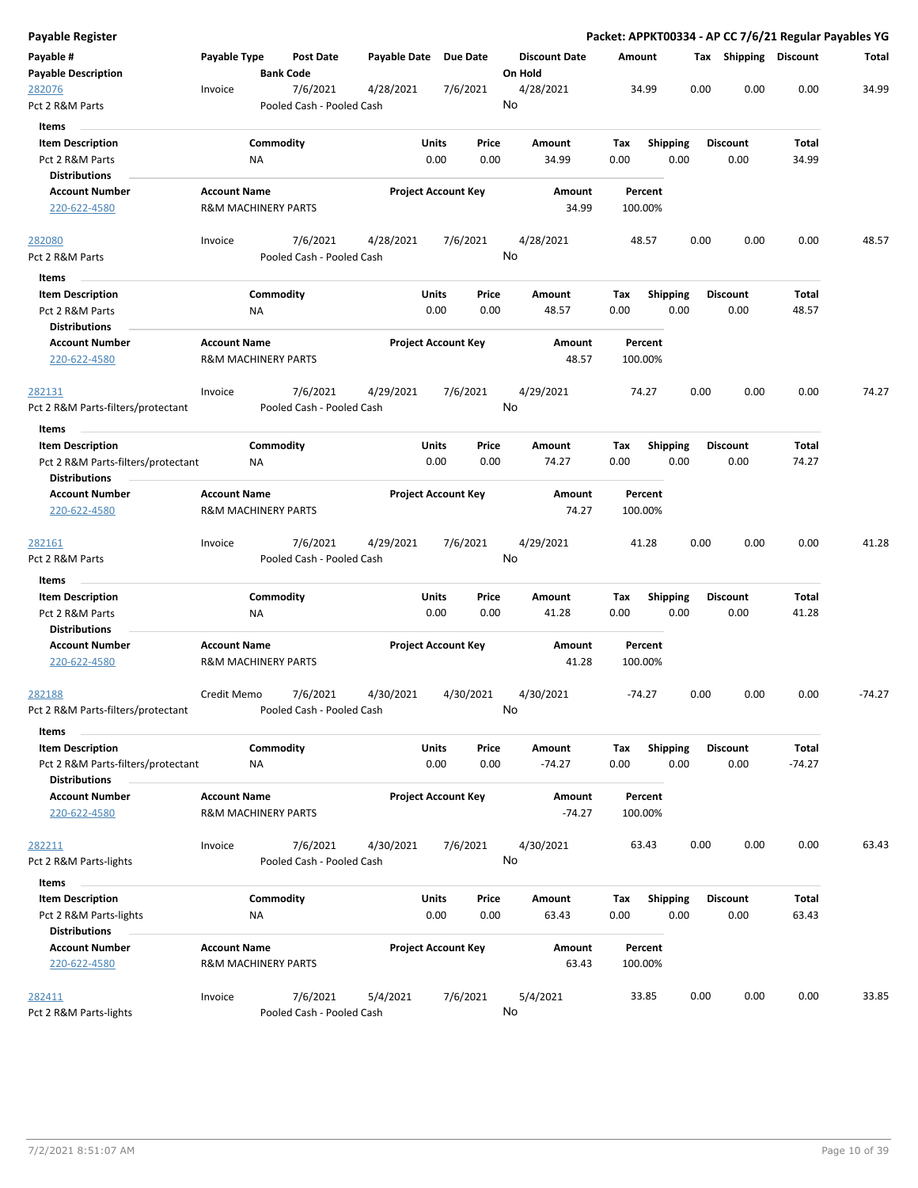**Payable Register**

**Packet: APPKT00334 - AP CC 7/6/21 Regular Payables YG**

| Payable # / Payable Description | Payable Type | Post Date / Bank Code | Payable Date | Due Date | Discount Date / On Hold | Amount | Tax | Shipping | Discount | Total |
|---|---|---|---|---|---|---|---|---|---|---|
| 282076 | Invoice | 7/6/2021 | 4/28/2021 | 7/6/2021 | 4/28/2021 | 34.99 | 0.00 | 0.00 | 0.00 | 34.99 |
| Pct 2 R&M Parts | | Pooled Cash - Pooled Cash | | | No | | | | | |

**Items**

| Item Description | Commodity | Units | Price | Amount | Tax | Shipping | Discount | Total |
|---|---|---|---|---|---|---|---|---|
| Pct 2 R&M Parts | NA | 0.00 | 0.00 | 34.99 | 0.00 | 0.00 | 0.00 | 34.99 |

**Distributions**

| Account Number | Account Name | Project Account Key | Amount | Percent |
|---|---|---|---|---|
| 220-622-4580 | R&M MACHINERY PARTS | | 34.99 | 100.00% |

| Payable # / Payable Description | Payable Type | Post Date / Bank Code | Payable Date | Due Date | Discount Date / On Hold | Amount | Tax | Shipping | Discount | Total |
|---|---|---|---|---|---|---|---|---|---|---|
| 282080 | Invoice | 7/6/2021 | 4/28/2021 | 7/6/2021 | 4/28/2021 | 48.57 | 0.00 | 0.00 | 0.00 | 48.57 |
| Pct 2 R&M Parts | | Pooled Cash - Pooled Cash | | | No | | | | | |

**Items**

| Item Description | Commodity | Units | Price | Amount | Tax | Shipping | Discount | Total |
|---|---|---|---|---|---|---|---|---|
| Pct 2 R&M Parts | NA | 0.00 | 0.00 | 48.57 | 0.00 | 0.00 | 0.00 | 48.57 |

**Distributions**

| Account Number | Account Name | Project Account Key | Amount | Percent |
|---|---|---|---|---|
| 220-622-4580 | R&M MACHINERY PARTS | | 48.57 | 100.00% |

| Payable # / Payable Description | Payable Type | Post Date / Bank Code | Payable Date | Due Date | Discount Date / On Hold | Amount | Tax | Shipping | Discount | Total |
|---|---|---|---|---|---|---|---|---|---|---|
| 282131 | Invoice | 7/6/2021 | 4/29/2021 | 7/6/2021 | 4/29/2021 | 74.27 | 0.00 | 0.00 | 0.00 | 74.27 |
| Pct 2 R&M Parts-filters/protectant | | Pooled Cash - Pooled Cash | | | No | | | | | |

**Items**

| Item Description | Commodity | Units | Price | Amount | Tax | Shipping | Discount | Total |
|---|---|---|---|---|---|---|---|---|
| Pct 2 R&M Parts-filters/protectant | NA | 0.00 | 0.00 | 74.27 | 0.00 | 0.00 | 0.00 | 74.27 |

**Distributions**

| Account Number | Account Name | Project Account Key | Amount | Percent |
|---|---|---|---|---|
| 220-622-4580 | R&M MACHINERY PARTS | | 74.27 | 100.00% |

| Payable # / Payable Description | Payable Type | Post Date / Bank Code | Payable Date | Due Date | Discount Date / On Hold | Amount | Tax | Shipping | Discount | Total |
|---|---|---|---|---|---|---|---|---|---|---|
| 282161 | Invoice | 7/6/2021 | 4/29/2021 | 7/6/2021 | 4/29/2021 | 41.28 | 0.00 | 0.00 | 0.00 | 41.28 |
| Pct 2 R&M Parts | | Pooled Cash - Pooled Cash | | | No | | | | | |

**Items**

| Item Description | Commodity | Units | Price | Amount | Tax | Shipping | Discount | Total |
|---|---|---|---|---|---|---|---|---|
| Pct 2 R&M Parts | NA | 0.00 | 0.00 | 41.28 | 0.00 | 0.00 | 0.00 | 41.28 |

**Distributions**

| Account Number | Account Name | Project Account Key | Amount | Percent |
|---|---|---|---|---|
| 220-622-4580 | R&M MACHINERY PARTS | | 41.28 | 100.00% |

| Payable # / Payable Description | Payable Type | Post Date / Bank Code | Payable Date | Due Date | Discount Date / On Hold | Amount | Tax | Shipping | Discount | Total |
|---|---|---|---|---|---|---|---|---|---|---|
| 282188 | Credit Memo | 7/6/2021 | 4/30/2021 | 4/30/2021 | 4/30/2021 | -74.27 | 0.00 | 0.00 | 0.00 | -74.27 |
| Pct 2 R&M Parts-filters/protectant | | Pooled Cash - Pooled Cash | | | No | | | | | |

**Items**

| Item Description | Commodity | Units | Price | Amount | Tax | Shipping | Discount | Total |
|---|---|---|---|---|---|---|---|---|
| Pct 2 R&M Parts-filters/protectant | NA | 0.00 | 0.00 | -74.27 | 0.00 | 0.00 | 0.00 | -74.27 |

**Distributions**

| Account Number | Account Name | Project Account Key | Amount | Percent |
|---|---|---|---|---|
| 220-622-4580 | R&M MACHINERY PARTS | | -74.27 | 100.00% |

| Payable # / Payable Description | Payable Type | Post Date / Bank Code | Payable Date | Due Date | Discount Date / On Hold | Amount | Tax | Shipping | Discount | Total |
|---|---|---|---|---|---|---|---|---|---|---|
| 282211 | Invoice | 7/6/2021 | 4/30/2021 | 7/6/2021 | 4/30/2021 | 63.43 | 0.00 | 0.00 | 0.00 | 63.43 |
| Pct 2 R&M Parts-lights | | Pooled Cash - Pooled Cash | | | No | | | | | |

**Items**

| Item Description | Commodity | Units | Price | Amount | Tax | Shipping | Discount | Total |
|---|---|---|---|---|---|---|---|---|
| Pct 2 R&M Parts-lights | NA | 0.00 | 0.00 | 63.43 | 0.00 | 0.00 | 0.00 | 63.43 |

**Distributions**

| Account Number | Account Name | Project Account Key | Amount | Percent |
|---|---|---|---|---|
| 220-622-4580 | R&M MACHINERY PARTS | | 63.43 | 100.00% |

| Payable # / Payable Description | Payable Type | Post Date / Bank Code | Payable Date | Due Date | Discount Date / On Hold | Amount | Tax | Shipping | Discount | Total |
|---|---|---|---|---|---|---|---|---|---|---|
| 282411 | Invoice | 7/6/2021 | 5/4/2021 | 7/6/2021 | 5/4/2021 | 33.85 | 0.00 | 0.00 | 0.00 | 33.85 |
| Pct 2 R&M Parts-lights | | Pooled Cash - Pooled Cash | | | No | | | | | |

7/2/2021 8:51:07 AM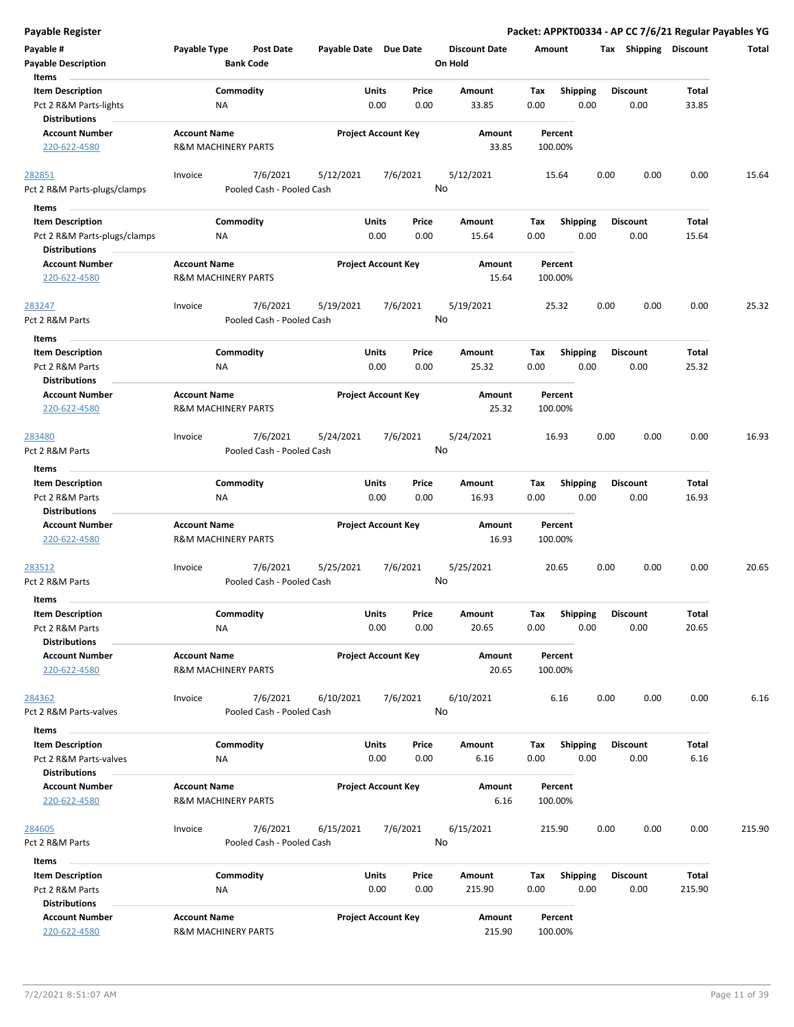# Payable Register

**Packet: APPKT00334 - AP CC 7/6/21 Regular Payables YG**

| Payable # | Payable Type | Post Date | Payable Date | Due Date | Discount Date | Amount | Tax | Shipping | Discount | Total |
|---|---|---|---|---|---|---|---|---|---|---|
| **Payable Description** | | **Bank Code** | | | **On Hold** | | | | | |

**Items**

| Item Description | Commodity | Units | Price | Amount | Tax | Shipping | Discount | Total |
|---|---|---|---|---|---|---|---|---|
| Pct 2 R&M Parts-lights | NA | 0.00 | 0.00 | 33.85 | 0.00 | 0.00 | 0.00 | 33.85 |

**Distributions**

| Account Number | Account Name | Project Account Key | Amount | Percent |
|---|---|---|---|---|
| 220-622-4580 | R&M MACHINERY PARTS | | 33.85 | 100.00% |

| Payable # | Payable Type | Post Date | Payable Date | Due Date | Discount Date | Amount | Tax | Shipping | Discount | Total |
|---|---|---|---|---|---|---|---|---|---|---|
| 282851 | Invoice | 7/6/2021 | 5/12/2021 | 7/6/2021 | 5/12/2021 | 15.64 | 0.00 | 0.00 | 0.00 | 15.64 |
| Pct 2 R&M Parts-plugs/clamps | | Pooled Cash - Pooled Cash | | | No | | | | | |

**Items**

| Item Description | Commodity | Units | Price | Amount | Tax | Shipping | Discount | Total |
|---|---|---|---|---|---|---|---|---|
| Pct 2 R&M Parts-plugs/clamps | NA | 0.00 | 0.00 | 15.64 | 0.00 | 0.00 | 0.00 | 15.64 |

**Distributions**

| Account Number | Account Name | Project Account Key | Amount | Percent |
|---|---|---|---|---|
| 220-622-4580 | R&M MACHINERY PARTS | | 15.64 | 100.00% |

| Payable # | Payable Type | Post Date | Payable Date | Due Date | Discount Date | Amount | Tax | Shipping | Discount | Total |
|---|---|---|---|---|---|---|---|---|---|---|
| 283247 | Invoice | 7/6/2021 | 5/19/2021 | 7/6/2021 | 5/19/2021 | 25.32 | 0.00 | 0.00 | 0.00 | 25.32 |
| Pct 2 R&M Parts | | Pooled Cash - Pooled Cash | | | No | | | | | |

**Items**

| Item Description | Commodity | Units | Price | Amount | Tax | Shipping | Discount | Total |
|---|---|---|---|---|---|---|---|---|
| Pct 2 R&M Parts | NA | 0.00 | 0.00 | 25.32 | 0.00 | 0.00 | 0.00 | 25.32 |

**Distributions**

| Account Number | Account Name | Project Account Key | Amount | Percent |
|---|---|---|---|---|
| 220-622-4580 | R&M MACHINERY PARTS | | 25.32 | 100.00% |

| Payable # | Payable Type | Post Date | Payable Date | Due Date | Discount Date | Amount | Tax | Shipping | Discount | Total |
|---|---|---|---|---|---|---|---|---|---|---|
| 283480 | Invoice | 7/6/2021 | 5/24/2021 | 7/6/2021 | 5/24/2021 | 16.93 | 0.00 | 0.00 | 0.00 | 16.93 |
| Pct 2 R&M Parts | | Pooled Cash - Pooled Cash | | | No | | | | | |

**Items**

| Item Description | Commodity | Units | Price | Amount | Tax | Shipping | Discount | Total |
|---|---|---|---|---|---|---|---|---|
| Pct 2 R&M Parts | NA | 0.00 | 0.00 | 16.93 | 0.00 | 0.00 | 0.00 | 16.93 |

**Distributions**

| Account Number | Account Name | Project Account Key | Amount | Percent |
|---|---|---|---|---|
| 220-622-4580 | R&M MACHINERY PARTS | | 16.93 | 100.00% |

| Payable # | Payable Type | Post Date | Payable Date | Due Date | Discount Date | Amount | Tax | Shipping | Discount | Total |
|---|---|---|---|---|---|---|---|---|---|---|
| 283512 | Invoice | 7/6/2021 | 5/25/2021 | 7/6/2021 | 5/25/2021 | 20.65 | 0.00 | 0.00 | 0.00 | 20.65 |
| Pct 2 R&M Parts | | Pooled Cash - Pooled Cash | | | No | | | | | |

**Items**

| Item Description | Commodity | Units | Price | Amount | Tax | Shipping | Discount | Total |
|---|---|---|---|---|---|---|---|---|
| Pct 2 R&M Parts | NA | 0.00 | 0.00 | 20.65 | 0.00 | 0.00 | 0.00 | 20.65 |

**Distributions**

| Account Number | Account Name | Project Account Key | Amount | Percent |
|---|---|---|---|---|
| 220-622-4580 | R&M MACHINERY PARTS | | 20.65 | 100.00% |

| Payable # | Payable Type | Post Date | Payable Date | Due Date | Discount Date | Amount | Tax | Shipping | Discount | Total |
|---|---|---|---|---|---|---|---|---|---|---|
| 284362 | Invoice | 7/6/2021 | 6/10/2021 | 7/6/2021 | 6/10/2021 | 6.16 | 0.00 | 0.00 | 0.00 | 6.16 |
| Pct 2 R&M Parts-valves | | Pooled Cash - Pooled Cash | | | No | | | | | |

**Items**

| Item Description | Commodity | Units | Price | Amount | Tax | Shipping | Discount | Total |
|---|---|---|---|---|---|---|---|---|
| Pct 2 R&M Parts-valves | NA | 0.00 | 0.00 | 6.16 | 0.00 | 0.00 | 0.00 | 6.16 |

**Distributions**

| Account Number | Account Name | Project Account Key | Amount | Percent |
|---|---|---|---|---|
| 220-622-4580 | R&M MACHINERY PARTS | | 6.16 | 100.00% |

| Payable # | Payable Type | Post Date | Payable Date | Due Date | Discount Date | Amount | Tax | Shipping | Discount | Total |
|---|---|---|---|---|---|---|---|---|---|---|
| 284605 | Invoice | 7/6/2021 | 6/15/2021 | 7/6/2021 | 6/15/2021 | 215.90 | 0.00 | 0.00 | 0.00 | 215.90 |
| Pct 2 R&M Parts | | Pooled Cash - Pooled Cash | | | No | | | | | |

**Items**

| Item Description | Commodity | Units | Price | Amount | Tax | Shipping | Discount | Total |
|---|---|---|---|---|---|---|---|---|
| Pct 2 R&M Parts | NA | 0.00 | 0.00 | 215.90 | 0.00 | 0.00 | 0.00 | 215.90 |

**Distributions**

| Account Number | Account Name | Project Account Key | Amount | Percent |
|---|---|---|---|---|
| 220-622-4580 | R&M MACHINERY PARTS | | 215.90 | 100.00% |

7/2/2021 8:51:07 AM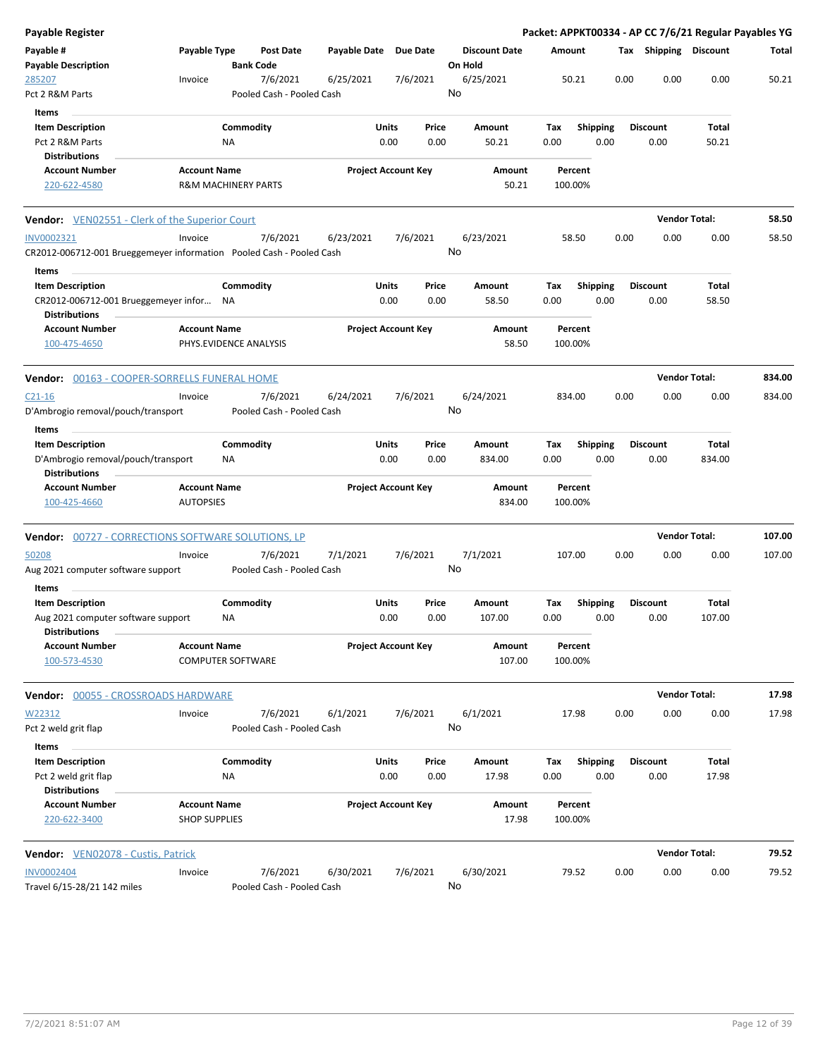**Payable Register** — Packet: APPKT00334 - AP CC 7/6/21 Regular Payables YG

| Payable # / Payable Description | Payable Type | Post Date / Bank Code | Payable Date | Due Date | Discount Date / On Hold | Amount | Tax | Shipping | Discount | Total |
|---|---|---|---|---|---|---|---|---|---|---|
| 285207 | Invoice | 7/6/2021 | 6/25/2021 | 7/6/2021 | 6/25/2021 | 50.21 | 0.00 | 0.00 | 0.00 | 50.21 |
| Pct 2 R&M Parts | | Pooled Cash - Pooled Cash | | | No | | | | | |

**Items**

| Item Description | Commodity | Units | Price | Amount | Tax | Shipping | Discount | Total |
|---|---|---|---|---|---|---|---|---|
| Pct 2 R&M Parts | NA | 0.00 | 0.00 | 50.21 | 0.00 | 0.00 | 0.00 | 50.21 |

**Distributions**

| Account Number | Account Name | Project Account Key | Amount | Percent |
|---|---|---|---|---|
| 220-622-4580 | R&M MACHINERY PARTS | | 50.21 | 100.00% |

**Vendor:** VEN02551 - Clerk of the Superior Court — **Vendor Total: 58.50**

| Payable # / Payable Description | Payable Type | Post Date / Bank Code | Payable Date | Due Date | Discount Date / On Hold | Amount | Tax | Shipping | Discount | Total |
|---|---|---|---|---|---|---|---|---|---|---|
| INV0002321 | Invoice | 7/6/2021 | 6/23/2021 | 7/6/2021 | 6/23/2021 | 58.50 | 0.00 | 0.00 | 0.00 | 58.50 |
| CR2012-006712-001 Brueggemeyer information | | Pooled Cash - Pooled Cash | | | No | | | | | |

**Items**

| Item Description | Commodity | Units | Price | Amount | Tax | Shipping | Discount | Total |
|---|---|---|---|---|---|---|---|---|
| CR2012-006712-001 Brueggemeyer infor... | NA | 0.00 | 0.00 | 58.50 | 0.00 | 0.00 | 0.00 | 58.50 |

**Distributions**

| Account Number | Account Name | Project Account Key | Amount | Percent |
|---|---|---|---|---|
| 100-475-4650 | PHYS.EVIDENCE ANALYSIS | | 58.50 | 100.00% |

**Vendor:** 00163 - COOPER-SORRELLS FUNERAL HOME — **Vendor Total: 834.00**

| Payable # / Payable Description | Payable Type | Post Date / Bank Code | Payable Date | Due Date | Discount Date / On Hold | Amount | Tax | Shipping | Discount | Total |
|---|---|---|---|---|---|---|---|---|---|---|
| C21-16 | Invoice | 7/6/2021 | 6/24/2021 | 7/6/2021 | 6/24/2021 | 834.00 | 0.00 | 0.00 | 0.00 | 834.00 |
| D'Ambrogio removal/pouch/transport | | Pooled Cash - Pooled Cash | | | No | | | | | |

**Items**

| Item Description | Commodity | Units | Price | Amount | Tax | Shipping | Discount | Total |
|---|---|---|---|---|---|---|---|---|
| D'Ambrogio removal/pouch/transport | NA | 0.00 | 0.00 | 834.00 | 0.00 | 0.00 | 0.00 | 834.00 |

**Distributions**

| Account Number | Account Name | Project Account Key | Amount | Percent |
|---|---|---|---|---|
| 100-425-4660 | AUTOPSIES | | 834.00 | 100.00% |

**Vendor:** 00727 - CORRECTIONS SOFTWARE SOLUTIONS, LP — **Vendor Total: 107.00**

| Payable # / Payable Description | Payable Type | Post Date / Bank Code | Payable Date | Due Date | Discount Date / On Hold | Amount | Tax | Shipping | Discount | Total |
|---|---|---|---|---|---|---|---|---|---|---|
| 50208 | Invoice | 7/6/2021 | 7/1/2021 | 7/6/2021 | 7/1/2021 | 107.00 | 0.00 | 0.00 | 0.00 | 107.00 |
| Aug 2021 computer software support | | Pooled Cash - Pooled Cash | | | No | | | | | |

**Items**

| Item Description | Commodity | Units | Price | Amount | Tax | Shipping | Discount | Total |
|---|---|---|---|---|---|---|---|---|
| Aug 2021 computer software support | NA | 0.00 | 0.00 | 107.00 | 0.00 | 0.00 | 0.00 | 107.00 |

**Distributions**

| Account Number | Account Name | Project Account Key | Amount | Percent |
|---|---|---|---|---|
| 100-573-4530 | COMPUTER SOFTWARE | | 107.00 | 100.00% |

**Vendor:** 00055 - CROSSROADS HARDWARE — **Vendor Total: 17.98**

| Payable # / Payable Description | Payable Type | Post Date / Bank Code | Payable Date | Due Date | Discount Date / On Hold | Amount | Tax | Shipping | Discount | Total |
|---|---|---|---|---|---|---|---|---|---|---|
| W22312 | Invoice | 7/6/2021 | 6/1/2021 | 7/6/2021 | 6/1/2021 | 17.98 | 0.00 | 0.00 | 0.00 | 17.98 |
| Pct 2 weld grit flap | | Pooled Cash - Pooled Cash | | | No | | | | | |

**Items**

| Item Description | Commodity | Units | Price | Amount | Tax | Shipping | Discount | Total |
|---|---|---|---|---|---|---|---|---|
| Pct 2 weld grit flap | NA | 0.00 | 0.00 | 17.98 | 0.00 | 0.00 | 0.00 | 17.98 |

**Distributions**

| Account Number | Account Name | Project Account Key | Amount | Percent |
|---|---|---|---|---|
| 220-622-3400 | SHOP SUPPLIES | | 17.98 | 100.00% |

**Vendor:** VEN02078 - Custis, Patrick — **Vendor Total: 79.52**

| Payable # / Payable Description | Payable Type | Post Date / Bank Code | Payable Date | Due Date | Discount Date / On Hold | Amount | Tax | Shipping | Discount | Total |
|---|---|---|---|---|---|---|---|---|---|---|
| INV0002404 | Invoice | 7/6/2021 | 6/30/2021 | 7/6/2021 | 6/30/2021 | 79.52 | 0.00 | 0.00 | 0.00 | 79.52 |
| Travel 6/15-28/21 142 miles | | Pooled Cash - Pooled Cash | | | No | | | | | |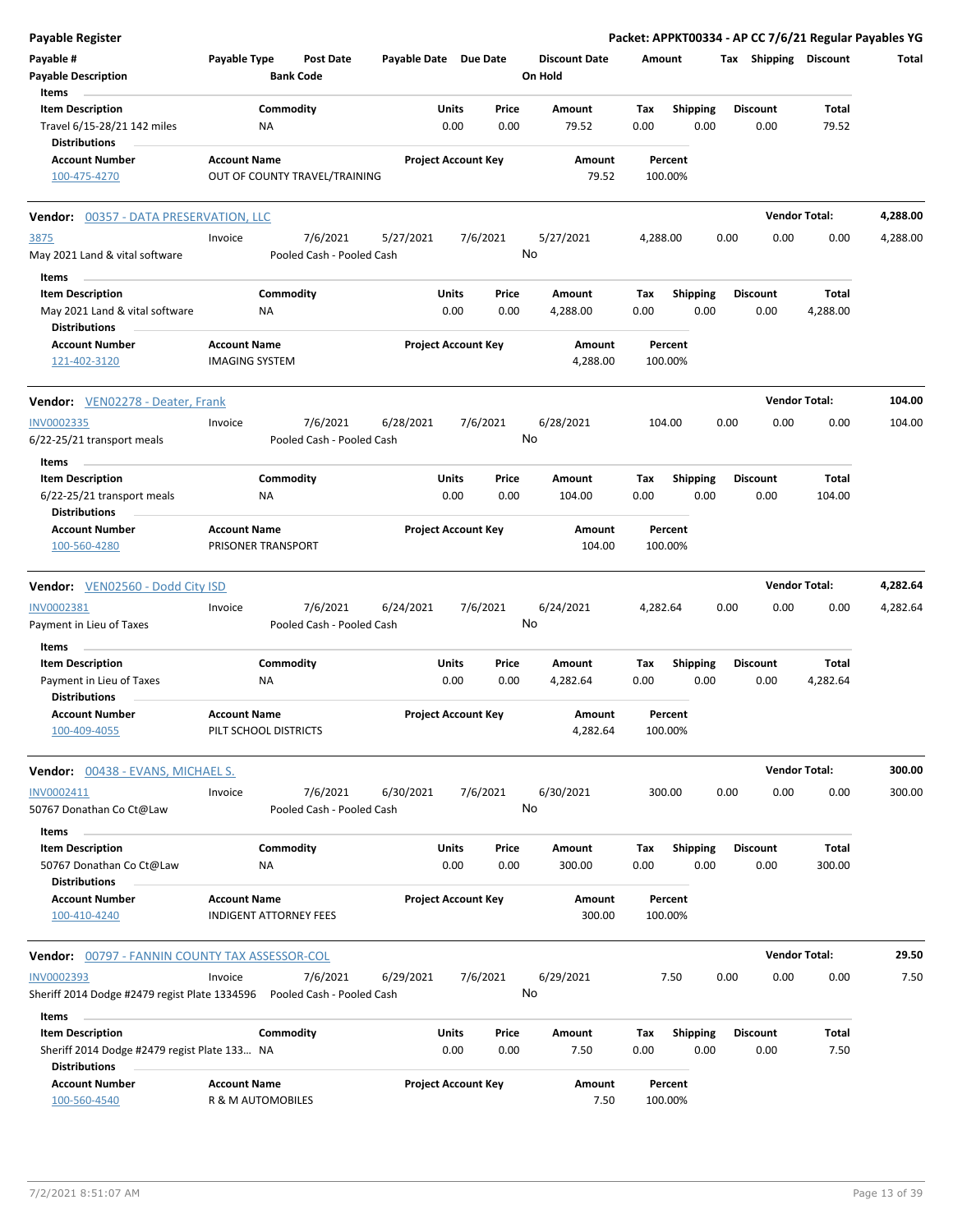**Payable Register** — Packet: APPKT00334 - AP CC 7/6/21 Regular Payables YG

| Payable # | Payable Type | Post Date | Payable Date | Due Date | Discount Date | Amount | Tax | Shipping | Discount | Total |
|---|---|---|---|---|---|---|---|---|---|---|
| Payable Description | | Bank Code | | | On Hold | | | | | |

**Items**

| Item Description | Commodity | Units | Price | Amount | Tax | Shipping | Discount | Total |
|---|---|---|---|---|---|---|---|---|
| Travel 6/15-28/21 142 miles | NA | 0.00 | 0.00 | 79.52 | 0.00 | 0.00 | 0.00 | 79.52 |

**Distributions**

| Account Number | Account Name | Project Account Key | Amount | Percent |
|---|---|---|---|---|
| 100-475-4270 | OUT OF COUNTY TRAVEL/TRAINING | | 79.52 | 100.00% |

---

**Vendor: 00357 - DATA PRESERVATION, LLC** — Vendor Total: 4,288.00

| Payable # | Payable Type | Post Date | Payable Date | Due Date | Discount Date | Amount | Tax | Shipping | Discount | Total |
|---|---|---|---|---|---|---|---|---|---|---|
| 3875 | Invoice | 7/6/2021 | 5/27/2021 | 7/6/2021 | 5/27/2021 | 4,288.00 | 0.00 | 0.00 | 0.00 | 4,288.00 |
| May 2021 Land & vital software | | Pooled Cash - Pooled Cash | | | No | | | | | |

**Items**

| Item Description | Commodity | Units | Price | Amount | Tax | Shipping | Discount | Total |
|---|---|---|---|---|---|---|---|---|
| May 2021 Land & vital software | NA | 0.00 | 0.00 | 4,288.00 | 0.00 | 0.00 | 0.00 | 4,288.00 |

**Distributions**

| Account Number | Account Name | Project Account Key | Amount | Percent |
|---|---|---|---|---|
| 121-402-3120 | IMAGING SYSTEM | | 4,288.00 | 100.00% |

---

**Vendor: VEN02278 - Deater, Frank** — Vendor Total: 104.00

| Payable # | Payable Type | Post Date | Payable Date | Due Date | Discount Date | Amount | Tax | Shipping | Discount | Total |
|---|---|---|---|---|---|---|---|---|---|---|
| INV0002335 | Invoice | 7/6/2021 | 6/28/2021 | 7/6/2021 | 6/28/2021 | 104.00 | 0.00 | 0.00 | 0.00 | 104.00 |
| 6/22-25/21 transport meals | | Pooled Cash - Pooled Cash | | | No | | | | | |

**Items**

| Item Description | Commodity | Units | Price | Amount | Tax | Shipping | Discount | Total |
|---|---|---|---|---|---|---|---|---|
| 6/22-25/21 transport meals | NA | 0.00 | 0.00 | 104.00 | 0.00 | 0.00 | 0.00 | 104.00 |

**Distributions**

| Account Number | Account Name | Project Account Key | Amount | Percent |
|---|---|---|---|---|
| 100-560-4280 | PRISONER TRANSPORT | | 104.00 | 100.00% |

---

**Vendor: VEN02560 - Dodd City ISD** — Vendor Total: 4,282.64

| Payable # | Payable Type | Post Date | Payable Date | Due Date | Discount Date | Amount | Tax | Shipping | Discount | Total |
|---|---|---|---|---|---|---|---|---|---|---|
| INV0002381 | Invoice | 7/6/2021 | 6/24/2021 | 7/6/2021 | 6/24/2021 | 4,282.64 | 0.00 | 0.00 | 0.00 | 4,282.64 |
| Payment in Lieu of Taxes | | Pooled Cash - Pooled Cash | | | No | | | | | |

**Items**

| Item Description | Commodity | Units | Price | Amount | Tax | Shipping | Discount | Total |
|---|---|---|---|---|---|---|---|---|
| Payment in Lieu of Taxes | NA | 0.00 | 0.00 | 4,282.64 | 0.00 | 0.00 | 0.00 | 4,282.64 |

**Distributions**

| Account Number | Account Name | Project Account Key | Amount | Percent |
|---|---|---|---|---|
| 100-409-4055 | PILT SCHOOL DISTRICTS | | 4,282.64 | 100.00% |

---

**Vendor: 00438 - EVANS, MICHAEL S.** — Vendor Total: 300.00

| Payable # | Payable Type | Post Date | Payable Date | Due Date | Discount Date | Amount | Tax | Shipping | Discount | Total |
|---|---|---|---|---|---|---|---|---|---|---|
| INV0002411 | Invoice | 7/6/2021 | 6/30/2021 | 7/6/2021 | 6/30/2021 | 300.00 | 0.00 | 0.00 | 0.00 | 300.00 |
| 50767 Donathan Co Ct@Law | | Pooled Cash - Pooled Cash | | | No | | | | | |

**Items**

| Item Description | Commodity | Units | Price | Amount | Tax | Shipping | Discount | Total |
|---|---|---|---|---|---|---|---|---|
| 50767 Donathan Co Ct@Law | NA | 0.00 | 0.00 | 300.00 | 0.00 | 0.00 | 0.00 | 300.00 |

**Distributions**

| Account Number | Account Name | Project Account Key | Amount | Percent |
|---|---|---|---|---|
| 100-410-4240 | INDIGENT ATTORNEY FEES | | 300.00 | 100.00% |

---

**Vendor: 00797 - FANNIN COUNTY TAX ASSESSOR-COL** — Vendor Total: 29.50

| Payable # | Payable Type | Post Date | Payable Date | Due Date | Discount Date | Amount | Tax | Shipping | Discount | Total |
|---|---|---|---|---|---|---|---|---|---|---|
| INV0002393 | Invoice | 7/6/2021 | 6/29/2021 | 7/6/2021 | 6/29/2021 | 7.50 | 0.00 | 0.00 | 0.00 | 7.50 |
| Sheriff 2014 Dodge #2479 regist Plate 1334596 | | Pooled Cash - Pooled Cash | | | No | | | | | |

**Items**

| Item Description | Commodity | Units | Price | Amount | Tax | Shipping | Discount | Total |
|---|---|---|---|---|---|---|---|---|
| Sheriff 2014 Dodge #2479 regist Plate 133... | NA | 0.00 | 0.00 | 7.50 | 0.00 | 0.00 | 0.00 | 7.50 |

**Distributions**

| Account Number | Account Name | Project Account Key | Amount | Percent |
|---|---|---|---|---|
| 100-560-4540 | R & M AUTOMOBILES | | 7.50 | 100.00% |

7/2/2021 8:51:07 AM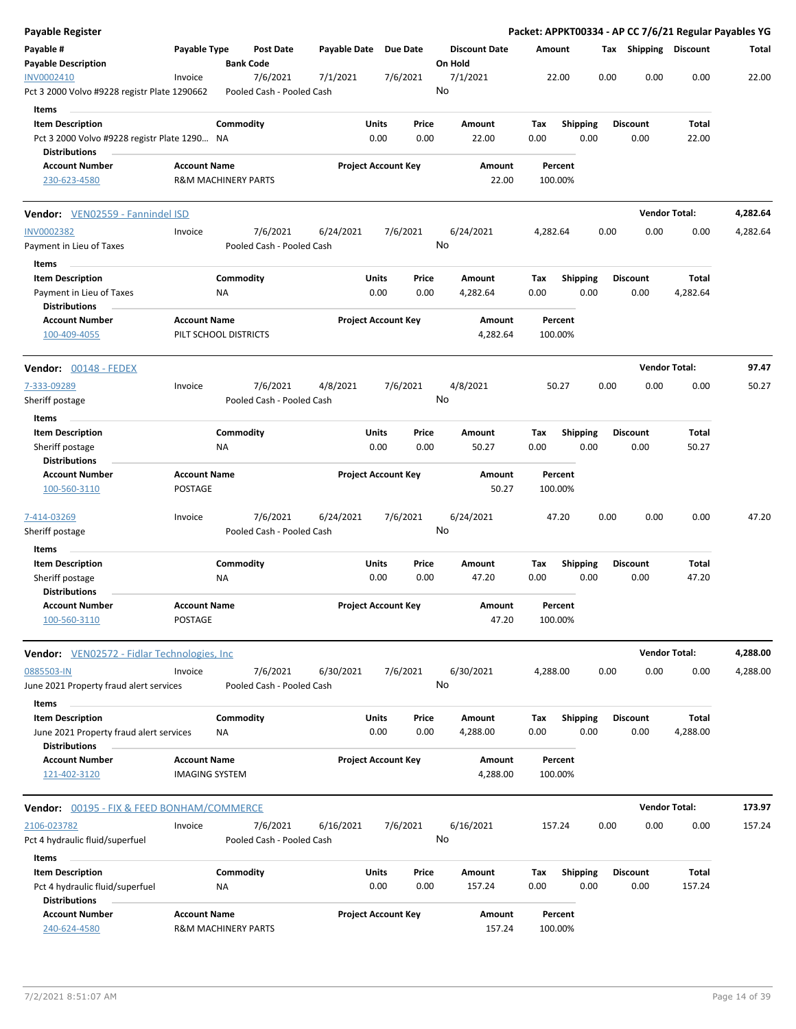**Payable Register** — **Packet: APPKT00334 - AP CC 7/6/21 Regular Payables YG**

| Payable # / Payable Description | Payable Type | Post Date / Bank Code | Payable Date | Due Date | Discount Date / On Hold | Amount | Tax | Shipping | Discount | Total |
|---|---|---|---|---|---|---|---|---|---|---|
| INV0002410 | Invoice | 7/6/2021 | 7/1/2021 | 7/6/2021 | 7/1/2021 | 22.00 | 0.00 | 0.00 | 0.00 | 22.00 |
| Pct 3 2000 Volvo #9228 registr Plate 1290662 | | Pooled Cash - Pooled Cash | | | No | | | | | |

**Items**

| Item Description | Commodity | Units | Price | Amount | Tax | Shipping | Discount | Total |
|---|---|---|---|---|---|---|---|---|
| Pct 3 2000 Volvo #9228 registr Plate 1290… | NA | 0.00 | 0.00 | 22.00 | 0.00 | 0.00 | 0.00 | 22.00 |

**Distributions**

| Account Number | Account Name | Project Account Key | Amount | Percent |
|---|---|---|---|---|
| 230-623-4580 | R&M MACHINERY PARTS | | 22.00 | 100.00% |

---

**Vendor: VEN02559 - Fannindel ISD** — **Vendor Total: 4,282.64**

| Payable # / Payable Description | Payable Type | Post Date / Bank Code | Payable Date | Due Date | Discount Date / On Hold | Amount | Tax | Shipping | Discount | Total |
|---|---|---|---|---|---|---|---|---|---|---|
| INV0002382 | Invoice | 7/6/2021 | 6/24/2021 | 7/6/2021 | 6/24/2021 | 4,282.64 | 0.00 | 0.00 | 0.00 | 4,282.64 |
| Payment in Lieu of Taxes | | Pooled Cash - Pooled Cash | | | No | | | | | |

**Items**

| Item Description | Commodity | Units | Price | Amount | Tax | Shipping | Discount | Total |
|---|---|---|---|---|---|---|---|---|
| Payment in Lieu of Taxes | NA | 0.00 | 0.00 | 4,282.64 | 0.00 | 0.00 | 0.00 | 4,282.64 |

**Distributions**

| Account Number | Account Name | Project Account Key | Amount | Percent |
|---|---|---|---|---|
| 100-409-4055 | PILT SCHOOL DISTRICTS | | 4,282.64 | 100.00% |

---

**Vendor: 00148 - FEDEX** — **Vendor Total: 97.47**

| Payable # / Payable Description | Payable Type | Post Date / Bank Code | Payable Date | Due Date | Discount Date / On Hold | Amount | Tax | Shipping | Discount | Total |
|---|---|---|---|---|---|---|---|---|---|---|
| 7-333-09289 | Invoice | 7/6/2021 | 4/8/2021 | 7/6/2021 | 4/8/2021 | 50.27 | 0.00 | 0.00 | 0.00 | 50.27 |
| Sheriff postage | | Pooled Cash - Pooled Cash | | | No | | | | | |

**Items**

| Item Description | Commodity | Units | Price | Amount | Tax | Shipping | Discount | Total |
|---|---|---|---|---|---|---|---|---|
| Sheriff postage | NA | 0.00 | 0.00 | 50.27 | 0.00 | 0.00 | 0.00 | 50.27 |

**Distributions**

| Account Number | Account Name | Project Account Key | Amount | Percent |
|---|---|---|---|---|
| 100-560-3110 | POSTAGE | | 50.27 | 100.00% |

| Payable # / Payable Description | Payable Type | Post Date / Bank Code | Payable Date | Due Date | Discount Date / On Hold | Amount | Tax | Shipping | Discount | Total |
|---|---|---|---|---|---|---|---|---|---|---|
| 7-414-03269 | Invoice | 7/6/2021 | 6/24/2021 | 7/6/2021 | 6/24/2021 | 47.20 | 0.00 | 0.00 | 0.00 | 47.20 |
| Sheriff postage | | Pooled Cash - Pooled Cash | | | No | | | | | |

**Items**

| Item Description | Commodity | Units | Price | Amount | Tax | Shipping | Discount | Total |
|---|---|---|---|---|---|---|---|---|
| Sheriff postage | NA | 0.00 | 0.00 | 47.20 | 0.00 | 0.00 | 0.00 | 47.20 |

**Distributions**

| Account Number | Account Name | Project Account Key | Amount | Percent |
|---|---|---|---|---|
| 100-560-3110 | POSTAGE | | 47.20 | 100.00% |

---

**Vendor: VEN02572 - Fidlar Technologies, Inc** — **Vendor Total: 4,288.00**

| Payable # / Payable Description | Payable Type | Post Date / Bank Code | Payable Date | Due Date | Discount Date / On Hold | Amount | Tax | Shipping | Discount | Total |
|---|---|---|---|---|---|---|---|---|---|---|
| 0885503-IN | Invoice | 7/6/2021 | 6/30/2021 | 7/6/2021 | 6/30/2021 | 4,288.00 | 0.00 | 0.00 | 0.00 | 4,288.00 |
| June 2021 Property fraud alert services | | Pooled Cash - Pooled Cash | | | No | | | | | |

**Items**

| Item Description | Commodity | Units | Price | Amount | Tax | Shipping | Discount | Total |
|---|---|---|---|---|---|---|---|---|
| June 2021 Property fraud alert services | NA | 0.00 | 0.00 | 4,288.00 | 0.00 | 0.00 | 0.00 | 4,288.00 |

**Distributions**

| Account Number | Account Name | Project Account Key | Amount | Percent |
|---|---|---|---|---|
| 121-402-3120 | IMAGING SYSTEM | | 4,288.00 | 100.00% |

---

**Vendor: 00195 - FIX & FEED BONHAM/COMMERCE** — **Vendor Total: 173.97**

| Payable # / Payable Description | Payable Type | Post Date / Bank Code | Payable Date | Due Date | Discount Date / On Hold | Amount | Tax | Shipping | Discount | Total |
|---|---|---|---|---|---|---|---|---|---|---|
| 2106-023782 | Invoice | 7/6/2021 | 6/16/2021 | 7/6/2021 | 6/16/2021 | 157.24 | 0.00 | 0.00 | 0.00 | 157.24 |
| Pct 4 hydraulic fluid/superfuel | | Pooled Cash - Pooled Cash | | | No | | | | | |

**Items**

| Item Description | Commodity | Units | Price | Amount | Tax | Shipping | Discount | Total |
|---|---|---|---|---|---|---|---|---|
| Pct 4 hydraulic fluid/superfuel | NA | 0.00 | 0.00 | 157.24 | 0.00 | 0.00 | 0.00 | 157.24 |

**Distributions**

| Account Number | Account Name | Project Account Key | Amount | Percent |
|---|---|---|---|---|
| 240-624-4580 | R&M MACHINERY PARTS | | 157.24 | 100.00% |

7/2/2021 8:51:07 AM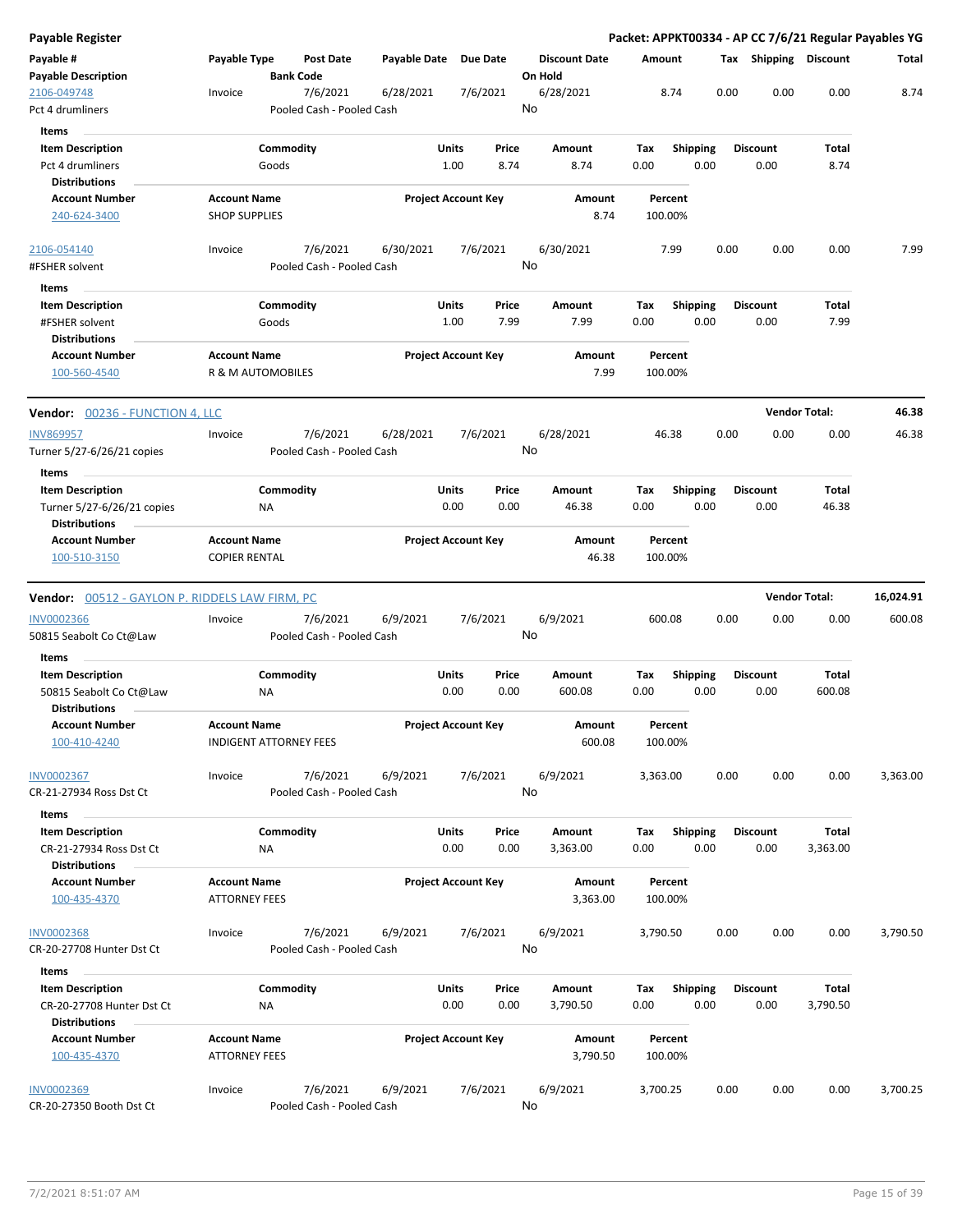# Payable Register

**Packet: APPKT00334 - AP CC 7/6/21 Regular Payables YG**

| Payable # | Payable Type | Post Date | Payable Date | Due Date | Discount Date | Amount | Tax | Shipping | Discount | Total |
|---|---|---|---|---|---|---|---|---|---|---|
| **Payable Description** | | **Bank Code** | | | **On Hold** | | | | | |
| 2106-049748 | Invoice | 7/6/2021 | 6/28/2021 | 7/6/2021 | 6/28/2021 | 8.74 | 0.00 | 0.00 | 0.00 | 8.74 |
| Pct 4 drumliners | | Pooled Cash - Pooled Cash | | | No | | | | | |

**Items**

| Item Description | Commodity | Units | Price | Amount | Tax | Shipping | Discount | Total |
|---|---|---|---|---|---|---|---|---|
| Pct 4 drumliners | Goods | 1.00 | 8.74 | 8.74 | 0.00 | 0.00 | 0.00 | 8.74 |

**Distributions**

| Account Number | Account Name | Project Account Key | Amount | Percent |
|---|---|---|---|---|
| 240-624-3400 | SHOP SUPPLIES | | 8.74 | 100.00% |

| Payable # | Payable Type | Post Date | Payable Date | Due Date | Discount Date | Amount | Tax | Shipping | Discount | Total |
|---|---|---|---|---|---|---|---|---|---|---|
| 2106-054140 | Invoice | 7/6/2021 | 6/30/2021 | 7/6/2021 | 6/30/2021 | 7.99 | 0.00 | 0.00 | 0.00 | 7.99 |
| #FSHER solvent | | Pooled Cash - Pooled Cash | | | No | | | | | |

**Items**

| Item Description | Commodity | Units | Price | Amount | Tax | Shipping | Discount | Total |
|---|---|---|---|---|---|---|---|---|
| #FSHER solvent | Goods | 1.00 | 7.99 | 7.99 | 0.00 | 0.00 | 0.00 | 7.99 |

**Distributions**

| Account Number | Account Name | Project Account Key | Amount | Percent |
|---|---|---|---|---|
| 100-560-4540 | R & M AUTOMOBILES | | 7.99 | 100.00% |

## Vendor: 00236 - FUNCTION 4, LLC — Vendor Total: 46.38

| Payable # | Payable Type | Post Date | Payable Date | Due Date | Discount Date | Amount | Tax | Shipping | Discount | Total |
|---|---|---|---|---|---|---|---|---|---|---|
| INV869957 | Invoice | 7/6/2021 | 6/28/2021 | 7/6/2021 | 6/28/2021 | 46.38 | 0.00 | 0.00 | 0.00 | 46.38 |
| Turner 5/27-6/26/21 copies | | Pooled Cash - Pooled Cash | | | No | | | | | |

**Items**

| Item Description | Commodity | Units | Price | Amount | Tax | Shipping | Discount | Total |
|---|---|---|---|---|---|---|---|---|
| Turner 5/27-6/26/21 copies | NA | 0.00 | 0.00 | 46.38 | 0.00 | 0.00 | 0.00 | 46.38 |

**Distributions**

| Account Number | Account Name | Project Account Key | Amount | Percent |
|---|---|---|---|---|
| 100-510-3150 | COPIER RENTAL | | 46.38 | 100.00% |

## Vendor: 00512 - GAYLON P. RIDDELS LAW FIRM, PC — Vendor Total: 16,024.91

| Payable # | Payable Type | Post Date | Payable Date | Due Date | Discount Date | Amount | Tax | Shipping | Discount | Total |
|---|---|---|---|---|---|---|---|---|---|---|
| INV0002366 | Invoice | 7/6/2021 | 6/9/2021 | 7/6/2021 | 6/9/2021 | 600.08 | 0.00 | 0.00 | 0.00 | 600.08 |
| 50815 Seabolt Co Ct@Law | | Pooled Cash - Pooled Cash | | | No | | | | | |

**Items**

| Item Description | Commodity | Units | Price | Amount | Tax | Shipping | Discount | Total |
|---|---|---|---|---|---|---|---|---|
| 50815 Seabolt Co Ct@Law | NA | 0.00 | 0.00 | 600.08 | 0.00 | 0.00 | 0.00 | 600.08 |

**Distributions**

| Account Number | Account Name | Project Account Key | Amount | Percent |
|---|---|---|---|---|
| 100-410-4240 | INDIGENT ATTORNEY FEES | | 600.08 | 100.00% |

| Payable # | Payable Type | Post Date | Payable Date | Due Date | Discount Date | Amount | Tax | Shipping | Discount | Total |
|---|---|---|---|---|---|---|---|---|---|---|
| INV0002367 | Invoice | 7/6/2021 | 6/9/2021 | 7/6/2021 | 6/9/2021 | 3,363.00 | 0.00 | 0.00 | 0.00 | 3,363.00 |
| CR-21-27934 Ross Dst Ct | | Pooled Cash - Pooled Cash | | | No | | | | | |

**Items**

| Item Description | Commodity | Units | Price | Amount | Tax | Shipping | Discount | Total |
|---|---|---|---|---|---|---|---|---|
| CR-21-27934 Ross Dst Ct | NA | 0.00 | 0.00 | 3,363.00 | 0.00 | 0.00 | 0.00 | 3,363.00 |

**Distributions**

| Account Number | Account Name | Project Account Key | Amount | Percent |
|---|---|---|---|---|
| 100-435-4370 | ATTORNEY FEES | | 3,363.00 | 100.00% |

| Payable # | Payable Type | Post Date | Payable Date | Due Date | Discount Date | Amount | Tax | Shipping | Discount | Total |
|---|---|---|---|---|---|---|---|---|---|---|
| INV0002368 | Invoice | 7/6/2021 | 6/9/2021 | 7/6/2021 | 6/9/2021 | 3,790.50 | 0.00 | 0.00 | 0.00 | 3,790.50 |
| CR-20-27708 Hunter Dst Ct | | Pooled Cash - Pooled Cash | | | No | | | | | |

**Items**

| Item Description | Commodity | Units | Price | Amount | Tax | Shipping | Discount | Total |
|---|---|---|---|---|---|---|---|---|
| CR-20-27708 Hunter Dst Ct | NA | 0.00 | 0.00 | 3,790.50 | 0.00 | 0.00 | 0.00 | 3,790.50 |

**Distributions**

| Account Number | Account Name | Project Account Key | Amount | Percent |
|---|---|---|---|---|
| 100-435-4370 | ATTORNEY FEES | | 3,790.50 | 100.00% |

| Payable # | Payable Type | Post Date | Payable Date | Due Date | Discount Date | Amount | Tax | Shipping | Discount | Total |
|---|---|---|---|---|---|---|---|---|---|---|
| INV0002369 | Invoice | 7/6/2021 | 6/9/2021 | 7/6/2021 | 6/9/2021 | 3,700.25 | 0.00 | 0.00 | 0.00 | 3,700.25 |
| CR-20-27350 Booth Dst Ct | | Pooled Cash - Pooled Cash | | | No | | | | | |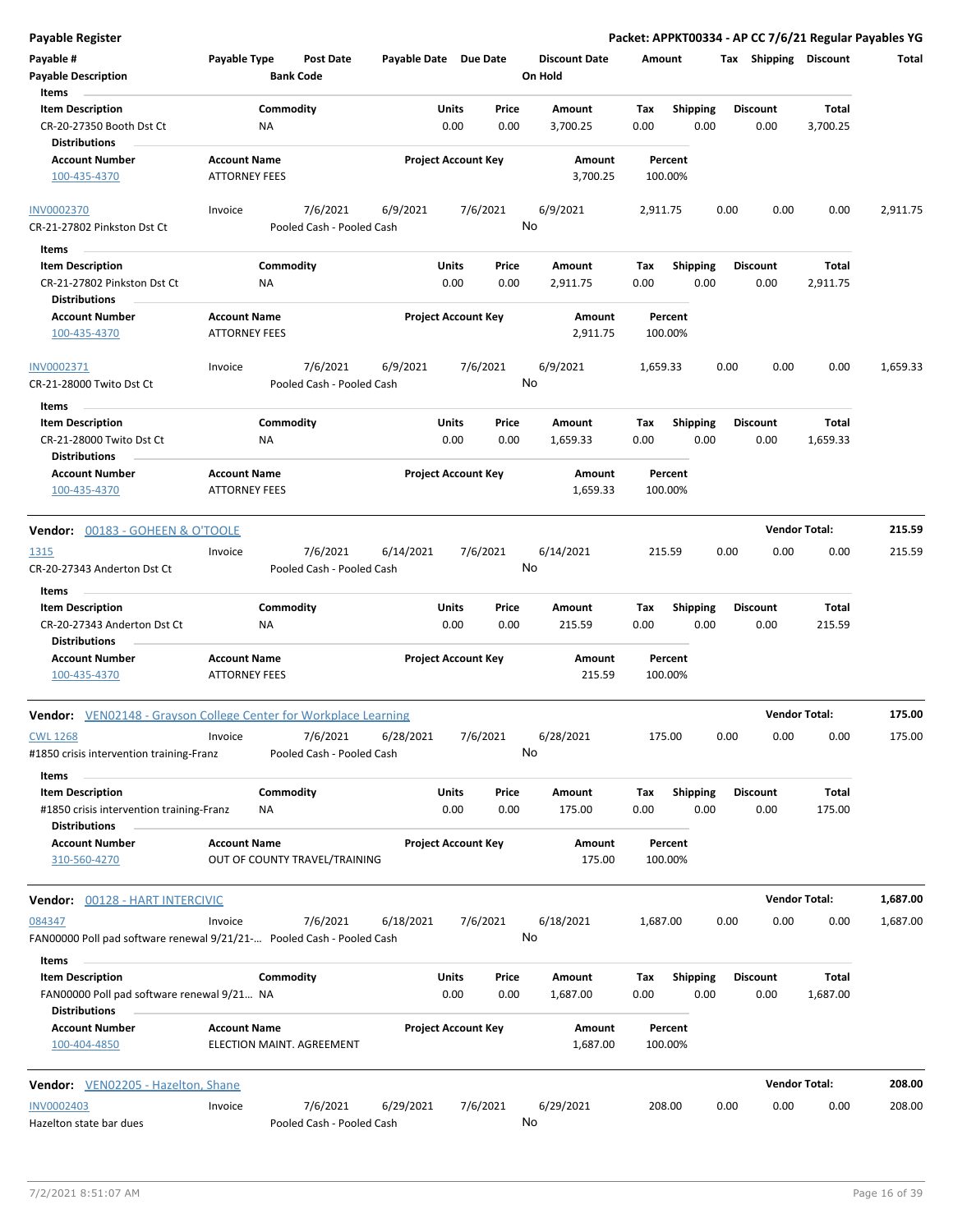# Payable Register

**Packet: APPKT00334 - AP CC 7/6/21 Regular Payables YG**

| Payable # | Payable Type | Post Date | Payable Date | Due Date | Discount Date | Amount | Tax | Shipping | Discount | Total |
|---|---|---|---|---|---|---|---|---|---|---|
| Payable Description | | Bank Code | | | On Hold | | | | | |

**Items**

| Item Description | Commodity | Units | Price | Amount | Tax | Shipping | Discount | Total |
|---|---|---|---|---|---|---|---|---|
| CR-20-27350 Booth Dst Ct | NA | 0.00 | 0.00 | 3,700.25 | 0.00 | 0.00 | 0.00 | 3,700.25 |

**Distributions**

| Account Number | Account Name | Project Account Key | Amount | Percent |
|---|---|---|---|---|
| 100-435-4370 | ATTORNEY FEES | | 3,700.25 | 100.00% |

| Payable # | Payable Type | Post Date | Payable Date | Due Date | Discount Date | Amount | Tax | Shipping | Discount | Total |
|---|---|---|---|---|---|---|---|---|---|---|
| INV0002370 | Invoice | 7/6/2021 | 6/9/2021 | 7/6/2021 | 6/9/2021 | 2,911.75 | 0.00 | 0.00 | 0.00 | 2,911.75 |
| CR-21-27802 Pinkston Dst Ct | | Pooled Cash - Pooled Cash | | | No | | | | | |

**Items**

| Item Description | Commodity | Units | Price | Amount | Tax | Shipping | Discount | Total |
|---|---|---|---|---|---|---|---|---|
| CR-21-27802 Pinkston Dst Ct | NA | 0.00 | 0.00 | 2,911.75 | 0.00 | 0.00 | 0.00 | 2,911.75 |

**Distributions**

| Account Number | Account Name | Project Account Key | Amount | Percent |
|---|---|---|---|---|
| 100-435-4370 | ATTORNEY FEES | | 2,911.75 | 100.00% |

| Payable # | Payable Type | Post Date | Payable Date | Due Date | Discount Date | Amount | Tax | Shipping | Discount | Total |
|---|---|---|---|---|---|---|---|---|---|---|
| INV0002371 | Invoice | 7/6/2021 | 6/9/2021 | 7/6/2021 | 6/9/2021 | 1,659.33 | 0.00 | 0.00 | 0.00 | 1,659.33 |
| CR-21-28000 Twito Dst Ct | | Pooled Cash - Pooled Cash | | | No | | | | | |

**Items**

| Item Description | Commodity | Units | Price | Amount | Tax | Shipping | Discount | Total |
|---|---|---|---|---|---|---|---|---|
| CR-21-28000 Twito Dst Ct | NA | 0.00 | 0.00 | 1,659.33 | 0.00 | 0.00 | 0.00 | 1,659.33 |

**Distributions**

| Account Number | Account Name | Project Account Key | Amount | Percent |
|---|---|---|---|---|
| 100-435-4370 | ATTORNEY FEES | | 1,659.33 | 100.00% |

**Vendor: 00183 - GOHEEN & O'TOOLE** — **Vendor Total: 215.59**

| Payable # | Payable Type | Post Date | Payable Date | Due Date | Discount Date | Amount | Tax | Shipping | Discount | Total |
|---|---|---|---|---|---|---|---|---|---|---|
| 1315 | Invoice | 7/6/2021 | 6/14/2021 | 7/6/2021 | 6/14/2021 | 215.59 | 0.00 | 0.00 | 0.00 | 215.59 |
| CR-20-27343 Anderton Dst Ct | | Pooled Cash - Pooled Cash | | | No | | | | | |

**Items**

| Item Description | Commodity | Units | Price | Amount | Tax | Shipping | Discount | Total |
|---|---|---|---|---|---|---|---|---|
| CR-20-27343 Anderton Dst Ct | NA | 0.00 | 0.00 | 215.59 | 0.00 | 0.00 | 0.00 | 215.59 |

**Distributions**

| Account Number | Account Name | Project Account Key | Amount | Percent |
|---|---|---|---|---|
| 100-435-4370 | ATTORNEY FEES | | 215.59 | 100.00% |

**Vendor: VEN02148 - Grayson College Center for Workplace Learning** — **Vendor Total: 175.00**

| Payable # | Payable Type | Post Date | Payable Date | Due Date | Discount Date | Amount | Tax | Shipping | Discount | Total |
|---|---|---|---|---|---|---|---|---|---|---|
| CWL 1268 | Invoice | 7/6/2021 | 6/28/2021 | 7/6/2021 | 6/28/2021 | 175.00 | 0.00 | 0.00 | 0.00 | 175.00 |
| #1850 crisis intervention training-Franz | | Pooled Cash - Pooled Cash | | | No | | | | | |

**Items**

| Item Description | Commodity | Units | Price | Amount | Tax | Shipping | Discount | Total |
|---|---|---|---|---|---|---|---|---|
| #1850 crisis intervention training-Franz | NA | 0.00 | 0.00 | 175.00 | 0.00 | 0.00 | 0.00 | 175.00 |

**Distributions**

| Account Number | Account Name | Project Account Key | Amount | Percent |
|---|---|---|---|---|
| 310-560-4270 | OUT OF COUNTY TRAVEL/TRAINING | | 175.00 | 100.00% |

**Vendor: 00128 - HART INTERCIVIC** — **Vendor Total: 1,687.00**

| Payable # | Payable Type | Post Date | Payable Date | Due Date | Discount Date | Amount | Tax | Shipping | Discount | Total |
|---|---|---|---|---|---|---|---|---|---|---|
| 084347 | Invoice | 7/6/2021 | 6/18/2021 | 7/6/2021 | 6/18/2021 | 1,687.00 | 0.00 | 0.00 | 0.00 | 1,687.00 |
| FAN00000 Poll pad software renewal 9/21/21-... | | Pooled Cash - Pooled Cash | | | No | | | | | |

**Items**

| Item Description | Commodity | Units | Price | Amount | Tax | Shipping | Discount | Total |
|---|---|---|---|---|---|---|---|---|
| FAN00000 Poll pad software renewal 9/21... | NA | 0.00 | 0.00 | 1,687.00 | 0.00 | 0.00 | 0.00 | 1,687.00 |

**Distributions**

| Account Number | Account Name | Project Account Key | Amount | Percent |
|---|---|---|---|---|
| 100-404-4850 | ELECTION MAINT. AGREEMENT | | 1,687.00 | 100.00% |

**Vendor: VEN02205 - Hazelton, Shane** — **Vendor Total: 208.00**

| Payable # | Payable Type | Post Date | Payable Date | Due Date | Discount Date | Amount | Tax | Shipping | Discount | Total |
|---|---|---|---|---|---|---|---|---|---|---|
| INV0002403 | Invoice | 7/6/2021 | 6/29/2021 | 7/6/2021 | 6/29/2021 | 208.00 | 0.00 | 0.00 | 0.00 | 208.00 |
| Hazelton state bar dues | | Pooled Cash - Pooled Cash | | | No | | | | | |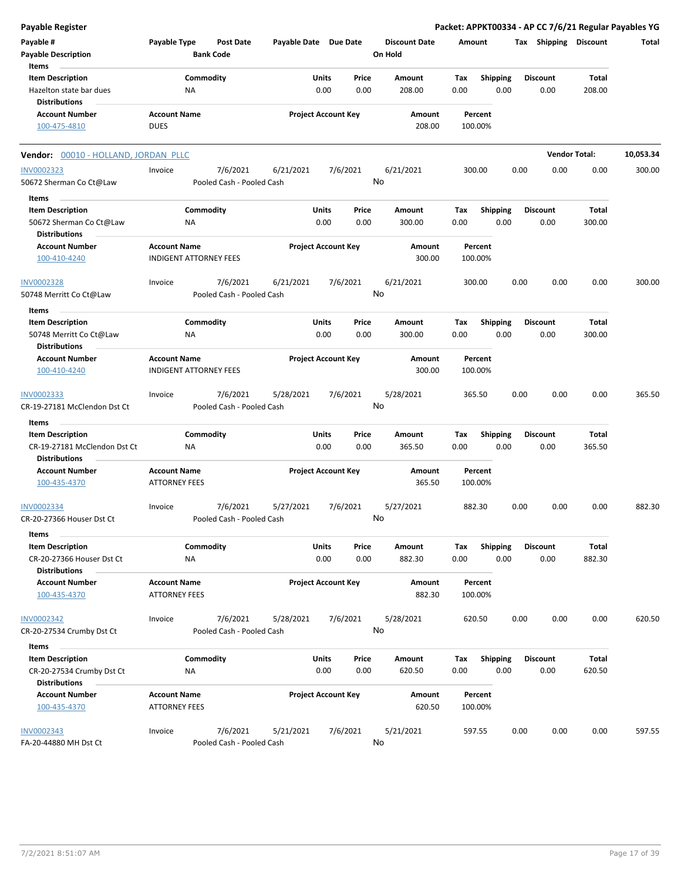**Payable Register** — **Packet: APPKT00334 - AP CC 7/6/21 Regular Payables YG**

| Payable # | Payable Type | Post Date | Payable Date | Due Date | Discount Date | Amount | Tax | Shipping | Discount | Total |
|---|---|---|---|---|---|---|---|---|---|---|
| **Payable Description** | | **Bank Code** | | | **On Hold** | | | | | |

**Items**

| Item Description | Commodity | Units | Price | Amount | Tax | Shipping | Discount | Total |
|---|---|---|---|---|---|---|---|---|
| Hazelton state bar dues | NA | 0.00 | 0.00 | 208.00 | 0.00 | 0.00 | 0.00 | 208.00 |

**Distributions**

| Account Number | Account Name | Project Account Key | Amount | Percent |
|---|---|---|---|---|
| 100-475-4810 | DUES | | 208.00 | 100.00% |

---

**Vendor:** 00010 - HOLLAND, JORDAN PLLC — **Vendor Total:** 10,053.34

| Payable # | Payable Type | Post Date | Payable Date | Due Date | Discount Date | Amount | Tax | Shipping | Discount | Total |
|---|---|---|---|---|---|---|---|---|---|---|
| INV0002323 | Invoice | 7/6/2021 | 6/21/2021 | 7/6/2021 | 6/21/2021 | 300.00 | 0.00 | 0.00 | 0.00 | 300.00 |
| 50672 Sherman Co Ct@Law | | Pooled Cash - Pooled Cash | | | No | | | | | |

**Items**

| Item Description | Commodity | Units | Price | Amount | Tax | Shipping | Discount | Total |
|---|---|---|---|---|---|---|---|---|
| 50672 Sherman Co Ct@Law | NA | 0.00 | 0.00 | 300.00 | 0.00 | 0.00 | 0.00 | 300.00 |

**Distributions**

| Account Number | Account Name | Project Account Key | Amount | Percent |
|---|---|---|---|---|
| 100-410-4240 | INDIGENT ATTORNEY FEES | | 300.00 | 100.00% |

| Payable # | Payable Type | Post Date | Payable Date | Due Date | Discount Date | Amount | Tax | Shipping | Discount | Total |
|---|---|---|---|---|---|---|---|---|---|---|
| INV0002328 | Invoice | 7/6/2021 | 6/21/2021 | 7/6/2021 | 6/21/2021 | 300.00 | 0.00 | 0.00 | 0.00 | 300.00 |
| 50748 Merritt Co Ct@Law | | Pooled Cash - Pooled Cash | | | No | | | | | |

**Items**

| Item Description | Commodity | Units | Price | Amount | Tax | Shipping | Discount | Total |
|---|---|---|---|---|---|---|---|---|
| 50748 Merritt Co Ct@Law | NA | 0.00 | 0.00 | 300.00 | 0.00 | 0.00 | 0.00 | 300.00 |

**Distributions**

| Account Number | Account Name | Project Account Key | Amount | Percent |
|---|---|---|---|---|
| 100-410-4240 | INDIGENT ATTORNEY FEES | | 300.00 | 100.00% |

| Payable # | Payable Type | Post Date | Payable Date | Due Date | Discount Date | Amount | Tax | Shipping | Discount | Total |
|---|---|---|---|---|---|---|---|---|---|---|
| INV0002333 | Invoice | 7/6/2021 | 5/28/2021 | 7/6/2021 | 5/28/2021 | 365.50 | 0.00 | 0.00 | 0.00 | 365.50 |
| CR-19-27181 McClendon Dst Ct | | Pooled Cash - Pooled Cash | | | No | | | | | |

**Items**

| Item Description | Commodity | Units | Price | Amount | Tax | Shipping | Discount | Total |
|---|---|---|---|---|---|---|---|---|
| CR-19-27181 McClendon Dst Ct | NA | 0.00 | 0.00 | 365.50 | 0.00 | 0.00 | 0.00 | 365.50 |

**Distributions**

| Account Number | Account Name | Project Account Key | Amount | Percent |
|---|---|---|---|---|
| 100-435-4370 | ATTORNEY FEES | | 365.50 | 100.00% |

| Payable # | Payable Type | Post Date | Payable Date | Due Date | Discount Date | Amount | Tax | Shipping | Discount | Total |
|---|---|---|---|---|---|---|---|---|---|---|
| INV0002334 | Invoice | 7/6/2021 | 5/27/2021 | 7/6/2021 | 5/27/2021 | 882.30 | 0.00 | 0.00 | 0.00 | 882.30 |
| CR-20-27366 Houser Dst Ct | | Pooled Cash - Pooled Cash | | | No | | | | | |

**Items**

| Item Description | Commodity | Units | Price | Amount | Tax | Shipping | Discount | Total |
|---|---|---|---|---|---|---|---|---|
| CR-20-27366 Houser Dst Ct | NA | 0.00 | 0.00 | 882.30 | 0.00 | 0.00 | 0.00 | 882.30 |

**Distributions**

| Account Number | Account Name | Project Account Key | Amount | Percent |
|---|---|---|---|---|
| 100-435-4370 | ATTORNEY FEES | | 882.30 | 100.00% |

| Payable # | Payable Type | Post Date | Payable Date | Due Date | Discount Date | Amount | Tax | Shipping | Discount | Total |
|---|---|---|---|---|---|---|---|---|---|---|
| INV0002342 | Invoice | 7/6/2021 | 5/28/2021 | 7/6/2021 | 5/28/2021 | 620.50 | 0.00 | 0.00 | 0.00 | 620.50 |
| CR-20-27534 Crumby Dst Ct | | Pooled Cash - Pooled Cash | | | No | | | | | |

**Items**

| Item Description | Commodity | Units | Price | Amount | Tax | Shipping | Discount | Total |
|---|---|---|---|---|---|---|---|---|
| CR-20-27534 Crumby Dst Ct | NA | 0.00 | 0.00 | 620.50 | 0.00 | 0.00 | 0.00 | 620.50 |

**Distributions**

| Account Number | Account Name | Project Account Key | Amount | Percent |
|---|---|---|---|---|
| 100-435-4370 | ATTORNEY FEES | | 620.50 | 100.00% |

| Payable # | Payable Type | Post Date | Payable Date | Due Date | Discount Date | Amount | Tax | Shipping | Discount | Total |
|---|---|---|---|---|---|---|---|---|---|---|
| INV0002343 | Invoice | 7/6/2021 | 5/21/2021 | 7/6/2021 | 5/21/2021 | 597.55 | 0.00 | 0.00 | 0.00 | 597.55 |
| FA-20-44880 MH Dst Ct | | Pooled Cash - Pooled Cash | | | No | | | | | |

7/2/2021 8:51:07 AM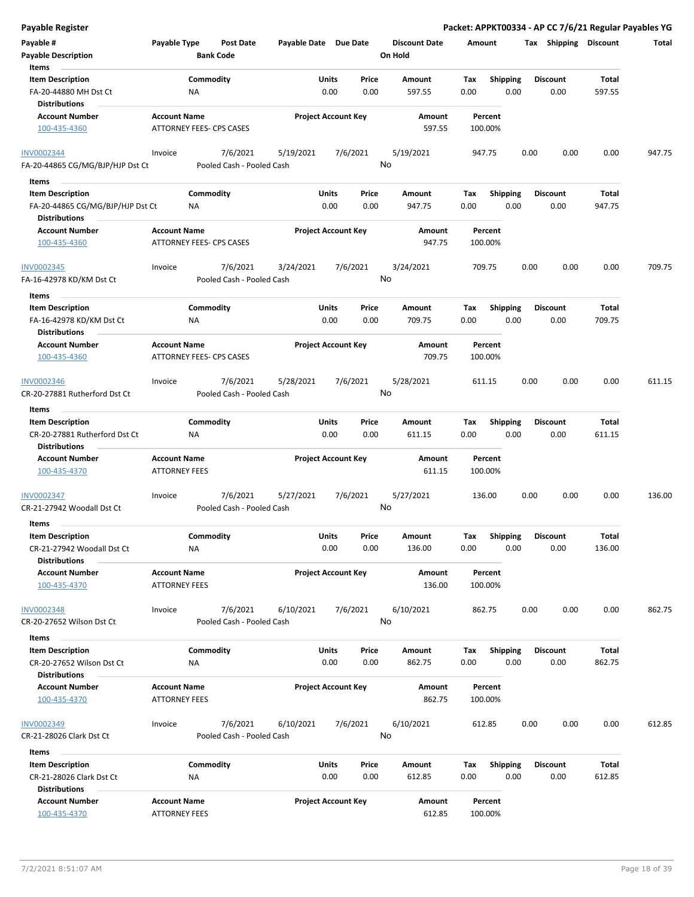**Payable Register** — **Packet: APPKT00334 - AP CC 7/6/21 Regular Payables YG**

| Payable # | Payable Type | Post Date | Payable Date | Due Date | Discount Date | Amount | Tax | Shipping | Discount | Total |
|---|---|---|---|---|---|---|---|---|---|---|
| Payable Description | | Bank Code | | | On Hold | | | | | |

**Items**

| Item Description | Commodity | Units | Price | Amount | Tax | Shipping | Discount | Total |
|---|---|---|---|---|---|---|---|---|
| FA-20-44880 MH Dst Ct | NA | 0.00 | 0.00 | 597.55 | 0.00 | 0.00 | 0.00 | 597.55 |

**Distributions**

| Account Number | Account Name | Project Account Key | Amount | Percent |
|---|---|---|---|---|
| 100-435-4360 | ATTORNEY FEES- CPS CASES | | 597.55 | 100.00% |

| Payable # | Payable Type | Post Date | Payable Date | Due Date | Discount Date | Amount | Tax | Shipping | Discount | Total |
|---|---|---|---|---|---|---|---|---|---|---|
| INV0002344 | Invoice | 7/6/2021 | 5/19/2021 | 7/6/2021 | 5/19/2021 | 947.75 | 0.00 | 0.00 | 0.00 | 947.75 |
| FA-20-44865 CG/MG/BJP/HJP Dst Ct | | Pooled Cash - Pooled Cash | | | No | | | | | |

**Items**

| Item Description | Commodity | Units | Price | Amount | Tax | Shipping | Discount | Total |
|---|---|---|---|---|---|---|---|---|
| FA-20-44865 CG/MG/BJP/HJP Dst Ct | NA | 0.00 | 0.00 | 947.75 | 0.00 | 0.00 | 0.00 | 947.75 |

**Distributions**

| Account Number | Account Name | Project Account Key | Amount | Percent |
|---|---|---|---|---|
| 100-435-4360 | ATTORNEY FEES- CPS CASES | | 947.75 | 100.00% |

| Payable # | Payable Type | Post Date | Payable Date | Due Date | Discount Date | Amount | Tax | Shipping | Discount | Total |
|---|---|---|---|---|---|---|---|---|---|---|
| INV0002345 | Invoice | 7/6/2021 | 3/24/2021 | 7/6/2021 | 3/24/2021 | 709.75 | 0.00 | 0.00 | 0.00 | 709.75 |
| FA-16-42978 KD/KM Dst Ct | | Pooled Cash - Pooled Cash | | | No | | | | | |

**Items**

| Item Description | Commodity | Units | Price | Amount | Tax | Shipping | Discount | Total |
|---|---|---|---|---|---|---|---|---|
| FA-16-42978 KD/KM Dst Ct | NA | 0.00 | 0.00 | 709.75 | 0.00 | 0.00 | 0.00 | 709.75 |

**Distributions**

| Account Number | Account Name | Project Account Key | Amount | Percent |
|---|---|---|---|---|
| 100-435-4360 | ATTORNEY FEES- CPS CASES | | 709.75 | 100.00% |

| Payable # | Payable Type | Post Date | Payable Date | Due Date | Discount Date | Amount | Tax | Shipping | Discount | Total |
|---|---|---|---|---|---|---|---|---|---|---|
| INV0002346 | Invoice | 7/6/2021 | 5/28/2021 | 7/6/2021 | 5/28/2021 | 611.15 | 0.00 | 0.00 | 0.00 | 611.15 |
| CR-20-27881 Rutherford Dst Ct | | Pooled Cash - Pooled Cash | | | No | | | | | |

**Items**

| Item Description | Commodity | Units | Price | Amount | Tax | Shipping | Discount | Total |
|---|---|---|---|---|---|---|---|---|
| CR-20-27881 Rutherford Dst Ct | NA | 0.00 | 0.00 | 611.15 | 0.00 | 0.00 | 0.00 | 611.15 |

**Distributions**

| Account Number | Account Name | Project Account Key | Amount | Percent |
|---|---|---|---|---|
| 100-435-4370 | ATTORNEY FEES | | 611.15 | 100.00% |

| Payable # | Payable Type | Post Date | Payable Date | Due Date | Discount Date | Amount | Tax | Shipping | Discount | Total |
|---|---|---|---|---|---|---|---|---|---|---|
| INV0002347 | Invoice | 7/6/2021 | 5/27/2021 | 7/6/2021 | 5/27/2021 | 136.00 | 0.00 | 0.00 | 0.00 | 136.00 |
| CR-21-27942 Woodall Dst Ct | | Pooled Cash - Pooled Cash | | | No | | | | | |

**Items**

| Item Description | Commodity | Units | Price | Amount | Tax | Shipping | Discount | Total |
|---|---|---|---|---|---|---|---|---|
| CR-21-27942 Woodall Dst Ct | NA | 0.00 | 0.00 | 136.00 | 0.00 | 0.00 | 0.00 | 136.00 |

**Distributions**

| Account Number | Account Name | Project Account Key | Amount | Percent |
|---|---|---|---|---|
| 100-435-4370 | ATTORNEY FEES | | 136.00 | 100.00% |

| Payable # | Payable Type | Post Date | Payable Date | Due Date | Discount Date | Amount | Tax | Shipping | Discount | Total |
|---|---|---|---|---|---|---|---|---|---|---|
| INV0002348 | Invoice | 7/6/2021 | 6/10/2021 | 7/6/2021 | 6/10/2021 | 862.75 | 0.00 | 0.00 | 0.00 | 862.75 |
| CR-20-27652 Wilson Dst Ct | | Pooled Cash - Pooled Cash | | | No | | | | | |

**Items**

| Item Description | Commodity | Units | Price | Amount | Tax | Shipping | Discount | Total |
|---|---|---|---|---|---|---|---|---|
| CR-20-27652 Wilson Dst Ct | NA | 0.00 | 0.00 | 862.75 | 0.00 | 0.00 | 0.00 | 862.75 |

**Distributions**

| Account Number | Account Name | Project Account Key | Amount | Percent |
|---|---|---|---|---|
| 100-435-4370 | ATTORNEY FEES | | 862.75 | 100.00% |

| Payable # | Payable Type | Post Date | Payable Date | Due Date | Discount Date | Amount | Tax | Shipping | Discount | Total |
|---|---|---|---|---|---|---|---|---|---|---|
| INV0002349 | Invoice | 7/6/2021 | 6/10/2021 | 7/6/2021 | 6/10/2021 | 612.85 | 0.00 | 0.00 | 0.00 | 612.85 |
| CR-21-28026 Clark Dst Ct | | Pooled Cash - Pooled Cash | | | No | | | | | |

**Items**

| Item Description | Commodity | Units | Price | Amount | Tax | Shipping | Discount | Total |
|---|---|---|---|---|---|---|---|---|
| CR-21-28026 Clark Dst Ct | NA | 0.00 | 0.00 | 612.85 | 0.00 | 0.00 | 0.00 | 612.85 |

**Distributions**

| Account Number | Account Name | Project Account Key | Amount | Percent |
|---|---|---|---|---|
| 100-435-4370 | ATTORNEY FEES | | 612.85 | 100.00% |

7/2/2021 8:51:07 AM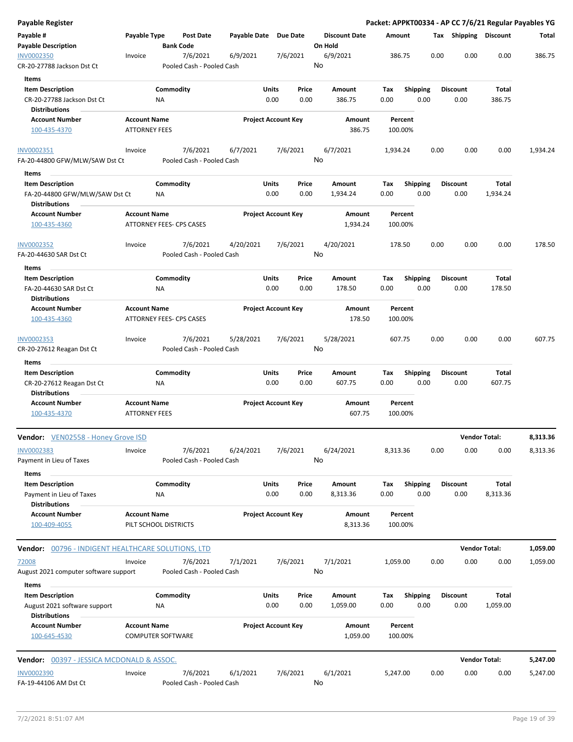**Payable Register** — **Packet: APPKT00334 - AP CC 7/6/21 Regular Payables YG**

| Payable # / Payable Description | Payable Type | Post Date / Bank Code | Payable Date | Due Date | Discount Date / On Hold | Amount | Tax | Shipping | Discount | Total |
|---|---|---|---|---|---|---|---|---|---|---|
| INV0002350 | Invoice | 7/6/2021 | 6/9/2021 | 7/6/2021 | 6/9/2021 | 386.75 | 0.00 | 0.00 | 0.00 | 386.75 |
| CR-20-27788 Jackson Dst Ct | | Pooled Cash - Pooled Cash | | | No | | | | | |

**Items**

| Item Description | Commodity | Units | Price | Amount | Tax | Shipping | Discount | Total |
|---|---|---|---|---|---|---|---|---|
| CR-20-27788 Jackson Dst Ct | NA | 0.00 | 0.00 | 386.75 | 0.00 | 0.00 | 0.00 | 386.75 |

**Distributions**

| Account Number | Account Name | Project Account Key | Amount | Percent |
|---|---|---|---|---|
| 100-435-4370 | ATTORNEY FEES | | 386.75 | 100.00% |

| Payable # / Payable Description | Payable Type | Post Date / Bank Code | Payable Date | Due Date | Discount Date / On Hold | Amount | Tax | Shipping | Discount | Total |
|---|---|---|---|---|---|---|---|---|---|---|
| INV0002351 | Invoice | 7/6/2021 | 6/7/2021 | 7/6/2021 | 6/7/2021 | 1,934.24 | 0.00 | 0.00 | 0.00 | 1,934.24 |
| FA-20-44800 GFW/MLW/SAW Dst Ct | | Pooled Cash - Pooled Cash | | | No | | | | | |

**Items**

| Item Description | Commodity | Units | Price | Amount | Tax | Shipping | Discount | Total |
|---|---|---|---|---|---|---|---|---|
| FA-20-44800 GFW/MLW/SAW Dst Ct | NA | 0.00 | 0.00 | 1,934.24 | 0.00 | 0.00 | 0.00 | 1,934.24 |

**Distributions**

| Account Number | Account Name | Project Account Key | Amount | Percent |
|---|---|---|---|---|
| 100-435-4360 | ATTORNEY FEES- CPS CASES | | 1,934.24 | 100.00% |

| Payable # / Payable Description | Payable Type | Post Date / Bank Code | Payable Date | Due Date | Discount Date / On Hold | Amount | Tax | Shipping | Discount | Total |
|---|---|---|---|---|---|---|---|---|---|---|
| INV0002352 | Invoice | 7/6/2021 | 4/20/2021 | 7/6/2021 | 4/20/2021 | 178.50 | 0.00 | 0.00 | 0.00 | 178.50 |
| FA-20-44630 SAR Dst Ct | | Pooled Cash - Pooled Cash | | | No | | | | | |

**Items**

| Item Description | Commodity | Units | Price | Amount | Tax | Shipping | Discount | Total |
|---|---|---|---|---|---|---|---|---|
| FA-20-44630 SAR Dst Ct | NA | 0.00 | 0.00 | 178.50 | 0.00 | 0.00 | 0.00 | 178.50 |

**Distributions**

| Account Number | Account Name | Project Account Key | Amount | Percent |
|---|---|---|---|---|
| 100-435-4360 | ATTORNEY FEES- CPS CASES | | 178.50 | 100.00% |

| Payable # / Payable Description | Payable Type | Post Date / Bank Code | Payable Date | Due Date | Discount Date / On Hold | Amount | Tax | Shipping | Discount | Total |
|---|---|---|---|---|---|---|---|---|---|---|
| INV0002353 | Invoice | 7/6/2021 | 5/28/2021 | 7/6/2021 | 5/28/2021 | 607.75 | 0.00 | 0.00 | 0.00 | 607.75 |
| CR-20-27612 Reagan Dst Ct | | Pooled Cash - Pooled Cash | | | No | | | | | |

**Items**

| Item Description | Commodity | Units | Price | Amount | Tax | Shipping | Discount | Total |
|---|---|---|---|---|---|---|---|---|
| CR-20-27612 Reagan Dst Ct | NA | 0.00 | 0.00 | 607.75 | 0.00 | 0.00 | 0.00 | 607.75 |

**Distributions**

| Account Number | Account Name | Project Account Key | Amount | Percent |
|---|---|---|---|---|
| 100-435-4370 | ATTORNEY FEES | | 607.75 | 100.00% |

---

**Vendor:** VEN02558 - Honey Grove ISD — **Vendor Total: 8,313.36**

| Payable # / Payable Description | Payable Type | Post Date / Bank Code | Payable Date | Due Date | Discount Date / On Hold | Amount | Tax | Shipping | Discount | Total |
|---|---|---|---|---|---|---|---|---|---|---|
| INV0002383 | Invoice | 7/6/2021 | 6/24/2021 | 7/6/2021 | 6/24/2021 | 8,313.36 | 0.00 | 0.00 | 0.00 | 8,313.36 |
| Payment in Lieu of Taxes | | Pooled Cash - Pooled Cash | | | No | | | | | |

**Items**

| Item Description | Commodity | Units | Price | Amount | Tax | Shipping | Discount | Total |
|---|---|---|---|---|---|---|---|---|
| Payment in Lieu of Taxes | NA | 0.00 | 0.00 | 8,313.36 | 0.00 | 0.00 | 0.00 | 8,313.36 |

**Distributions**

| Account Number | Account Name | Project Account Key | Amount | Percent |
|---|---|---|---|---|
| 100-409-4055 | PILT SCHOOL DISTRICTS | | 8,313.36 | 100.00% |

---

**Vendor:** 00796 - INDIGENT HEALTHCARE SOLUTIONS, LTD — **Vendor Total: 1,059.00**

| Payable # / Payable Description | Payable Type | Post Date / Bank Code | Payable Date | Due Date | Discount Date / On Hold | Amount | Tax | Shipping | Discount | Total |
|---|---|---|---|---|---|---|---|---|---|---|
| 72008 | Invoice | 7/6/2021 | 7/1/2021 | 7/6/2021 | 7/1/2021 | 1,059.00 | 0.00 | 0.00 | 0.00 | 1,059.00 |
| August 2021 computer software support | | Pooled Cash - Pooled Cash | | | No | | | | | |

**Items**

| Item Description | Commodity | Units | Price | Amount | Tax | Shipping | Discount | Total |
|---|---|---|---|---|---|---|---|---|
| August 2021 software support | NA | 0.00 | 0.00 | 1,059.00 | 0.00 | 0.00 | 0.00 | 1,059.00 |

**Distributions**

| Account Number | Account Name | Project Account Key | Amount | Percent |
|---|---|---|---|---|
| 100-645-4530 | COMPUTER SOFTWARE | | 1,059.00 | 100.00% |

---

**Vendor:** 00397 - JESSICA MCDONALD & ASSOC. — **Vendor Total: 5,247.00**

| Payable # / Payable Description | Payable Type | Post Date / Bank Code | Payable Date | Due Date | Discount Date / On Hold | Amount | Tax | Shipping | Discount | Total |
|---|---|---|---|---|---|---|---|---|---|---|
| INV0002390 | Invoice | 7/6/2021 | 6/1/2021 | 7/6/2021 | 6/1/2021 | 5,247.00 | 0.00 | 0.00 | 0.00 | 5,247.00 |
| FA-19-44106 AM Dst Ct | | Pooled Cash - Pooled Cash | | | No | | | | | |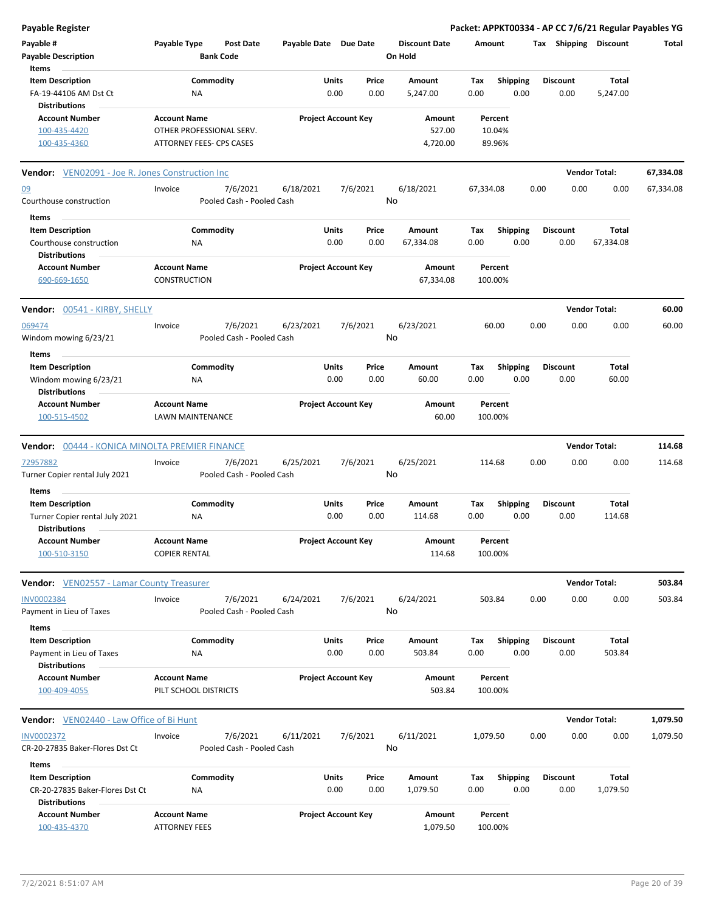**Payable Register** — **Packet: APPKT00334 - AP CC 7/6/21 Regular Payables YG**

| Payable # | Payable Type | Post Date | Payable Date | Due Date | Discount Date | Amount | Tax | Shipping | Discount | Total |
|---|---|---|---|---|---|---|---|---|---|---|
| Payable Description | | Bank Code | | | On Hold | | | | | |

**Items**

| Item Description | Commodity | Units | Price | Amount | Tax | Shipping | Discount | Total |
|---|---|---|---|---|---|---|---|---|
| FA-19-44106 AM Dst Ct | NA | 0.00 | 0.00 | 5,247.00 | 0.00 | 0.00 | 0.00 | 5,247.00 |

**Distributions**

| Account Number | Account Name | Project Account Key | Amount | Percent |
|---|---|---|---|---|
| 100-435-4420 | OTHER PROFESSIONAL SERV. | | 527.00 | 10.04% |
| 100-435-4360 | ATTORNEY FEES- CPS CASES | | 4,720.00 | 89.96% |

---

**Vendor: VEN02091 - Joe R. Jones Construction Inc** — **Vendor Total: 67,334.08**

| Payable # | Payable Type | Post Date | Payable Date | Due Date | Discount Date | Amount | Tax | Shipping | Discount | Total |
|---|---|---|---|---|---|---|---|---|---|---|
| 09 | Invoice | 7/6/2021 | 6/18/2021 | 7/6/2021 | 6/18/2021 | 67,334.08 | 0.00 | 0.00 | 0.00 | 67,334.08 |
| Courthouse construction | | Pooled Cash - Pooled Cash | | | No | | | | | |

**Items**

| Item Description | Commodity | Units | Price | Amount | Tax | Shipping | Discount | Total |
|---|---|---|---|---|---|---|---|---|
| Courthouse construction | NA | 0.00 | 0.00 | 67,334.08 | 0.00 | 0.00 | 0.00 | 67,334.08 |

**Distributions**

| Account Number | Account Name | Project Account Key | Amount | Percent |
|---|---|---|---|---|
| 690-669-1650 | CONSTRUCTION | | 67,334.08 | 100.00% |

---

**Vendor: 00541 - KIRBY, SHELLY** — **Vendor Total: 60.00**

| Payable # | Payable Type | Post Date | Payable Date | Due Date | Discount Date | Amount | Tax | Shipping | Discount | Total |
|---|---|---|---|---|---|---|---|---|---|---|
| 069474 | Invoice | 7/6/2021 | 6/23/2021 | 7/6/2021 | 6/23/2021 | 60.00 | 0.00 | 0.00 | 0.00 | 60.00 |
| Windom mowing 6/23/21 | | Pooled Cash - Pooled Cash | | | No | | | | | |

**Items**

| Item Description | Commodity | Units | Price | Amount | Tax | Shipping | Discount | Total |
|---|---|---|---|---|---|---|---|---|
| Windom mowing 6/23/21 | NA | 0.00 | 0.00 | 60.00 | 0.00 | 0.00 | 0.00 | 60.00 |

**Distributions**

| Account Number | Account Name | Project Account Key | Amount | Percent |
|---|---|---|---|---|
| 100-515-4502 | LAWN MAINTENANCE | | 60.00 | 100.00% |

---

**Vendor: 00444 - KONICA MINOLTA PREMIER FINANCE** — **Vendor Total: 114.68**

| Payable # | Payable Type | Post Date | Payable Date | Due Date | Discount Date | Amount | Tax | Shipping | Discount | Total |
|---|---|---|---|---|---|---|---|---|---|---|
| 72957882 | Invoice | 7/6/2021 | 6/25/2021 | 7/6/2021 | 6/25/2021 | 114.68 | 0.00 | 0.00 | 0.00 | 114.68 |
| Turner Copier rental July 2021 | | Pooled Cash - Pooled Cash | | | No | | | | | |

**Items**

| Item Description | Commodity | Units | Price | Amount | Tax | Shipping | Discount | Total |
|---|---|---|---|---|---|---|---|---|
| Turner Copier rental July 2021 | NA | 0.00 | 0.00 | 114.68 | 0.00 | 0.00 | 0.00 | 114.68 |

**Distributions**

| Account Number | Account Name | Project Account Key | Amount | Percent |
|---|---|---|---|---|
| 100-510-3150 | COPIER RENTAL | | 114.68 | 100.00% |

---

**Vendor: VEN02557 - Lamar County Treasurer** — **Vendor Total: 503.84**

| Payable # | Payable Type | Post Date | Payable Date | Due Date | Discount Date | Amount | Tax | Shipping | Discount | Total |
|---|---|---|---|---|---|---|---|---|---|---|
| INV0002384 | Invoice | 7/6/2021 | 6/24/2021 | 7/6/2021 | 6/24/2021 | 503.84 | 0.00 | 0.00 | 0.00 | 503.84 |
| Payment in Lieu of Taxes | | Pooled Cash - Pooled Cash | | | No | | | | | |

**Items**

| Item Description | Commodity | Units | Price | Amount | Tax | Shipping | Discount | Total |
|---|---|---|---|---|---|---|---|---|
| Payment in Lieu of Taxes | NA | 0.00 | 0.00 | 503.84 | 0.00 | 0.00 | 0.00 | 503.84 |

**Distributions**

| Account Number | Account Name | Project Account Key | Amount | Percent |
|---|---|---|---|---|
| 100-409-4055 | PILT SCHOOL DISTRICTS | | 503.84 | 100.00% |

---

**Vendor: VEN02440 - Law Office of Bi Hunt** — **Vendor Total: 1,079.50**

| Payable # | Payable Type | Post Date | Payable Date | Due Date | Discount Date | Amount | Tax | Shipping | Discount | Total |
|---|---|---|---|---|---|---|---|---|---|---|
| INV0002372 | Invoice | 7/6/2021 | 6/11/2021 | 7/6/2021 | 6/11/2021 | 1,079.50 | 0.00 | 0.00 | 0.00 | 1,079.50 |
| CR-20-27835 Baker-Flores Dst Ct | | Pooled Cash - Pooled Cash | | | No | | | | | |

**Items**

| Item Description | Commodity | Units | Price | Amount | Tax | Shipping | Discount | Total |
|---|---|---|---|---|---|---|---|---|
| CR-20-27835 Baker-Flores Dst Ct | NA | 0.00 | 0.00 | 1,079.50 | 0.00 | 0.00 | 0.00 | 1,079.50 |

**Distributions**

| Account Number | Account Name | Project Account Key | Amount | Percent |
|---|---|---|---|---|
| 100-435-4370 | ATTORNEY FEES | | 1,079.50 | 100.00% |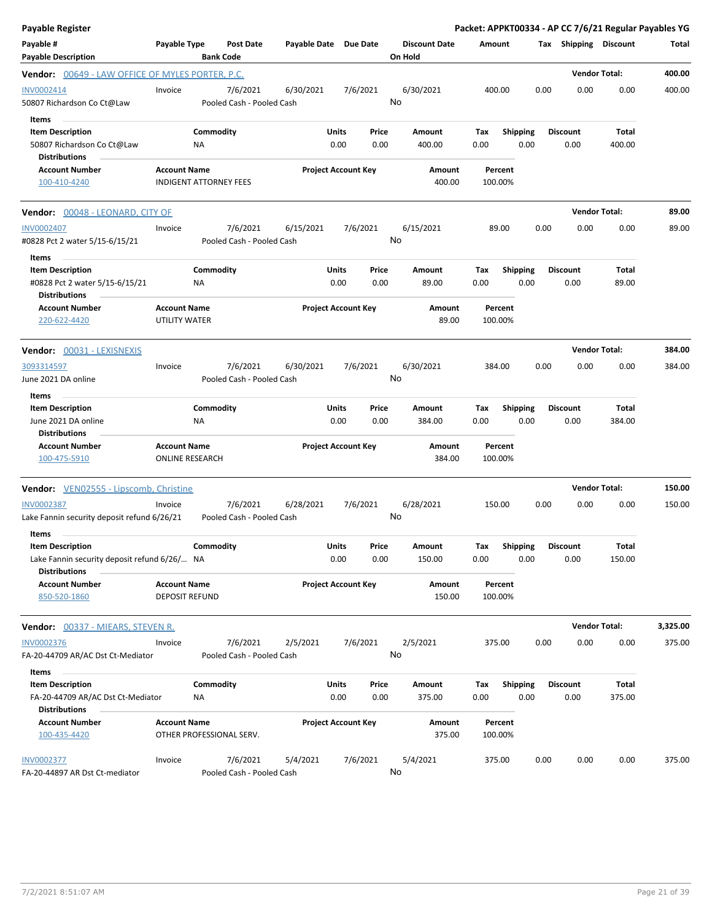**Payable Register** — **Packet: APPKT00334 - AP CC 7/6/21 Regular Payables YG**

| Payable # | Payable Type | Post Date | Payable Date | Due Date | Discount Date | Amount | Tax | Shipping | Discount | Total |
|---|---|---|---|---|---|---|---|---|---|---|
| **Payable Description** | | **Bank Code** | | | **On Hold** | | | | | |

**Vendor: 00649 - LAW OFFICE OF MYLES PORTER, P.C.** — Vendor Total: **400.00**

| Payable # | Payable Type | Post Date | Payable Date | Due Date | Discount Date | Amount | Tax | Shipping | Discount | Total |
|---|---|---|---|---|---|---|---|---|---|---|
| INV0002414 | Invoice | 7/6/2021 | 6/30/2021 | 7/6/2021 | 6/30/2021 | 400.00 | 0.00 | 0.00 | 0.00 | 400.00 |
| 50807 Richardson Co Ct@Law | | Pooled Cash - Pooled Cash | | | No | | | | | |

Items

| Item Description | Commodity | Units | Price | Amount | Tax | Shipping | Discount | Total |
|---|---|---|---|---|---|---|---|---|
| 50807 Richardson Co Ct@Law | NA | 0.00 | 0.00 | 400.00 | 0.00 | 0.00 | 0.00 | 400.00 |

Distributions

| Account Number | Account Name | Project Account Key | Amount | Percent |
|---|---|---|---|---|
| 100-410-4240 | INDIGENT ATTORNEY FEES | | 400.00 | 100.00% |

**Vendor: 00048 - LEONARD, CITY OF** — Vendor Total: **89.00**

| Payable # | Payable Type | Post Date | Payable Date | Due Date | Discount Date | Amount | Tax | Shipping | Discount | Total |
|---|---|---|---|---|---|---|---|---|---|---|
| INV0002407 | Invoice | 7/6/2021 | 6/15/2021 | 7/6/2021 | 6/15/2021 | 89.00 | 0.00 | 0.00 | 0.00 | 89.00 |
| #0828 Pct 2 water 5/15-6/15/21 | | Pooled Cash - Pooled Cash | | | No | | | | | |

Items

| Item Description | Commodity | Units | Price | Amount | Tax | Shipping | Discount | Total |
|---|---|---|---|---|---|---|---|---|
| #0828 Pct 2 water 5/15-6/15/21 | NA | 0.00 | 0.00 | 89.00 | 0.00 | 0.00 | 0.00 | 89.00 |

Distributions

| Account Number | Account Name | Project Account Key | Amount | Percent |
|---|---|---|---|---|
| 220-622-4420 | UTILITY WATER | | 89.00 | 100.00% |

**Vendor: 00031 - LEXISNEXIS** — Vendor Total: **384.00**

| Payable # | Payable Type | Post Date | Payable Date | Due Date | Discount Date | Amount | Tax | Shipping | Discount | Total |
|---|---|---|---|---|---|---|---|---|---|---|
| 3093314597 | Invoice | 7/6/2021 | 6/30/2021 | 7/6/2021 | 6/30/2021 | 384.00 | 0.00 | 0.00 | 0.00 | 384.00 |
| June 2021 DA online | | Pooled Cash - Pooled Cash | | | No | | | | | |

Items

| Item Description | Commodity | Units | Price | Amount | Tax | Shipping | Discount | Total |
|---|---|---|---|---|---|---|---|---|
| June 2021 DA online | NA | 0.00 | 0.00 | 384.00 | 0.00 | 0.00 | 0.00 | 384.00 |

Distributions

| Account Number | Account Name | Project Account Key | Amount | Percent |
|---|---|---|---|---|
| 100-475-5910 | ONLINE RESEARCH | | 384.00 | 100.00% |

**Vendor: VEN02555 - Lipscomb, Christine** — Vendor Total: **150.00**

| Payable # | Payable Type | Post Date | Payable Date | Due Date | Discount Date | Amount | Tax | Shipping | Discount | Total |
|---|---|---|---|---|---|---|---|---|---|---|
| INV0002387 | Invoice | 7/6/2021 | 6/28/2021 | 7/6/2021 | 6/28/2021 | 150.00 | 0.00 | 0.00 | 0.00 | 150.00 |
| Lake Fannin security deposit refund 6/26/21 | | Pooled Cash - Pooled Cash | | | No | | | | | |

Items

| Item Description | Commodity | Units | Price | Amount | Tax | Shipping | Discount | Total |
|---|---|---|---|---|---|---|---|---|
| Lake Fannin security deposit refund 6/26/... | NA | 0.00 | 0.00 | 150.00 | 0.00 | 0.00 | 0.00 | 150.00 |

Distributions

| Account Number | Account Name | Project Account Key | Amount | Percent |
|---|---|---|---|---|
| 850-520-1860 | DEPOSIT REFUND | | 150.00 | 100.00% |

**Vendor: 00337 - MIEARS, STEVEN R.** — Vendor Total: **3,325.00**

| Payable # | Payable Type | Post Date | Payable Date | Due Date | Discount Date | Amount | Tax | Shipping | Discount | Total |
|---|---|---|---|---|---|---|---|---|---|---|
| INV0002376 | Invoice | 7/6/2021 | 2/5/2021 | 7/6/2021 | 2/5/2021 | 375.00 | 0.00 | 0.00 | 0.00 | 375.00 |
| FA-20-44709 AR/AC Dst Ct-Mediator | | Pooled Cash - Pooled Cash | | | No | | | | | |

Items

| Item Description | Commodity | Units | Price | Amount | Tax | Shipping | Discount | Total |
|---|---|---|---|---|---|---|---|---|
| FA-20-44709 AR/AC Dst Ct-Mediator | NA | 0.00 | 0.00 | 375.00 | 0.00 | 0.00 | 0.00 | 375.00 |

Distributions

| Account Number | Account Name | Project Account Key | Amount | Percent |
|---|---|---|---|---|
| 100-435-4420 | OTHER PROFESSIONAL SERV. | | 375.00 | 100.00% |

| Payable # | Payable Type | Post Date | Payable Date | Due Date | Discount Date | Amount | Tax | Shipping | Discount | Total |
|---|---|---|---|---|---|---|---|---|---|---|
| INV0002377 | Invoice | 7/6/2021 | 5/4/2021 | 7/6/2021 | 5/4/2021 | 375.00 | 0.00 | 0.00 | 0.00 | 375.00 |
| FA-20-44897 AR Dst Ct-mediator | | Pooled Cash - Pooled Cash | | | No | | | | | |

7/2/2021 8:51:07 AM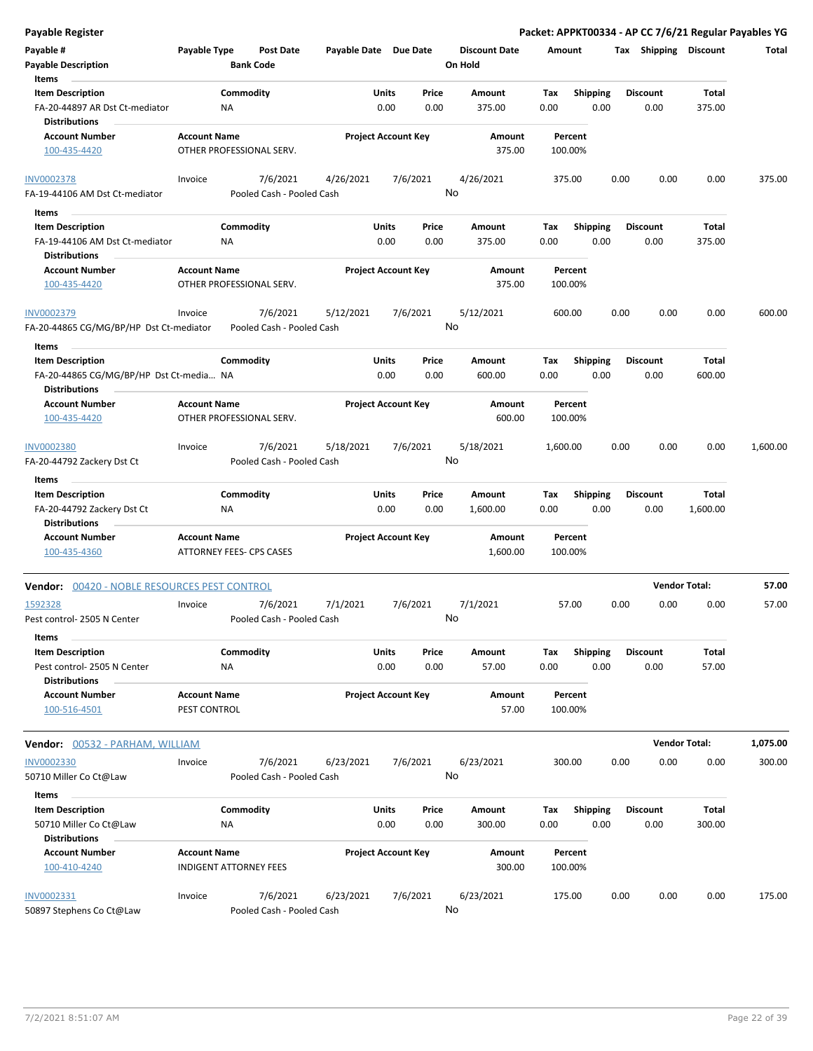**Payable Register** | **Packet: APPKT00334 - AP CC 7/6/21 Regular Payables YG**

| Payable # / Payable Description | Payable Type | Post Date / Bank Code | Payable Date | Due Date | Discount Date / On Hold | Amount | Tax | Shipping | Discount | Total |
|---|---|---|---|---|---|---|---|---|---|---|

**Items**

| Item Description | Commodity | Units | Price | Amount | Tax | Shipping | Discount | Total |
|---|---|---|---|---|---|---|---|---|
| FA-20-44897 AR Dst Ct-mediator | NA | 0.00 | 0.00 | 375.00 | 0.00 | 0.00 | 0.00 | 375.00 |

**Distributions**

| Account Number | Account Name | Project Account Key | Amount | Percent |
|---|---|---|---|---|
| 100-435-4420 | OTHER PROFESSIONAL SERV. | | 375.00 | 100.00% |

| Payable # | Payable Type | Post Date | Payable Date | Due Date | Discount Date | Amount | Tax | Shipping | Discount | Total |
|---|---|---|---|---|---|---|---|---|---|---|
| INV0002378 | Invoice | 7/6/2021 | 4/26/2021 | 7/6/2021 | 4/26/2021 | 375.00 | 0.00 | 0.00 | 0.00 | 375.00 |
| FA-19-44106 AM Dst Ct-mediator | | Pooled Cash - Pooled Cash | | | No | | | | | |

**Items**

| Item Description | Commodity | Units | Price | Amount | Tax | Shipping | Discount | Total |
|---|---|---|---|---|---|---|---|---|
| FA-19-44106 AM Dst Ct-mediator | NA | 0.00 | 0.00 | 375.00 | 0.00 | 0.00 | 0.00 | 375.00 |

**Distributions**

| Account Number | Account Name | Project Account Key | Amount | Percent |
|---|---|---|---|---|
| 100-435-4420 | OTHER PROFESSIONAL SERV. | | 375.00 | 100.00% |

| Payable # | Payable Type | Post Date | Payable Date | Due Date | Discount Date | Amount | Tax | Shipping | Discount | Total |
|---|---|---|---|---|---|---|---|---|---|---|
| INV0002379 | Invoice | 7/6/2021 | 5/12/2021 | 7/6/2021 | 5/12/2021 | 600.00 | 0.00 | 0.00 | 0.00 | 600.00 |
| FA-20-44865 CG/MG/BP/HP Dst Ct-mediator | | Pooled Cash - Pooled Cash | | | No | | | | | |

**Items**

| Item Description | Commodity | Units | Price | Amount | Tax | Shipping | Discount | Total |
|---|---|---|---|---|---|---|---|---|
| FA-20-44865 CG/MG/BP/HP Dst Ct-media... | NA | 0.00 | 0.00 | 600.00 | 0.00 | 0.00 | 0.00 | 600.00 |

**Distributions**

| Account Number | Account Name | Project Account Key | Amount | Percent |
|---|---|---|---|---|
| 100-435-4420 | OTHER PROFESSIONAL SERV. | | 600.00 | 100.00% |

| Payable # | Payable Type | Post Date | Payable Date | Due Date | Discount Date | Amount | Tax | Shipping | Discount | Total |
|---|---|---|---|---|---|---|---|---|---|---|
| INV0002380 | Invoice | 7/6/2021 | 5/18/2021 | 7/6/2021 | 5/18/2021 | 1,600.00 | 0.00 | 0.00 | 0.00 | 1,600.00 |
| FA-20-44792 Zackery Dst Ct | | Pooled Cash - Pooled Cash | | | No | | | | | |

**Items**

| Item Description | Commodity | Units | Price | Amount | Tax | Shipping | Discount | Total |
|---|---|---|---|---|---|---|---|---|
| FA-20-44792 Zackery Dst Ct | NA | 0.00 | 0.00 | 1,600.00 | 0.00 | 0.00 | 0.00 | 1,600.00 |

**Distributions**

| Account Number | Account Name | Project Account Key | Amount | Percent |
|---|---|---|---|---|
| 100-435-4360 | ATTORNEY FEES- CPS CASES | | 1,600.00 | 100.00% |

**Vendor: 00420 - NOBLE RESOURCES PEST CONTROL** — **Vendor Total: 57.00**

| Payable # | Payable Type | Post Date | Payable Date | Due Date | Discount Date | Amount | Tax | Shipping | Discount | Total |
|---|---|---|---|---|---|---|---|---|---|---|
| 1592328 | Invoice | 7/6/2021 | 7/1/2021 | 7/6/2021 | 7/1/2021 | 57.00 | 0.00 | 0.00 | 0.00 | 57.00 |
| Pest control- 2505 N Center | | Pooled Cash - Pooled Cash | | | No | | | | | |

**Items**

| Item Description | Commodity | Units | Price | Amount | Tax | Shipping | Discount | Total |
|---|---|---|---|---|---|---|---|---|
| Pest control- 2505 N Center | NA | 0.00 | 0.00 | 57.00 | 0.00 | 0.00 | 0.00 | 57.00 |

**Distributions**

| Account Number | Account Name | Project Account Key | Amount | Percent |
|---|---|---|---|---|
| 100-516-4501 | PEST CONTROL | | 57.00 | 100.00% |

**Vendor: 00532 - PARHAM, WILLIAM** — **Vendor Total: 1,075.00**

| Payable # | Payable Type | Post Date | Payable Date | Due Date | Discount Date | Amount | Tax | Shipping | Discount | Total |
|---|---|---|---|---|---|---|---|---|---|---|
| INV0002330 | Invoice | 7/6/2021 | 6/23/2021 | 7/6/2021 | 6/23/2021 | 300.00 | 0.00 | 0.00 | 0.00 | 300.00 |
| 50710 Miller Co Ct@Law | | Pooled Cash - Pooled Cash | | | No | | | | | |

**Items**

| Item Description | Commodity | Units | Price | Amount | Tax | Shipping | Discount | Total |
|---|---|---|---|---|---|---|---|---|
| 50710 Miller Co Ct@Law | NA | 0.00 | 0.00 | 300.00 | 0.00 | 0.00 | 0.00 | 300.00 |

**Distributions**

| Account Number | Account Name | Project Account Key | Amount | Percent |
|---|---|---|---|---|
| 100-410-4240 | INDIGENT ATTORNEY FEES | | 300.00 | 100.00% |

| Payable # | Payable Type | Post Date | Payable Date | Due Date | Discount Date | Amount | Tax | Shipping | Discount | Total |
|---|---|---|---|---|---|---|---|---|---|---|
| INV0002331 | Invoice | 7/6/2021 | 6/23/2021 | 7/6/2021 | 6/23/2021 | 175.00 | 0.00 | 0.00 | 0.00 | 175.00 |
| 50897 Stephens Co Ct@Law | | Pooled Cash - Pooled Cash | | | No | | | | | |

7/2/2021 8:51:07 AM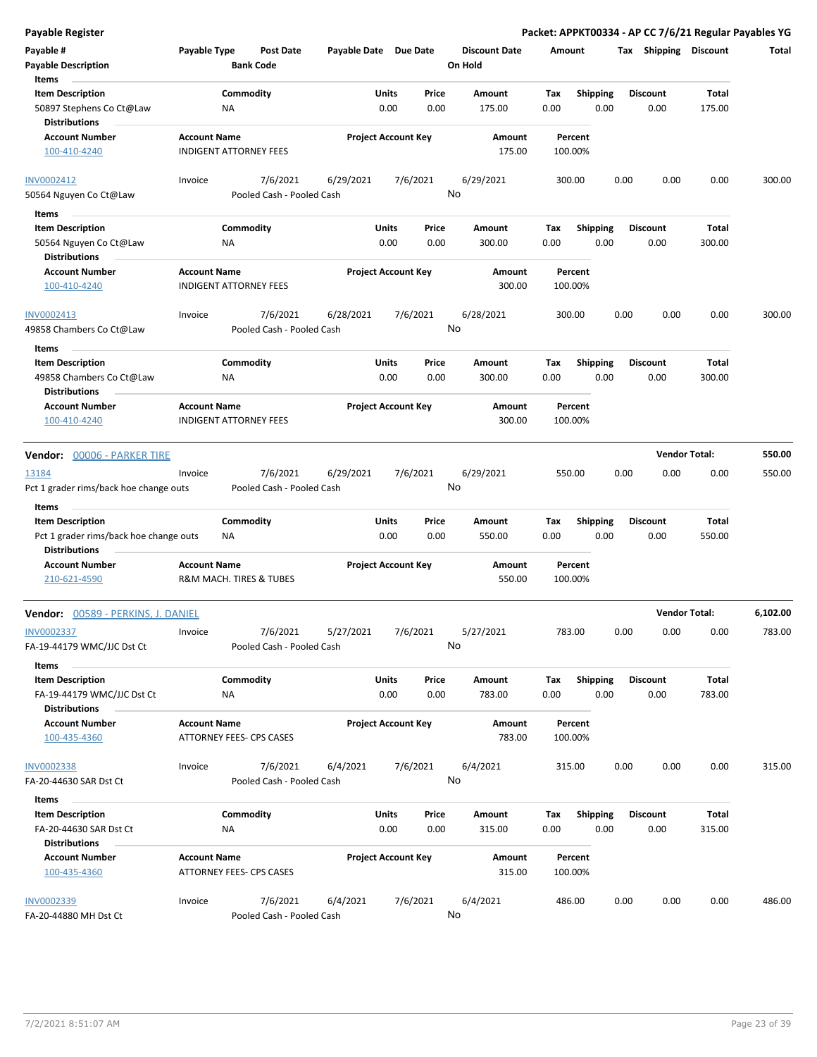**Payable Register** — Packet: APPKT00334 - AP CC 7/6/21 Regular Payables YG

| Payable # | Payable Type | Post Date | Payable Date | Due Date | Discount Date | Amount | Tax | Shipping | Discount | Total |
|---|---|---|---|---|---|---|---|---|---|---|
| Payable Description | | Bank Code | | | On Hold | | | | | |

**Items**

| Item Description | Commodity | Units | Price | Amount | Tax | Shipping | Discount | Total |
|---|---|---|---|---|---|---|---|---|
| 50897 Stephens Co Ct@Law | NA | 0.00 | 0.00 | 175.00 | 0.00 | 0.00 | 0.00 | 175.00 |

**Distributions**

| Account Number | Account Name | Project Account Key | Amount | Percent |
|---|---|---|---|---|
| 100-410-4240 | INDIGENT ATTORNEY FEES | | 175.00 | 100.00% |

| Payable # | Payable Type | Post Date | Payable Date | Due Date | Discount Date | Amount | Tax | Shipping | Discount | Total |
|---|---|---|---|---|---|---|---|---|---|---|
| INV0002412 | Invoice | 7/6/2021 | 6/29/2021 | 7/6/2021 | 6/29/2021 | 300.00 | 0.00 | 0.00 | 0.00 | 300.00 |
| 50564 Nguyen Co Ct@Law | | Pooled Cash - Pooled Cash | | | No | | | | | |

**Items**

| Item Description | Commodity | Units | Price | Amount | Tax | Shipping | Discount | Total |
|---|---|---|---|---|---|---|---|---|
| 50564 Nguyen Co Ct@Law | NA | 0.00 | 0.00 | 300.00 | 0.00 | 0.00 | 0.00 | 300.00 |

**Distributions**

| Account Number | Account Name | Project Account Key | Amount | Percent |
|---|---|---|---|---|
| 100-410-4240 | INDIGENT ATTORNEY FEES | | 300.00 | 100.00% |

| Payable # | Payable Type | Post Date | Payable Date | Due Date | Discount Date | Amount | Tax | Shipping | Discount | Total |
|---|---|---|---|---|---|---|---|---|---|---|
| INV0002413 | Invoice | 7/6/2021 | 6/28/2021 | 7/6/2021 | 6/28/2021 | 300.00 | 0.00 | 0.00 | 0.00 | 300.00 |
| 49858 Chambers Co Ct@Law | | Pooled Cash - Pooled Cash | | | No | | | | | |

**Items**

| Item Description | Commodity | Units | Price | Amount | Tax | Shipping | Discount | Total |
|---|---|---|---|---|---|---|---|---|
| 49858 Chambers Co Ct@Law | NA | 0.00 | 0.00 | 300.00 | 0.00 | 0.00 | 0.00 | 300.00 |

**Distributions**

| Account Number | Account Name | Project Account Key | Amount | Percent |
|---|---|---|---|---|
| 100-410-4240 | INDIGENT ATTORNEY FEES | | 300.00 | 100.00% |

**Vendor: 00006 - PARKER TIRE** — Vendor Total: **550.00**

| Payable # | Payable Type | Post Date | Payable Date | Due Date | Discount Date | Amount | Tax | Shipping | Discount | Total |
|---|---|---|---|---|---|---|---|---|---|---|
| 13184 | Invoice | 7/6/2021 | 6/29/2021 | 7/6/2021 | 6/29/2021 | 550.00 | 0.00 | 0.00 | 0.00 | 550.00 |
| Pct 1 grader rims/back hoe change outs | | Pooled Cash - Pooled Cash | | | No | | | | | |

**Items**

| Item Description | Commodity | Units | Price | Amount | Tax | Shipping | Discount | Total |
|---|---|---|---|---|---|---|---|---|
| Pct 1 grader rims/back hoe change outs | NA | 0.00 | 0.00 | 550.00 | 0.00 | 0.00 | 0.00 | 550.00 |

**Distributions**

| Account Number | Account Name | Project Account Key | Amount | Percent |
|---|---|---|---|---|
| 210-621-4590 | R&M MACH. TIRES & TUBES | | 550.00 | 100.00% |

**Vendor: 00589 - PERKINS, J. DANIEL** — Vendor Total: **6,102.00**

| Payable # | Payable Type | Post Date | Payable Date | Due Date | Discount Date | Amount | Tax | Shipping | Discount | Total |
|---|---|---|---|---|---|---|---|---|---|---|
| INV0002337 | Invoice | 7/6/2021 | 5/27/2021 | 7/6/2021 | 5/27/2021 | 783.00 | 0.00 | 0.00 | 0.00 | 783.00 |
| FA-19-44179 WMC/JJC Dst Ct | | Pooled Cash - Pooled Cash | | | No | | | | | |

**Items**

| Item Description | Commodity | Units | Price | Amount | Tax | Shipping | Discount | Total |
|---|---|---|---|---|---|---|---|---|
| FA-19-44179 WMC/JJC Dst Ct | NA | 0.00 | 0.00 | 783.00 | 0.00 | 0.00 | 0.00 | 783.00 |

**Distributions**

| Account Number | Account Name | Project Account Key | Amount | Percent |
|---|---|---|---|---|
| 100-435-4360 | ATTORNEY FEES- CPS CASES | | 783.00 | 100.00% |

| Payable # | Payable Type | Post Date | Payable Date | Due Date | Discount Date | Amount | Tax | Shipping | Discount | Total |
|---|---|---|---|---|---|---|---|---|---|---|
| INV0002338 | Invoice | 7/6/2021 | 6/4/2021 | 7/6/2021 | 6/4/2021 | 315.00 | 0.00 | 0.00 | 0.00 | 315.00 |
| FA-20-44630 SAR Dst Ct | | Pooled Cash - Pooled Cash | | | No | | | | | |

**Items**

| Item Description | Commodity | Units | Price | Amount | Tax | Shipping | Discount | Total |
|---|---|---|---|---|---|---|---|---|
| FA-20-44630 SAR Dst Ct | NA | 0.00 | 0.00 | 315.00 | 0.00 | 0.00 | 0.00 | 315.00 |

**Distributions**

| Account Number | Account Name | Project Account Key | Amount | Percent |
|---|---|---|---|---|
| 100-435-4360 | ATTORNEY FEES- CPS CASES | | 315.00 | 100.00% |

| Payable # | Payable Type | Post Date | Payable Date | Due Date | Discount Date | Amount | Tax | Shipping | Discount | Total |
|---|---|---|---|---|---|---|---|---|---|---|
| INV0002339 | Invoice | 7/6/2021 | 6/4/2021 | 7/6/2021 | 6/4/2021 | 486.00 | 0.00 | 0.00 | 0.00 | 486.00 |
| FA-20-44880 MH Dst Ct | | Pooled Cash - Pooled Cash | | | No | | | | | |

7/2/2021 8:51:07 AM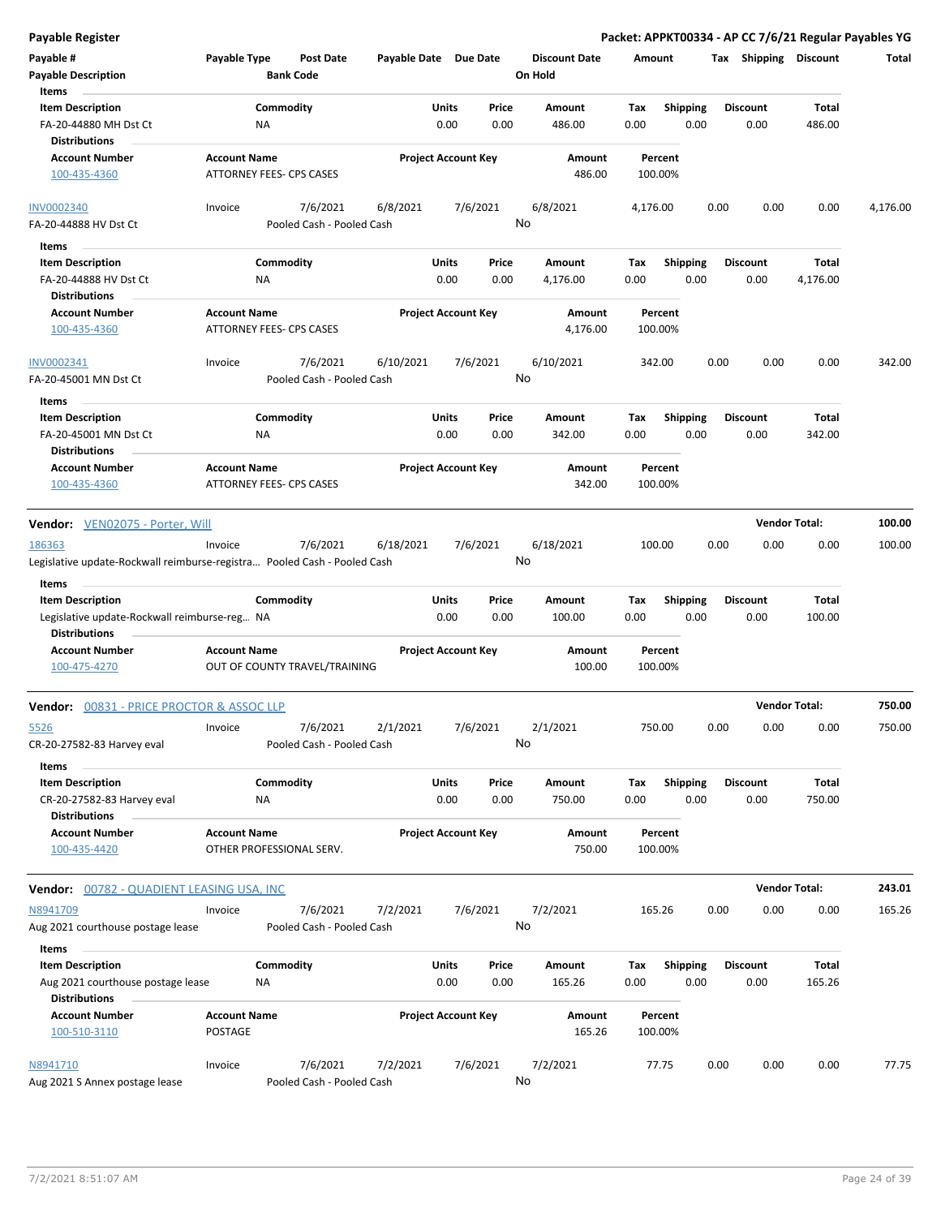**Payable Register** — Packet: APPKT00334 - AP CC 7/6/21 Regular Payables YG

| Payable # / Payable Description | Payable Type | Post Date / Bank Code | Payable Date | Due Date | Discount Date / On Hold | Amount | Tax | Shipping | Discount | Total |
|---|---|---|---|---|---|---|---|---|---|---|

Items

| Item Description | Commodity | Units | Price | Amount | Tax | Shipping | Discount | Total |
|---|---|---|---|---|---|---|---|---|
| FA-20-44880 MH Dst Ct | NA | 0.00 | 0.00 | 486.00 | 0.00 | 0.00 | 0.00 | 486.00 |

Distributions

| Account Number | Account Name | Project Account Key | Amount | Percent |
|---|---|---|---|---|
| 100-435-4360 | ATTORNEY FEES- CPS CASES | | 486.00 | 100.00% |

| INV0002340 | Invoice | 7/6/2021 | 6/8/2021 | 7/6/2021 | 6/8/2021 | 4,176.00 | 0.00 | 0.00 | 0.00 | 4,176.00 |
|---|---|---|---|---|---|---|---|---|---|---|
| FA-20-44888 HV Dst Ct | | Pooled Cash - Pooled Cash | | | No | | | | | |

Items

| Item Description | Commodity | Units | Price | Amount | Tax | Shipping | Discount | Total |
|---|---|---|---|---|---|---|---|---|
| FA-20-44888 HV Dst Ct | NA | 0.00 | 0.00 | 4,176.00 | 0.00 | 0.00 | 0.00 | 4,176.00 |

Distributions

| Account Number | Account Name | Project Account Key | Amount | Percent |
|---|---|---|---|---|
| 100-435-4360 | ATTORNEY FEES- CPS CASES | | 4,176.00 | 100.00% |

| INV0002341 | Invoice | 7/6/2021 | 6/10/2021 | 7/6/2021 | 6/10/2021 | 342.00 | 0.00 | 0.00 | 0.00 | 342.00 |
|---|---|---|---|---|---|---|---|---|---|---|
| FA-20-45001 MN Dst Ct | | Pooled Cash - Pooled Cash | | | No | | | | | |

Items

| Item Description | Commodity | Units | Price | Amount | Tax | Shipping | Discount | Total |
|---|---|---|---|---|---|---|---|---|
| FA-20-45001 MN Dst Ct | NA | 0.00 | 0.00 | 342.00 | 0.00 | 0.00 | 0.00 | 342.00 |

Distributions

| Account Number | Account Name | Project Account Key | Amount | Percent |
|---|---|---|---|---|
| 100-435-4360 | ATTORNEY FEES- CPS CASES | | 342.00 | 100.00% |

**Vendor: VEN02075 - Porter, Will** — Vendor Total: **100.00**

| 186363 | Invoice | 7/6/2021 | 6/18/2021 | 7/6/2021 | 6/18/2021 | 100.00 | 0.00 | 0.00 | 0.00 | 100.00 |
|---|---|---|---|---|---|---|---|---|---|---|
| Legislative update-Rockwall reimburse-registra… | | Pooled Cash - Pooled Cash | | | No | | | | | |

Items

| Item Description | Commodity | Units | Price | Amount | Tax | Shipping | Discount | Total |
|---|---|---|---|---|---|---|---|---|
| Legislative update-Rockwall reimburse-reg… | NA | 0.00 | 0.00 | 100.00 | 0.00 | 0.00 | 0.00 | 100.00 |

Distributions

| Account Number | Account Name | Project Account Key | Amount | Percent |
|---|---|---|---|---|
| 100-475-4270 | OUT OF COUNTY TRAVEL/TRAINING | | 100.00 | 100.00% |

**Vendor: 00831 - PRICE PROCTOR & ASSOC LLP** — Vendor Total: **750.00**

| 5526 | Invoice | 7/6/2021 | 2/1/2021 | 7/6/2021 | 2/1/2021 | 750.00 | 0.00 | 0.00 | 0.00 | 750.00 |
|---|---|---|---|---|---|---|---|---|---|---|
| CR-20-27582-83 Harvey eval | | Pooled Cash - Pooled Cash | | | No | | | | | |

Items

| Item Description | Commodity | Units | Price | Amount | Tax | Shipping | Discount | Total |
|---|---|---|---|---|---|---|---|---|
| CR-20-27582-83 Harvey eval | NA | 0.00 | 0.00 | 750.00 | 0.00 | 0.00 | 0.00 | 750.00 |

Distributions

| Account Number | Account Name | Project Account Key | Amount | Percent |
|---|---|---|---|---|
| 100-435-4420 | OTHER PROFESSIONAL SERV. | | 750.00 | 100.00% |

**Vendor: 00782 - QUADIENT LEASING USA, INC** — Vendor Total: **243.01**

| N8941709 | Invoice | 7/6/2021 | 7/2/2021 | 7/6/2021 | 7/2/2021 | 165.26 | 0.00 | 0.00 | 0.00 | 165.26 |
|---|---|---|---|---|---|---|---|---|---|---|
| Aug 2021 courthouse postage lease | | Pooled Cash - Pooled Cash | | | No | | | | | |

Items

| Item Description | Commodity | Units | Price | Amount | Tax | Shipping | Discount | Total |
|---|---|---|---|---|---|---|---|---|
| Aug 2021 courthouse postage lease | NA | 0.00 | 0.00 | 165.26 | 0.00 | 0.00 | 0.00 | 165.26 |

Distributions

| Account Number | Account Name | Project Account Key | Amount | Percent |
|---|---|---|---|---|
| 100-510-3110 | POSTAGE | | 165.26 | 100.00% |

| N8941710 | Invoice | 7/6/2021 | 7/2/2021 | 7/6/2021 | 7/2/2021 | 77.75 | 0.00 | 0.00 | 0.00 | 77.75 |
|---|---|---|---|---|---|---|---|---|---|---|
| Aug 2021 S Annex postage lease | | Pooled Cash - Pooled Cash | | | No | | | | | |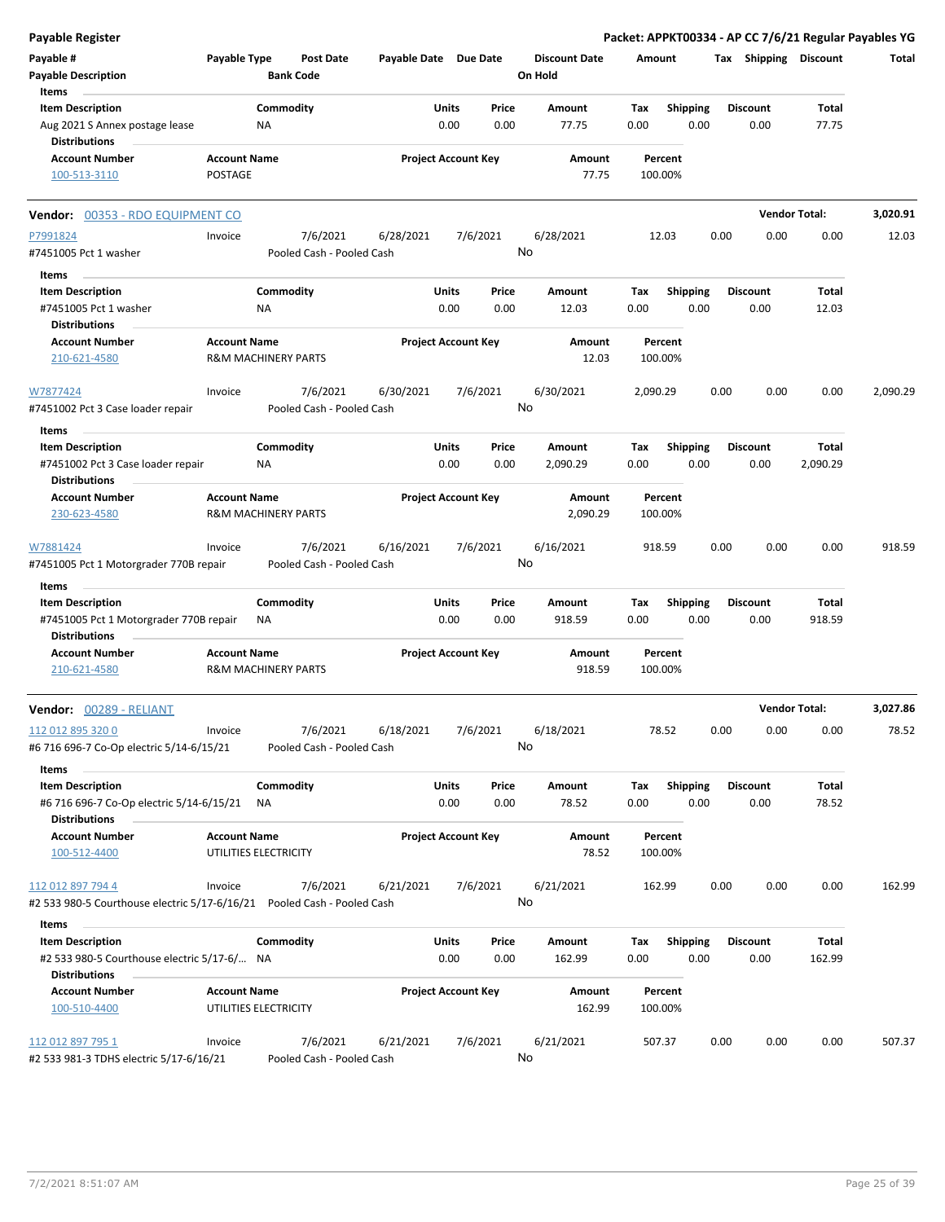**Payable Register** — Packet: APPKT00334 - AP CC 7/6/21 Regular Payables YG

| Payable # | Payable Type | Post Date | Payable Date | Due Date | Discount Date | Amount | Tax | Shipping | Discount | Total |
|---|---|---|---|---|---|---|---|---|---|---|
| **Payable Description** | | **Bank Code** | | | **On Hold** | | | | | |

**Items**

| Item Description | Commodity | Units | Price | Amount | Tax | Shipping | Discount | Total |
|---|---|---|---|---|---|---|---|---|
| Aug 2021 S Annex postage lease | NA | 0.00 | 0.00 | 77.75 | 0.00 | 0.00 | 0.00 | 77.75 |

**Distributions**

| Account Number | Account Name | Project Account Key | Amount | Percent |
|---|---|---|---|---|
| 100-513-3110 | POSTAGE | | 77.75 | 100.00% |

## Vendor: 00353 - RDO EQUIPMENT CO — Vendor Total: 3,020.91

| Payable # | Payable Type | Post Date | Payable Date | Due Date | Discount Date | Amount | Tax | Shipping | Discount | Total |
|---|---|---|---|---|---|---|---|---|---|---|
| P7991824 | Invoice | 7/6/2021 | 6/28/2021 | 7/6/2021 | 6/28/2021 | 12.03 | 0.00 | 0.00 | 0.00 | 12.03 |
| #7451005 Pct 1 washer | | Pooled Cash - Pooled Cash | | | No | | | | | |

**Items**

| Item Description | Commodity | Units | Price | Amount | Tax | Shipping | Discount | Total |
|---|---|---|---|---|---|---|---|---|
| #7451005 Pct 1 washer | NA | 0.00 | 0.00 | 12.03 | 0.00 | 0.00 | 0.00 | 12.03 |

**Distributions**

| Account Number | Account Name | Project Account Key | Amount | Percent |
|---|---|---|---|---|
| 210-621-4580 | R&M MACHINERY PARTS | | 12.03 | 100.00% |

| Payable # | Payable Type | Post Date | Payable Date | Due Date | Discount Date | Amount | Tax | Shipping | Discount | Total |
|---|---|---|---|---|---|---|---|---|---|---|
| W7877424 | Invoice | 7/6/2021 | 6/30/2021 | 7/6/2021 | 6/30/2021 | 2,090.29 | 0.00 | 0.00 | 0.00 | 2,090.29 |
| #7451002 Pct 3 Case loader repair | | Pooled Cash - Pooled Cash | | | No | | | | | |

**Items**

| Item Description | Commodity | Units | Price | Amount | Tax | Shipping | Discount | Total |
|---|---|---|---|---|---|---|---|---|
| #7451002 Pct 3 Case loader repair | NA | 0.00 | 0.00 | 2,090.29 | 0.00 | 0.00 | 0.00 | 2,090.29 |

**Distributions**

| Account Number | Account Name | Project Account Key | Amount | Percent |
|---|---|---|---|---|
| 230-623-4580 | R&M MACHINERY PARTS | | 2,090.29 | 100.00% |

| Payable # | Payable Type | Post Date | Payable Date | Due Date | Discount Date | Amount | Tax | Shipping | Discount | Total |
|---|---|---|---|---|---|---|---|---|---|---|
| W7881424 | Invoice | 7/6/2021 | 6/16/2021 | 7/6/2021 | 6/16/2021 | 918.59 | 0.00 | 0.00 | 0.00 | 918.59 |
| #7451005 Pct 1 Motorgrader 770B repair | | Pooled Cash - Pooled Cash | | | No | | | | | |

**Items**

| Item Description | Commodity | Units | Price | Amount | Tax | Shipping | Discount | Total |
|---|---|---|---|---|---|---|---|---|
| #7451005 Pct 1 Motorgrader 770B repair | NA | 0.00 | 0.00 | 918.59 | 0.00 | 0.00 | 0.00 | 918.59 |

**Distributions**

| Account Number | Account Name | Project Account Key | Amount | Percent |
|---|---|---|---|---|
| 210-621-4580 | R&M MACHINERY PARTS | | 918.59 | 100.00% |

## Vendor: 00289 - RELIANT — Vendor Total: 3,027.86

| Payable # | Payable Type | Post Date | Payable Date | Due Date | Discount Date | Amount | Tax | Shipping | Discount | Total |
|---|---|---|---|---|---|---|---|---|---|---|
| 112 012 895 320 0 | Invoice | 7/6/2021 | 6/18/2021 | 7/6/2021 | 6/18/2021 | 78.52 | 0.00 | 0.00 | 0.00 | 78.52 |
| #6 716 696-7 Co-Op electric 5/14-6/15/21 | | Pooled Cash - Pooled Cash | | | No | | | | | |

**Items**

| Item Description | Commodity | Units | Price | Amount | Tax | Shipping | Discount | Total |
|---|---|---|---|---|---|---|---|---|
| #6 716 696-7 Co-Op electric 5/14-6/15/21 | NA | 0.00 | 0.00 | 78.52 | 0.00 | 0.00 | 0.00 | 78.52 |

**Distributions**

| Account Number | Account Name | Project Account Key | Amount | Percent |
|---|---|---|---|---|
| 100-512-4400 | UTILITIES ELECTRICITY | | 78.52 | 100.00% |

| Payable # | Payable Type | Post Date | Payable Date | Due Date | Discount Date | Amount | Tax | Shipping | Discount | Total |
|---|---|---|---|---|---|---|---|---|---|---|
| 112 012 897 794 4 | Invoice | 7/6/2021 | 6/21/2021 | 7/6/2021 | 6/21/2021 | 162.99 | 0.00 | 0.00 | 0.00 | 162.99 |
| #2 533 980-5 Courthouse electric 5/17-6/16/21 | | Pooled Cash - Pooled Cash | | | No | | | | | |

**Items**

| Item Description | Commodity | Units | Price | Amount | Tax | Shipping | Discount | Total |
|---|---|---|---|---|---|---|---|---|
| #2 533 980-5 Courthouse electric 5/17-6/... | NA | 0.00 | 0.00 | 162.99 | 0.00 | 0.00 | 0.00 | 162.99 |

**Distributions**

| Account Number | Account Name | Project Account Key | Amount | Percent |
|---|---|---|---|---|
| 100-510-4400 | UTILITIES ELECTRICITY | | 162.99 | 100.00% |

| Payable # | Payable Type | Post Date | Payable Date | Due Date | Discount Date | Amount | Tax | Shipping | Discount | Total |
|---|---|---|---|---|---|---|---|---|---|---|
| 112 012 897 795 1 | Invoice | 7/6/2021 | 6/21/2021 | 7/6/2021 | 6/21/2021 | 507.37 | 0.00 | 0.00 | 0.00 | 507.37 |
| #2 533 981-3 TDHS electric 5/17-6/16/21 | | Pooled Cash - Pooled Cash | | | No | | | | | |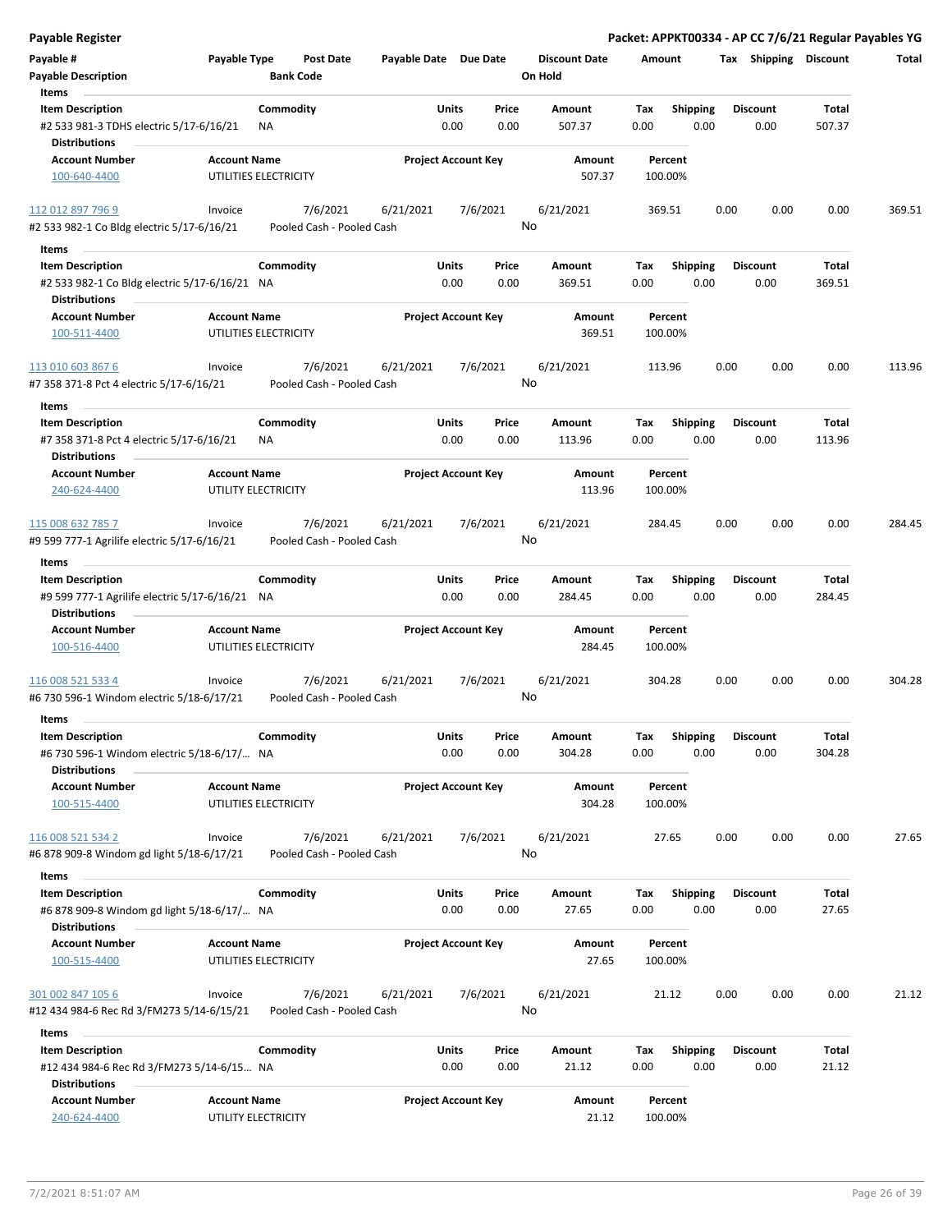# Payable Register

**Packet: APPKT00334 - AP CC 7/6/21 Regular Payables YG**

| Payable # | Payable Type | Post Date | Payable Date | Due Date | Discount Date | Amount | Tax | Shipping | Discount | Total |
|---|---|---|---|---|---|---|---|---|---|---|
| Payable Description | | Bank Code | | | On Hold | | | | | |

**Items**

| Item Description | Commodity | Units | Price | Amount | Tax | Shipping | Discount | Total |
|---|---|---|---|---|---|---|---|---|
| #2 533 981-3 TDHS electric 5/17-6/16/21 | NA | 0.00 | 0.00 | 507.37 | 0.00 | 0.00 | 0.00 | 507.37 |

**Distributions**

| Account Number | Account Name | Project Account Key | Amount | Percent |
|---|---|---|---|---|
| 100-640-4400 | UTILITIES ELECTRICITY | | 507.37 | 100.00% |

---

| Payable # | Payable Type | Post Date | Payable Date | Due Date | Discount Date | Amount | Tax | Shipping | Discount | Total |
|---|---|---|---|---|---|---|---|---|---|---|
| 112 012 897 796 9 | Invoice | 7/6/2021 | 6/21/2021 | 7/6/2021 | 6/21/2021 | 369.51 | 0.00 | 0.00 | 0.00 | 369.51 |
| #2 533 982-1 Co Bldg electric 5/17-6/16/21 | | Pooled Cash - Pooled Cash | | | No | | | | | |

**Items**

| Item Description | Commodity | Units | Price | Amount | Tax | Shipping | Discount | Total |
|---|---|---|---|---|---|---|---|---|
| #2 533 982-1 Co Bldg electric 5/17-6/16/21 | NA | 0.00 | 0.00 | 369.51 | 0.00 | 0.00 | 0.00 | 369.51 |

**Distributions**

| Account Number | Account Name | Project Account Key | Amount | Percent |
|---|---|---|---|---|
| 100-511-4400 | UTILITIES ELECTRICITY | | 369.51 | 100.00% |

---

| Payable # | Payable Type | Post Date | Payable Date | Due Date | Discount Date | Amount | Tax | Shipping | Discount | Total |
|---|---|---|---|---|---|---|---|---|---|---|
| 113 010 603 867 6 | Invoice | 7/6/2021 | 6/21/2021 | 7/6/2021 | 6/21/2021 | 113.96 | 0.00 | 0.00 | 0.00 | 113.96 |
| #7 358 371-8 Pct 4 electric 5/17-6/16/21 | | Pooled Cash - Pooled Cash | | | No | | | | | |

**Items**

| Item Description | Commodity | Units | Price | Amount | Tax | Shipping | Discount | Total |
|---|---|---|---|---|---|---|---|---|
| #7 358 371-8 Pct 4 electric 5/17-6/16/21 | NA | 0.00 | 0.00 | 113.96 | 0.00 | 0.00 | 0.00 | 113.96 |

**Distributions**

| Account Number | Account Name | Project Account Key | Amount | Percent |
|---|---|---|---|---|
| 240-624-4400 | UTILITY ELECTRICITY | | 113.96 | 100.00% |

---

| Payable # | Payable Type | Post Date | Payable Date | Due Date | Discount Date | Amount | Tax | Shipping | Discount | Total |
|---|---|---|---|---|---|---|---|---|---|---|
| 115 008 632 785 7 | Invoice | 7/6/2021 | 6/21/2021 | 7/6/2021 | 6/21/2021 | 284.45 | 0.00 | 0.00 | 0.00 | 284.45 |
| #9 599 777-1 Agrilife electric 5/17-6/16/21 | | Pooled Cash - Pooled Cash | | | No | | | | | |

**Items**

| Item Description | Commodity | Units | Price | Amount | Tax | Shipping | Discount | Total |
|---|---|---|---|---|---|---|---|---|
| #9 599 777-1 Agrilife electric 5/17-6/16/21 | NA | 0.00 | 0.00 | 284.45 | 0.00 | 0.00 | 0.00 | 284.45 |

**Distributions**

| Account Number | Account Name | Project Account Key | Amount | Percent |
|---|---|---|---|---|
| 100-516-4400 | UTILITIES ELECTRICITY | | 284.45 | 100.00% |

---

| Payable # | Payable Type | Post Date | Payable Date | Due Date | Discount Date | Amount | Tax | Shipping | Discount | Total |
|---|---|---|---|---|---|---|---|---|---|---|
| 116 008 521 533 4 | Invoice | 7/6/2021 | 6/21/2021 | 7/6/2021 | 6/21/2021 | 304.28 | 0.00 | 0.00 | 0.00 | 304.28 |
| #6 730 596-1 Windom electric 5/18-6/17/21 | | Pooled Cash - Pooled Cash | | | No | | | | | |

**Items**

| Item Description | Commodity | Units | Price | Amount | Tax | Shipping | Discount | Total |
|---|---|---|---|---|---|---|---|---|
| #6 730 596-1 Windom electric 5/18-6/17/... | NA | 0.00 | 0.00 | 304.28 | 0.00 | 0.00 | 0.00 | 304.28 |

**Distributions**

| Account Number | Account Name | Project Account Key | Amount | Percent |
|---|---|---|---|---|
| 100-515-4400 | UTILITIES ELECTRICITY | | 304.28 | 100.00% |

---

| Payable # | Payable Type | Post Date | Payable Date | Due Date | Discount Date | Amount | Tax | Shipping | Discount | Total |
|---|---|---|---|---|---|---|---|---|---|---|
| 116 008 521 534 2 | Invoice | 7/6/2021 | 6/21/2021 | 7/6/2021 | 6/21/2021 | 27.65 | 0.00 | 0.00 | 0.00 | 27.65 |
| #6 878 909-8 Windom gd light 5/18-6/17/21 | | Pooled Cash - Pooled Cash | | | No | | | | | |

**Items**

| Item Description | Commodity | Units | Price | Amount | Tax | Shipping | Discount | Total |
|---|---|---|---|---|---|---|---|---|
| #6 878 909-8 Windom gd light 5/18-6/17/... | NA | 0.00 | 0.00 | 27.65 | 0.00 | 0.00 | 0.00 | 27.65 |

**Distributions**

| Account Number | Account Name | Project Account Key | Amount | Percent |
|---|---|---|---|---|
| 100-515-4400 | UTILITIES ELECTRICITY | | 27.65 | 100.00% |

---

| Payable # | Payable Type | Post Date | Payable Date | Due Date | Discount Date | Amount | Tax | Shipping | Discount | Total |
|---|---|---|---|---|---|---|---|---|---|---|
| 301 002 847 105 6 | Invoice | 7/6/2021 | 6/21/2021 | 7/6/2021 | 6/21/2021 | 21.12 | 0.00 | 0.00 | 0.00 | 21.12 |
| #12 434 984-6 Rec Rd 3/FM273 5/14-6/15/21 | | Pooled Cash - Pooled Cash | | | No | | | | | |

**Items**

| Item Description | Commodity | Units | Price | Amount | Tax | Shipping | Discount | Total |
|---|---|---|---|---|---|---|---|---|
| #12 434 984-6 Rec Rd 3/FM273 5/14-6/15... | NA | 0.00 | 0.00 | 21.12 | 0.00 | 0.00 | 0.00 | 21.12 |

**Distributions**

| Account Number | Account Name | Project Account Key | Amount | Percent |
|---|---|---|---|---|
| 240-624-4400 | UTILITY ELECTRICITY | | 21.12 | 100.00% |

7/2/2021 8:51:07 AM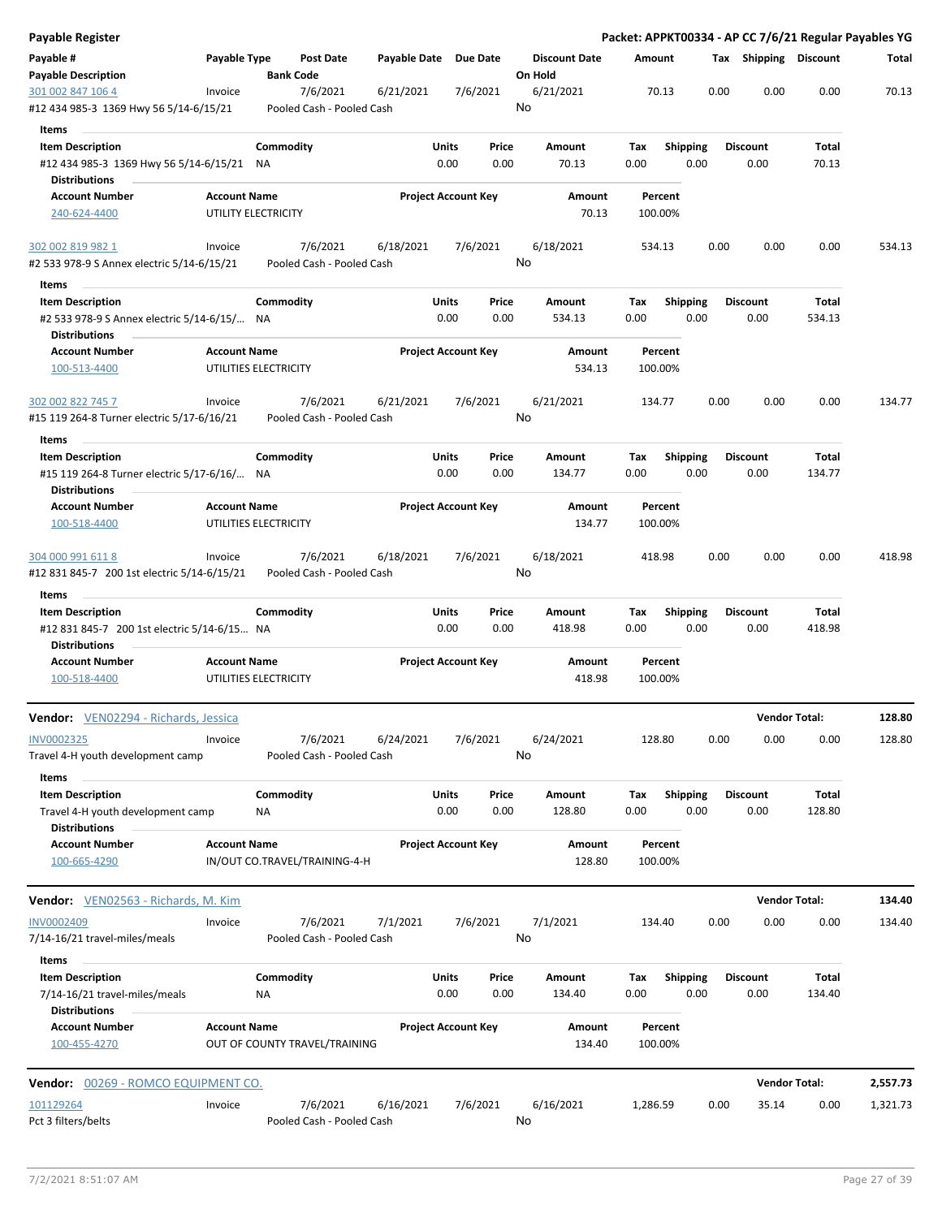**Payable Register** — **Packet: APPKT00334 - AP CC 7/6/21 Regular Payables YG**

| Payable # / Payable Description | Payable Type | Post Date / Bank Code | Payable Date | Due Date | Discount Date / On Hold | Amount | Tax | Shipping | Discount | Total |
|---|---|---|---|---|---|---|---|---|---|---|
| 301 002 847 106 4 / #12 434 985-3 1369 Hwy 56 5/14-6/15/21 | Invoice | 7/6/2021 / Pooled Cash - Pooled Cash | 6/21/2021 | 7/6/2021 | 6/21/2021 / No | 70.13 | 0.00 | 0.00 | 0.00 | 70.13 |

**Items**

| Item Description | Commodity | Units | Price | Amount | Tax | Shipping | Discount | Total |
|---|---|---|---|---|---|---|---|---|
| #12 434 985-3 1369 Hwy 56 5/14-6/15/21 | NA | 0.00 | 0.00 | 70.13 | 0.00 | 0.00 | 0.00 | 70.13 |

**Distributions**

| Account Number | Account Name | Project Account Key | Amount | Percent |
|---|---|---|---|---|
| 240-624-4400 | UTILITY ELECTRICITY | | 70.13 | 100.00% |

| Payable # / Payable Description | Payable Type | Post Date / Bank Code | Payable Date | Due Date | Discount Date / On Hold | Amount | Tax | Shipping | Discount | Total |
|---|---|---|---|---|---|---|---|---|---|---|
| 302 002 819 982 1 / #2 533 978-9 S Annex electric 5/14-6/15/21 | Invoice | 7/6/2021 / Pooled Cash - Pooled Cash | 6/18/2021 | 7/6/2021 | 6/18/2021 / No | 534.13 | 0.00 | 0.00 | 0.00 | 534.13 |

**Items**

| Item Description | Commodity | Units | Price | Amount | Tax | Shipping | Discount | Total |
|---|---|---|---|---|---|---|---|---|
| #2 533 978-9 S Annex electric 5/14-6/15/... | NA | 0.00 | 0.00 | 534.13 | 0.00 | 0.00 | 0.00 | 534.13 |

**Distributions**

| Account Number | Account Name | Project Account Key | Amount | Percent |
|---|---|---|---|---|
| 100-513-4400 | UTILITIES ELECTRICITY | | 534.13 | 100.00% |

| Payable # / Payable Description | Payable Type | Post Date / Bank Code | Payable Date | Due Date | Discount Date / On Hold | Amount | Tax | Shipping | Discount | Total |
|---|---|---|---|---|---|---|---|---|---|---|
| 302 002 822 745 7 / #15 119 264-8 Turner electric 5/17-6/16/21 | Invoice | 7/6/2021 / Pooled Cash - Pooled Cash | 6/21/2021 | 7/6/2021 | 6/21/2021 / No | 134.77 | 0.00 | 0.00 | 0.00 | 134.77 |

**Items**

| Item Description | Commodity | Units | Price | Amount | Tax | Shipping | Discount | Total |
|---|---|---|---|---|---|---|---|---|
| #15 119 264-8 Turner electric 5/17-6/16/... | NA | 0.00 | 0.00 | 134.77 | 0.00 | 0.00 | 0.00 | 134.77 |

**Distributions**

| Account Number | Account Name | Project Account Key | Amount | Percent |
|---|---|---|---|---|
| 100-518-4400 | UTILITIES ELECTRICITY | | 134.77 | 100.00% |

| Payable # / Payable Description | Payable Type | Post Date / Bank Code | Payable Date | Due Date | Discount Date / On Hold | Amount | Tax | Shipping | Discount | Total |
|---|---|---|---|---|---|---|---|---|---|---|
| 304 000 991 611 8 / #12 831 845-7 200 1st electric 5/14-6/15/21 | Invoice | 7/6/2021 / Pooled Cash - Pooled Cash | 6/18/2021 | 7/6/2021 | 6/18/2021 / No | 418.98 | 0.00 | 0.00 | 0.00 | 418.98 |

**Items**

| Item Description | Commodity | Units | Price | Amount | Tax | Shipping | Discount | Total |
|---|---|---|---|---|---|---|---|---|
| #12 831 845-7 200 1st electric 5/14-6/15... | NA | 0.00 | 0.00 | 418.98 | 0.00 | 0.00 | 0.00 | 418.98 |

**Distributions**

| Account Number | Account Name | Project Account Key | Amount | Percent |
|---|---|---|---|---|
| 100-518-4400 | UTILITIES ELECTRICITY | | 418.98 | 100.00% |

---

**Vendor: VEN02294 - Richards, Jessica** — **Vendor Total: 128.80**

| Payable # / Payable Description | Payable Type | Post Date / Bank Code | Payable Date | Due Date | Discount Date / On Hold | Amount | Tax | Shipping | Discount | Total |
|---|---|---|---|---|---|---|---|---|---|---|
| INV0002325 / Travel 4-H youth development camp | Invoice | 7/6/2021 / Pooled Cash - Pooled Cash | 6/24/2021 | 7/6/2021 | 6/24/2021 / No | 128.80 | 0.00 | 0.00 | 0.00 | 128.80 |

**Items**

| Item Description | Commodity | Units | Price | Amount | Tax | Shipping | Discount | Total |
|---|---|---|---|---|---|---|---|---|
| Travel 4-H youth development camp | NA | 0.00 | 0.00 | 128.80 | 0.00 | 0.00 | 0.00 | 128.80 |

**Distributions**

| Account Number | Account Name | Project Account Key | Amount | Percent |
|---|---|---|---|---|
| 100-665-4290 | IN/OUT CO.TRAVEL/TRAINING-4-H | | 128.80 | 100.00% |

---

**Vendor: VEN02563 - Richards, M. Kim** — **Vendor Total: 134.40**

| Payable # / Payable Description | Payable Type | Post Date / Bank Code | Payable Date | Due Date | Discount Date / On Hold | Amount | Tax | Shipping | Discount | Total |
|---|---|---|---|---|---|---|---|---|---|---|
| INV0002409 / 7/14-16/21 travel-miles/meals | Invoice | 7/6/2021 / Pooled Cash - Pooled Cash | 7/1/2021 | 7/6/2021 | 7/1/2021 / No | 134.40 | 0.00 | 0.00 | 0.00 | 134.40 |

**Items**

| Item Description | Commodity | Units | Price | Amount | Tax | Shipping | Discount | Total |
|---|---|---|---|---|---|---|---|---|
| 7/14-16/21 travel-miles/meals | NA | 0.00 | 0.00 | 134.40 | 0.00 | 0.00 | 0.00 | 134.40 |

**Distributions**

| Account Number | Account Name | Project Account Key | Amount | Percent |
|---|---|---|---|---|
| 100-455-4270 | OUT OF COUNTY TRAVEL/TRAINING | | 134.40 | 100.00% |

---

**Vendor: 00269 - ROMCO EQUIPMENT CO.** — **Vendor Total: 2,557.73**

| Payable # / Payable Description | Payable Type | Post Date / Bank Code | Payable Date | Due Date | Discount Date / On Hold | Amount | Tax | Shipping | Discount | Total |
|---|---|---|---|---|---|---|---|---|---|---|
| 101129264 / Pct 3 filters/belts | Invoice | 7/6/2021 / Pooled Cash - Pooled Cash | 6/16/2021 | 7/6/2021 | 6/16/2021 / No | 1,286.59 | 0.00 | 35.14 | 0.00 | 1,321.73 |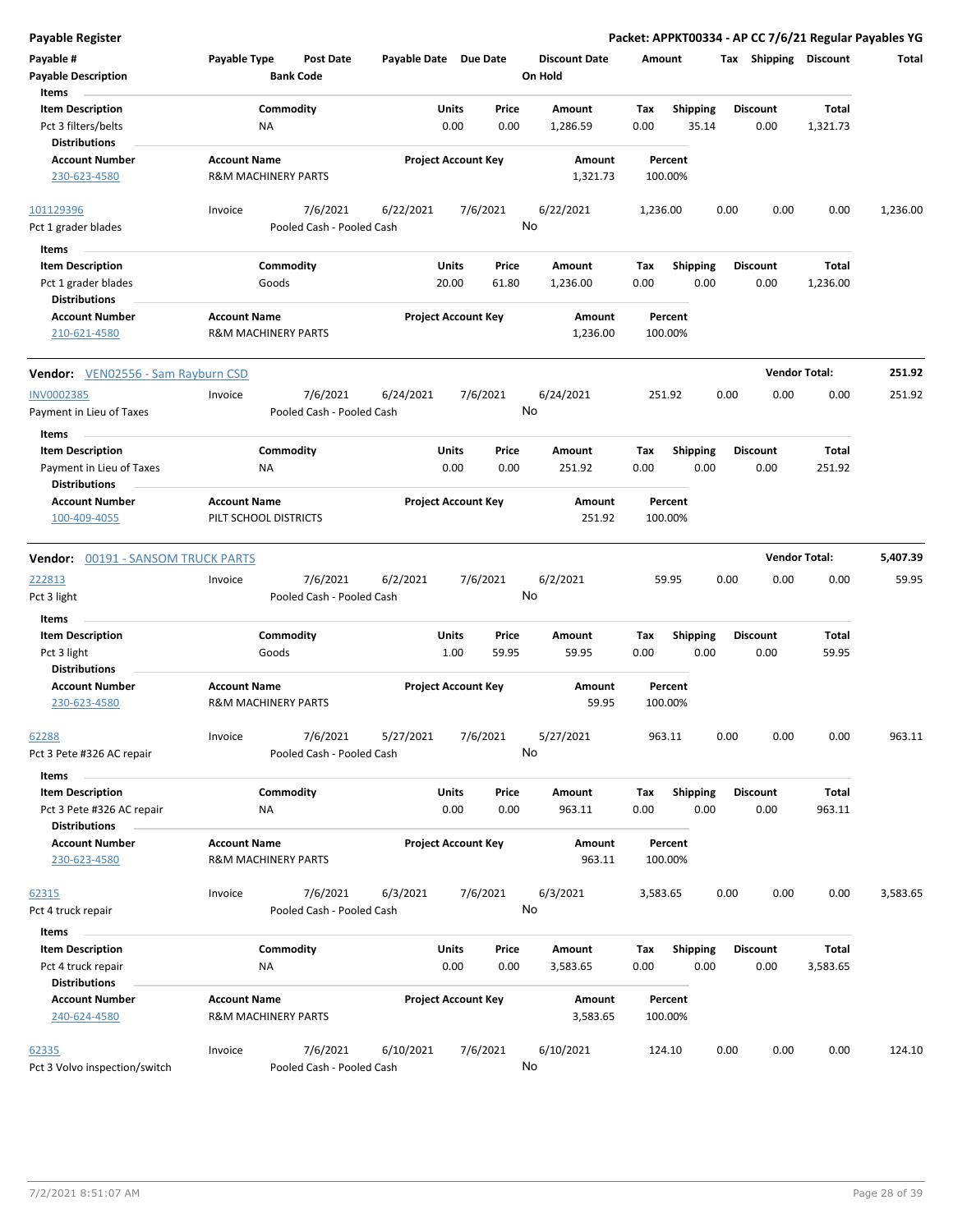**Payable Register** — Packet: APPKT00334 - AP CC 7/6/21 Regular Payables YG

| Payable # / Payable Description | Payable Type | Post Date / Bank Code | Payable Date | Due Date | Discount Date / On Hold | Amount | Tax | Shipping | Discount | Total |
|---|---|---|---|---|---|---|---|---|---|---|

**Items**

| Item Description | Commodity | Units | Price | Amount | Tax | Shipping | Discount | Total |
|---|---|---|---|---|---|---|---|---|
| Pct 3 filters/belts | NA | 0.00 | 0.00 | 1,286.59 | 0.00 | 35.14 | 0.00 | 1,321.73 |

**Distributions**

| Account Number | Account Name | Project Account Key | Amount | Percent |
|---|---|---|---|---|
| 230-623-4580 | R&M MACHINERY PARTS | | 1,321.73 | 100.00% |

| Payable # / Payable Description | Payable Type | Post Date / Bank Code | Payable Date | Due Date | Discount Date / On Hold | Amount | Tax | Shipping | Discount | Total |
|---|---|---|---|---|---|---|---|---|---|---|
| 101129396 / Pct 1 grader blades | Invoice | 7/6/2021 / Pooled Cash - Pooled Cash | 6/22/2021 | 7/6/2021 | 6/22/2021 / No | 1,236.00 | 0.00 | 0.00 | 0.00 | 1,236.00 |

**Items**

| Item Description | Commodity | Units | Price | Amount | Tax | Shipping | Discount | Total |
|---|---|---|---|---|---|---|---|---|
| Pct 1 grader blades | Goods | 20.00 | 61.80 | 1,236.00 | 0.00 | 0.00 | 0.00 | 1,236.00 |

**Distributions**

| Account Number | Account Name | Project Account Key | Amount | Percent |
|---|---|---|---|---|
| 210-621-4580 | R&M MACHINERY PARTS | | 1,236.00 | 100.00% |

**Vendor: VEN02556 - Sam Rayburn CSD** — Vendor Total: 251.92

| Payable # / Payable Description | Payable Type | Post Date / Bank Code | Payable Date | Due Date | Discount Date / On Hold | Amount | Tax | Shipping | Discount | Total |
|---|---|---|---|---|---|---|---|---|---|---|
| INV0002385 / Payment in Lieu of Taxes | Invoice | 7/6/2021 / Pooled Cash - Pooled Cash | 6/24/2021 | 7/6/2021 | 6/24/2021 / No | 251.92 | 0.00 | 0.00 | 0.00 | 251.92 |

**Items**

| Item Description | Commodity | Units | Price | Amount | Tax | Shipping | Discount | Total |
|---|---|---|---|---|---|---|---|---|
| Payment in Lieu of Taxes | NA | 0.00 | 0.00 | 251.92 | 0.00 | 0.00 | 0.00 | 251.92 |

**Distributions**

| Account Number | Account Name | Project Account Key | Amount | Percent |
|---|---|---|---|---|
| 100-409-4055 | PILT SCHOOL DISTRICTS | | 251.92 | 100.00% |

**Vendor: 00191 - SANSOM TRUCK PARTS** — Vendor Total: 5,407.39

| Payable # / Payable Description | Payable Type | Post Date / Bank Code | Payable Date | Due Date | Discount Date / On Hold | Amount | Tax | Shipping | Discount | Total |
|---|---|---|---|---|---|---|---|---|---|---|
| 222813 / Pct 3 light | Invoice | 7/6/2021 / Pooled Cash - Pooled Cash | 6/2/2021 | 7/6/2021 | 6/2/2021 / No | 59.95 | 0.00 | 0.00 | 0.00 | 59.95 |

**Items**

| Item Description | Commodity | Units | Price | Amount | Tax | Shipping | Discount | Total |
|---|---|---|---|---|---|---|---|---|
| Pct 3 light | Goods | 1.00 | 59.95 | 59.95 | 0.00 | 0.00 | 0.00 | 59.95 |

**Distributions**

| Account Number | Account Name | Project Account Key | Amount | Percent |
|---|---|---|---|---|
| 230-623-4580 | R&M MACHINERY PARTS | | 59.95 | 100.00% |

| Payable # / Payable Description | Payable Type | Post Date / Bank Code | Payable Date | Due Date | Discount Date / On Hold | Amount | Tax | Shipping | Discount | Total |
|---|---|---|---|---|---|---|---|---|---|---|
| 62288 / Pct 3 Pete #326 AC repair | Invoice | 7/6/2021 / Pooled Cash - Pooled Cash | 5/27/2021 | 7/6/2021 | 5/27/2021 / No | 963.11 | 0.00 | 0.00 | 0.00 | 963.11 |

**Items**

| Item Description | Commodity | Units | Price | Amount | Tax | Shipping | Discount | Total |
|---|---|---|---|---|---|---|---|---|
| Pct 3 Pete #326 AC repair | NA | 0.00 | 0.00 | 963.11 | 0.00 | 0.00 | 0.00 | 963.11 |

**Distributions**

| Account Number | Account Name | Project Account Key | Amount | Percent |
|---|---|---|---|---|
| 230-623-4580 | R&M MACHINERY PARTS | | 963.11 | 100.00% |

| Payable # / Payable Description | Payable Type | Post Date / Bank Code | Payable Date | Due Date | Discount Date / On Hold | Amount | Tax | Shipping | Discount | Total |
|---|---|---|---|---|---|---|---|---|---|---|
| 62315 / Pct 4 truck repair | Invoice | 7/6/2021 / Pooled Cash - Pooled Cash | 6/3/2021 | 7/6/2021 | 6/3/2021 / No | 3,583.65 | 0.00 | 0.00 | 0.00 | 3,583.65 |

**Items**

| Item Description | Commodity | Units | Price | Amount | Tax | Shipping | Discount | Total |
|---|---|---|---|---|---|---|---|---|
| Pct 4 truck repair | NA | 0.00 | 0.00 | 3,583.65 | 0.00 | 0.00 | 0.00 | 3,583.65 |

**Distributions**

| Account Number | Account Name | Project Account Key | Amount | Percent |
|---|---|---|---|---|
| 240-624-4580 | R&M MACHINERY PARTS | | 3,583.65 | 100.00% |

| Payable # / Payable Description | Payable Type | Post Date / Bank Code | Payable Date | Due Date | Discount Date / On Hold | Amount | Tax | Shipping | Discount | Total |
|---|---|---|---|---|---|---|---|---|---|---|
| 62335 / Pct 3 Volvo inspection/switch | Invoice | 7/6/2021 / Pooled Cash - Pooled Cash | 6/10/2021 | 7/6/2021 | 6/10/2021 / No | 124.10 | 0.00 | 0.00 | 0.00 | 124.10 |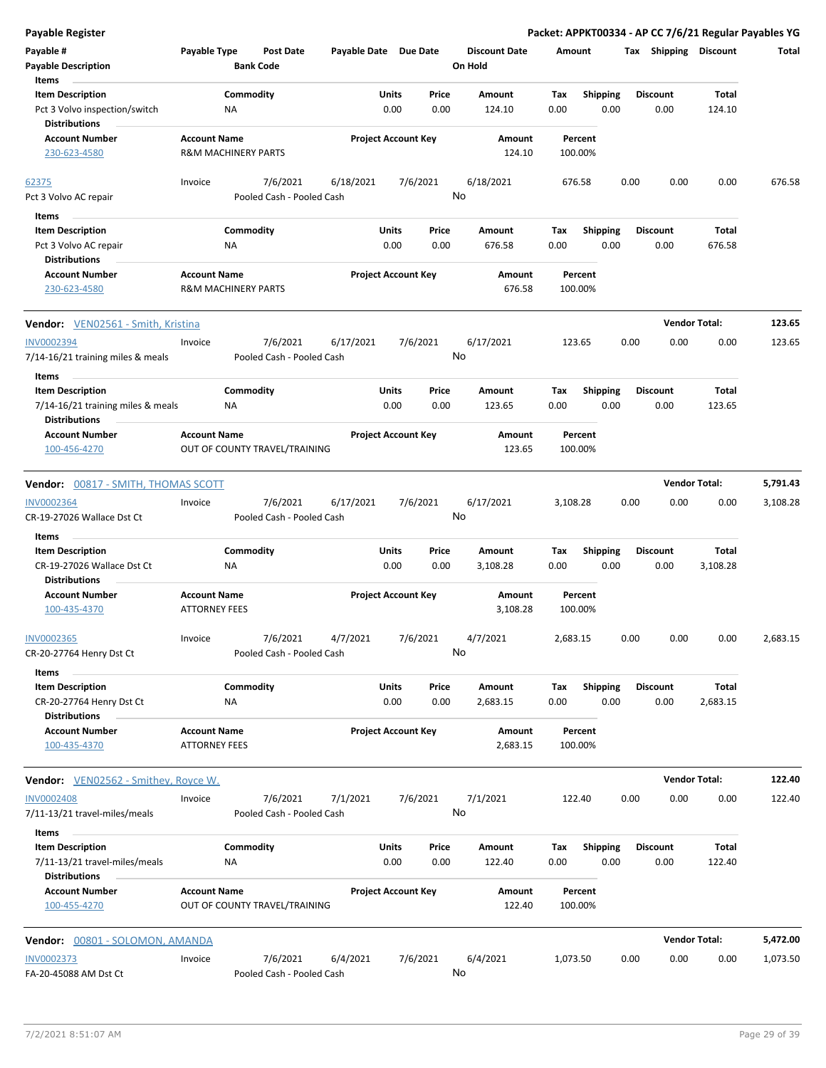## Payable Register

**Packet: APPKT00334 - AP CC 7/6/21 Regular Payables YG**

| Payable # | Payable Type | Post Date | Payable Date | Due Date | Discount Date | Amount | Tax | Shipping | Discount | Total |
|---|---|---|---|---|---|---|---|---|---|---|
| Payable Description | | Bank Code | | | On Hold | | | | | |

| Item Description | Commodity | Units | Price | Amount | Tax | Shipping | Discount | Total |
|---|---|---|---|---|---|---|---|---|
| Pct 3 Volvo inspection/switch | NA | 0.00 | 0.00 | 124.10 | 0.00 | 0.00 | 0.00 | 124.10 |

**Distributions**

| Account Number | Account Name | Project Account Key | Amount | Percent |
|---|---|---|---|---|
| 230-623-4580 | R&M MACHINERY PARTS | | 124.10 | 100.00% |

| Payable # | Payable Type | Post Date | Payable Date | Due Date | Discount Date | Amount | Tax | Shipping | Discount | Total |
|---|---|---|---|---|---|---|---|---|---|---|
| 62375 | Invoice | 7/6/2021 | 6/18/2021 | 7/6/2021 | 6/18/2021 | 676.58 | 0.00 | 0.00 | 0.00 | 676.58 |
| Pct 3 Volvo AC repair | | Pooled Cash - Pooled Cash | | | No | | | | | |

| Item Description | Commodity | Units | Price | Amount | Tax | Shipping | Discount | Total |
|---|---|---|---|---|---|---|---|---|
| Pct 3 Volvo AC repair | NA | 0.00 | 0.00 | 676.58 | 0.00 | 0.00 | 0.00 | 676.58 |

**Distributions**

| Account Number | Account Name | Project Account Key | Amount | Percent |
|---|---|---|---|---|
| 230-623-4580 | R&M MACHINERY PARTS | | 676.58 | 100.00% |

### Vendor: VEN02561 - Smith, Kristina — Vendor Total: 123.65

| Payable # | Payable Type | Post Date | Payable Date | Due Date | Discount Date | Amount | Tax | Shipping | Discount | Total |
|---|---|---|---|---|---|---|---|---|---|---|
| INV0002394 | Invoice | 7/6/2021 | 6/17/2021 | 7/6/2021 | 6/17/2021 | 123.65 | 0.00 | 0.00 | 0.00 | 123.65 |
| 7/14-16/21 training miles & meals | | Pooled Cash - Pooled Cash | | | No | | | | | |

| Item Description | Commodity | Units | Price | Amount | Tax | Shipping | Discount | Total |
|---|---|---|---|---|---|---|---|---|
| 7/14-16/21 training miles & meals | NA | 0.00 | 0.00 | 123.65 | 0.00 | 0.00 | 0.00 | 123.65 |

**Distributions**

| Account Number | Account Name | Project Account Key | Amount | Percent |
|---|---|---|---|---|
| 100-456-4270 | OUT OF COUNTY TRAVEL/TRAINING | | 123.65 | 100.00% |

### Vendor: 00817 - SMITH, THOMAS SCOTT — Vendor Total: 5,791.43

| Payable # | Payable Type | Post Date | Payable Date | Due Date | Discount Date | Amount | Tax | Shipping | Discount | Total |
|---|---|---|---|---|---|---|---|---|---|---|
| INV0002364 | Invoice | 7/6/2021 | 6/17/2021 | 7/6/2021 | 6/17/2021 | 3,108.28 | 0.00 | 0.00 | 0.00 | 3,108.28 |
| CR-19-27026 Wallace Dst Ct | | Pooled Cash - Pooled Cash | | | No | | | | | |

| Item Description | Commodity | Units | Price | Amount | Tax | Shipping | Discount | Total |
|---|---|---|---|---|---|---|---|---|
| CR-19-27026 Wallace Dst Ct | NA | 0.00 | 0.00 | 3,108.28 | 0.00 | 0.00 | 0.00 | 3,108.28 |

**Distributions**

| Account Number | Account Name | Project Account Key | Amount | Percent |
|---|---|---|---|---|
| 100-435-4370 | ATTORNEY FEES | | 3,108.28 | 100.00% |

| Payable # | Payable Type | Post Date | Payable Date | Due Date | Discount Date | Amount | Tax | Shipping | Discount | Total |
|---|---|---|---|---|---|---|---|---|---|---|
| INV0002365 | Invoice | 7/6/2021 | 4/7/2021 | 7/6/2021 | 4/7/2021 | 2,683.15 | 0.00 | 0.00 | 0.00 | 2,683.15 |
| CR-20-27764 Henry Dst Ct | | Pooled Cash - Pooled Cash | | | No | | | | | |

| Item Description | Commodity | Units | Price | Amount | Tax | Shipping | Discount | Total |
|---|---|---|---|---|---|---|---|---|
| CR-20-27764 Henry Dst Ct | NA | 0.00 | 0.00 | 2,683.15 | 0.00 | 0.00 | 0.00 | 2,683.15 |

**Distributions**

| Account Number | Account Name | Project Account Key | Amount | Percent |
|---|---|---|---|---|
| 100-435-4370 | ATTORNEY FEES | | 2,683.15 | 100.00% |

### Vendor: VEN02562 - Smithey, Royce W. — Vendor Total: 122.40

| Payable # | Payable Type | Post Date | Payable Date | Due Date | Discount Date | Amount | Tax | Shipping | Discount | Total |
|---|---|---|---|---|---|---|---|---|---|---|
| INV0002408 | Invoice | 7/6/2021 | 7/1/2021 | 7/6/2021 | 7/1/2021 | 122.40 | 0.00 | 0.00 | 0.00 | 122.40 |
| 7/11-13/21 travel-miles/meals | | Pooled Cash - Pooled Cash | | | No | | | | | |

| Item Description | Commodity | Units | Price | Amount | Tax | Shipping | Discount | Total |
|---|---|---|---|---|---|---|---|---|
| 7/11-13/21 travel-miles/meals | NA | 0.00 | 0.00 | 122.40 | 0.00 | 0.00 | 0.00 | 122.40 |

**Distributions**

| Account Number | Account Name | Project Account Key | Amount | Percent |
|---|---|---|---|---|
| 100-455-4270 | OUT OF COUNTY TRAVEL/TRAINING | | 122.40 | 100.00% |

### Vendor: 00801 - SOLOMON, AMANDA — Vendor Total: 5,472.00

| Payable # | Payable Type | Post Date | Payable Date | Due Date | Discount Date | Amount | Tax | Shipping | Discount | Total |
|---|---|---|---|---|---|---|---|---|---|---|
| INV0002373 | Invoice | 7/6/2021 | 6/4/2021 | 7/6/2021 | 6/4/2021 | 1,073.50 | 0.00 | 0.00 | 0.00 | 1,073.50 |
| FA-20-45088 AM Dst Ct | | Pooled Cash - Pooled Cash | | | No | | | | | |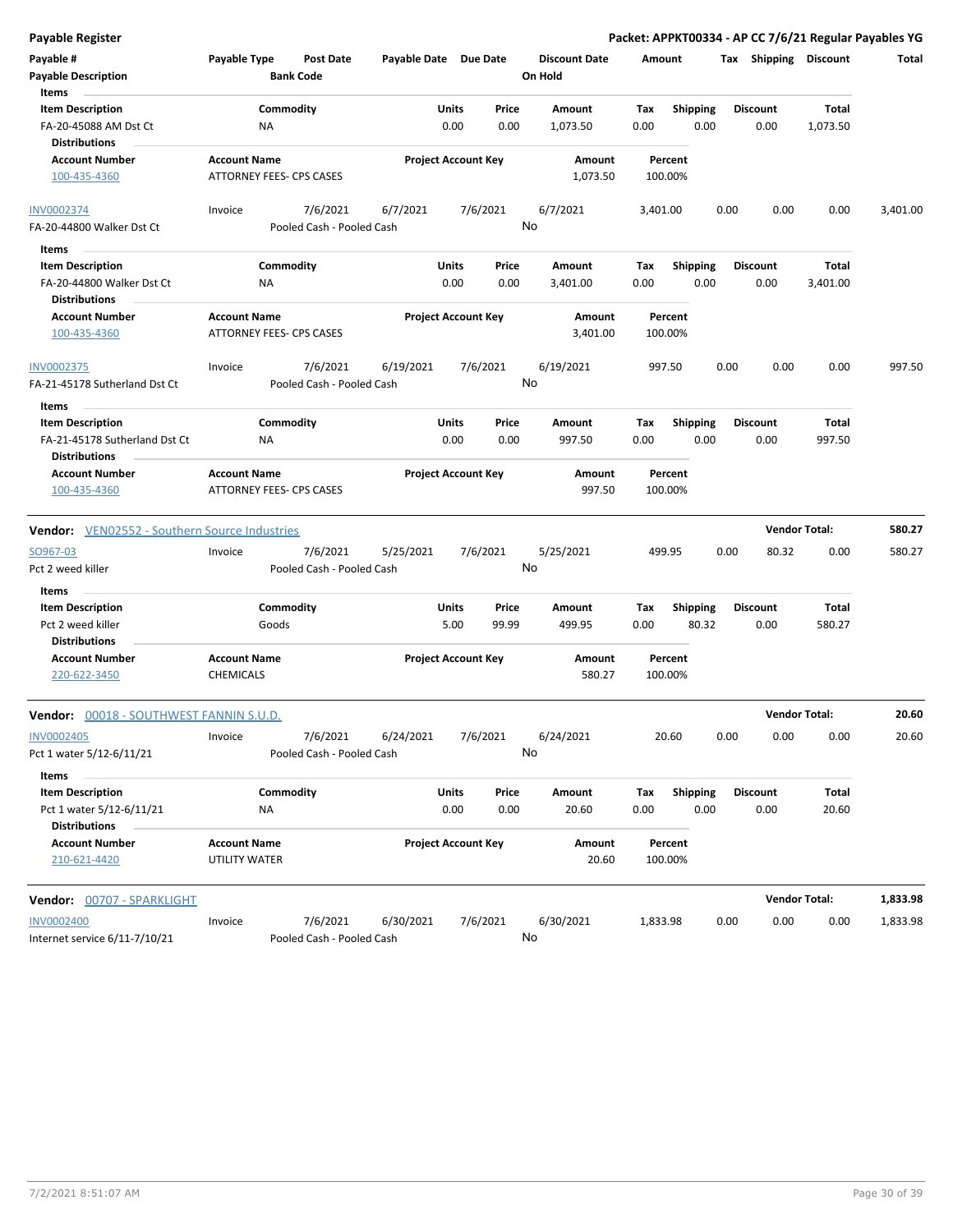**Payable Register** — **Packet: APPKT00334 - AP CC 7/6/21 Regular Payables YG**

| Payable # | Payable Type | Post Date | Payable Date | Due Date | Discount Date | Amount | Tax | Shipping | Discount | Total |
|---|---|---|---|---|---|---|---|---|---|---|
| Payable Description | | Bank Code | | | On Hold | | | | | |

**Items**

| Item Description | Commodity | Units | Price | Amount | Tax | Shipping | Discount | Total |
|---|---|---|---|---|---|---|---|---|
| FA-20-45088 AM Dst Ct | NA | 0.00 | 0.00 | 1,073.50 | 0.00 | 0.00 | 0.00 | 1,073.50 |

**Distributions**

| Account Number | Account Name | Project Account Key | Amount | Percent |
|---|---|---|---|---|
| 100-435-4360 | ATTORNEY FEES- CPS CASES | | 1,073.50 | 100.00% |

| Payable # | Payable Type | Post Date | Payable Date | Due Date | Discount Date | Amount | Tax | Shipping | Discount | Total |
|---|---|---|---|---|---|---|---|---|---|---|
| INV0002374 | Invoice | 7/6/2021 | 6/7/2021 | 7/6/2021 | 6/7/2021 | 3,401.00 | 0.00 | 0.00 | 0.00 | 3,401.00 |
| FA-20-44800 Walker Dst Ct | | Pooled Cash - Pooled Cash | | | No | | | | | |

**Items**

| Item Description | Commodity | Units | Price | Amount | Tax | Shipping | Discount | Total |
|---|---|---|---|---|---|---|---|---|
| FA-20-44800 Walker Dst Ct | NA | 0.00 | 0.00 | 3,401.00 | 0.00 | 0.00 | 0.00 | 3,401.00 |

**Distributions**

| Account Number | Account Name | Project Account Key | Amount | Percent |
|---|---|---|---|---|
| 100-435-4360 | ATTORNEY FEES- CPS CASES | | 3,401.00 | 100.00% |

| Payable # | Payable Type | Post Date | Payable Date | Due Date | Discount Date | Amount | Tax | Shipping | Discount | Total |
|---|---|---|---|---|---|---|---|---|---|---|
| INV0002375 | Invoice | 7/6/2021 | 6/19/2021 | 7/6/2021 | 6/19/2021 | 997.50 | 0.00 | 0.00 | 0.00 | 997.50 |
| FA-21-45178 Sutherland Dst Ct | | Pooled Cash - Pooled Cash | | | No | | | | | |

**Items**

| Item Description | Commodity | Units | Price | Amount | Tax | Shipping | Discount | Total |
|---|---|---|---|---|---|---|---|---|
| FA-21-45178 Sutherland Dst Ct | NA | 0.00 | 0.00 | 997.50 | 0.00 | 0.00 | 0.00 | 997.50 |

**Distributions**

| Account Number | Account Name | Project Account Key | Amount | Percent |
|---|---|---|---|---|
| 100-435-4360 | ATTORNEY FEES- CPS CASES | | 997.50 | 100.00% |

**Vendor:** VEN02552 - Southern Source Industries — **Vendor Total: 580.27**

| Payable # | Payable Type | Post Date | Payable Date | Due Date | Discount Date | Amount | Tax | Shipping | Discount | Total |
|---|---|---|---|---|---|---|---|---|---|---|
| SO967-03 | Invoice | 7/6/2021 | 5/25/2021 | 7/6/2021 | 5/25/2021 | 499.95 | 0.00 | 80.32 | 0.00 | 580.27 |
| Pct 2 weed killer | | Pooled Cash - Pooled Cash | | | No | | | | | |

**Items**

| Item Description | Commodity | Units | Price | Amount | Tax | Shipping | Discount | Total |
|---|---|---|---|---|---|---|---|---|
| Pct 2 weed killer | Goods | 5.00 | 99.99 | 499.95 | 0.00 | 80.32 | 0.00 | 580.27 |

**Distributions**

| Account Number | Account Name | Project Account Key | Amount | Percent |
|---|---|---|---|---|
| 220-622-3450 | CHEMICALS | | 580.27 | 100.00% |

**Vendor:** 00018 - SOUTHWEST FANNIN S.U.D. — **Vendor Total: 20.60**

| Payable # | Payable Type | Post Date | Payable Date | Due Date | Discount Date | Amount | Tax | Shipping | Discount | Total |
|---|---|---|---|---|---|---|---|---|---|---|
| INV0002405 | Invoice | 7/6/2021 | 6/24/2021 | 7/6/2021 | 6/24/2021 | 20.60 | 0.00 | 0.00 | 0.00 | 20.60 |
| Pct 1 water 5/12-6/11/21 | | Pooled Cash - Pooled Cash | | | No | | | | | |

**Items**

| Item Description | Commodity | Units | Price | Amount | Tax | Shipping | Discount | Total |
|---|---|---|---|---|---|---|---|---|
| Pct 1 water 5/12-6/11/21 | NA | 0.00 | 0.00 | 20.60 | 0.00 | 0.00 | 0.00 | 20.60 |

**Distributions**

| Account Number | Account Name | Project Account Key | Amount | Percent |
|---|---|---|---|---|
| 210-621-4420 | UTILITY WATER | | 20.60 | 100.00% |

**Vendor:** 00707 - SPARKLIGHT — **Vendor Total: 1,833.98**

| Payable # | Payable Type | Post Date | Payable Date | Due Date | Discount Date | Amount | Tax | Shipping | Discount | Total |
|---|---|---|---|---|---|---|---|---|---|---|
| INV0002400 | Invoice | 7/6/2021 | 6/30/2021 | 7/6/2021 | 6/30/2021 | 1,833.98 | 0.00 | 0.00 | 0.00 | 1,833.98 |
| Internet service 6/11-7/10/21 | | Pooled Cash - Pooled Cash | | | No | | | | | |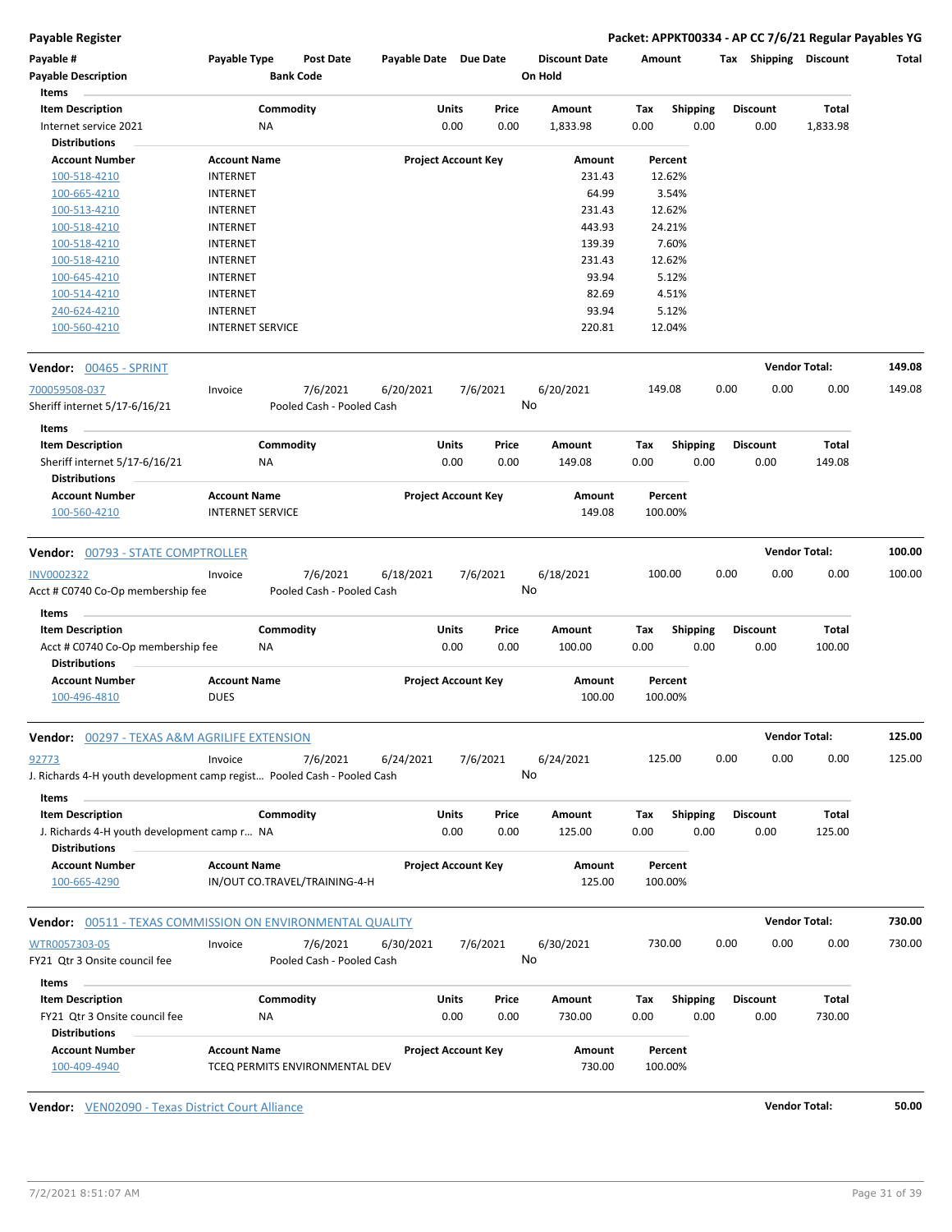**Payable Register** — Packet: APPKT00334 - AP CC 7/6/21 Regular Payables YG

| Payable # | Payable Type | Post Date | Payable Date | Due Date | Discount Date | Amount | Tax | Shipping | Discount | Total |
|---|---|---|---|---|---|---|---|---|---|---|
| Payable Description | | Bank Code | | | On Hold | | | | | |

**Items**

| Item Description | Commodity | Units | Price | Amount | Tax | Shipping | Discount | Total |
|---|---|---|---|---|---|---|---|---|
| Internet service 2021 | NA | 0.00 | 0.00 | 1,833.98 | 0.00 | 0.00 | 0.00 | 1,833.98 |

**Distributions**

| Account Number | Account Name | Project Account Key | Amount | Percent |
|---|---|---|---|---|
| 100-518-4210 | INTERNET | | 231.43 | 12.62% |
| 100-665-4210 | INTERNET | | 64.99 | 3.54% |
| 100-513-4210 | INTERNET | | 231.43 | 12.62% |
| 100-518-4210 | INTERNET | | 443.93 | 24.21% |
| 100-518-4210 | INTERNET | | 139.39 | 7.60% |
| 100-518-4210 | INTERNET | | 231.43 | 12.62% |
| 100-645-4210 | INTERNET | | 93.94 | 5.12% |
| 100-514-4210 | INTERNET | | 82.69 | 4.51% |
| 240-624-4210 | INTERNET | | 93.94 | 5.12% |
| 100-560-4210 | INTERNET SERVICE | | 220.81 | 12.04% |

## Vendor: 00465 - SPRINT — Vendor Total: 149.08

| Payable # | Payable Type | Post Date | Payable Date | Due Date | Discount Date | Amount | Tax | Shipping | Discount | Total |
|---|---|---|---|---|---|---|---|---|---|---|
| 700059508-037 | Invoice | 7/6/2021 | 6/20/2021 | 7/6/2021 | 6/20/2021 | 149.08 | 0.00 | 0.00 | 0.00 | 149.08 |
| Sheriff internet 5/17-6/16/21 | | Pooled Cash - Pooled Cash | | | No | | | | | |

**Items**

| Item Description | Commodity | Units | Price | Amount | Tax | Shipping | Discount | Total |
|---|---|---|---|---|---|---|---|---|
| Sheriff internet 5/17-6/16/21 | NA | 0.00 | 0.00 | 149.08 | 0.00 | 0.00 | 0.00 | 149.08 |

**Distributions**

| Account Number | Account Name | Project Account Key | Amount | Percent |
|---|---|---|---|---|
| 100-560-4210 | INTERNET SERVICE | | 149.08 | 100.00% |

## Vendor: 00793 - STATE COMPTROLLER — Vendor Total: 100.00

| Payable # | Payable Type | Post Date | Payable Date | Due Date | Discount Date | Amount | Tax | Shipping | Discount | Total |
|---|---|---|---|---|---|---|---|---|---|---|
| INV0002322 | Invoice | 7/6/2021 | 6/18/2021 | 7/6/2021 | 6/18/2021 | 100.00 | 0.00 | 0.00 | 0.00 | 100.00 |
| Acct # C0740 Co-Op membership fee | | Pooled Cash - Pooled Cash | | | No | | | | | |

**Items**

| Item Description | Commodity | Units | Price | Amount | Tax | Shipping | Discount | Total |
|---|---|---|---|---|---|---|---|---|
| Acct # C0740 Co-Op membership fee | NA | 0.00 | 0.00 | 100.00 | 0.00 | 0.00 | 0.00 | 100.00 |

**Distributions**

| Account Number | Account Name | Project Account Key | Amount | Percent |
|---|---|---|---|---|
| 100-496-4810 | DUES | | 100.00 | 100.00% |

## Vendor: 00297 - TEXAS A&M AGRILIFE EXTENSION — Vendor Total: 125.00

| Payable # | Payable Type | Post Date | Payable Date | Due Date | Discount Date | Amount | Tax | Shipping | Discount | Total |
|---|---|---|---|---|---|---|---|---|---|---|
| 92773 | Invoice | 7/6/2021 | 6/24/2021 | 7/6/2021 | 6/24/2021 | 125.00 | 0.00 | 0.00 | 0.00 | 125.00 |
| J. Richards 4-H youth development camp regist… | | Pooled Cash - Pooled Cash | | | No | | | | | |

**Items**

| Item Description | Commodity | Units | Price | Amount | Tax | Shipping | Discount | Total |
|---|---|---|---|---|---|---|---|---|
| J. Richards 4-H youth development camp r… | NA | 0.00 | 0.00 | 125.00 | 0.00 | 0.00 | 0.00 | 125.00 |

**Distributions**

| Account Number | Account Name | Project Account Key | Amount | Percent |
|---|---|---|---|---|
| 100-665-4290 | IN/OUT CO.TRAVEL/TRAINING-4-H | | 125.00 | 100.00% |

## Vendor: 00511 - TEXAS COMMISSION ON ENVIRONMENTAL QUALITY — Vendor Total: 730.00

| Payable # | Payable Type | Post Date | Payable Date | Due Date | Discount Date | Amount | Tax | Shipping | Discount | Total |
|---|---|---|---|---|---|---|---|---|---|---|
| WTR0057303-05 | Invoice | 7/6/2021 | 6/30/2021 | 7/6/2021 | 6/30/2021 | 730.00 | 0.00 | 0.00 | 0.00 | 730.00 |
| FY21 Qtr 3 Onsite council fee | | Pooled Cash - Pooled Cash | | | No | | | | | |

**Items**

| Item Description | Commodity | Units | Price | Amount | Tax | Shipping | Discount | Total |
|---|---|---|---|---|---|---|---|---|
| FY21 Qtr 3 Onsite council fee | NA | 0.00 | 0.00 | 730.00 | 0.00 | 0.00 | 0.00 | 730.00 |

**Distributions**

| Account Number | Account Name | Project Account Key | Amount | Percent |
|---|---|---|---|---|
| 100-409-4940 | TCEQ PERMITS ENVIRONMENTAL DEV | | 730.00 | 100.00% |

## Vendor: VEN02090 - Texas District Court Alliance — Vendor Total: 50.00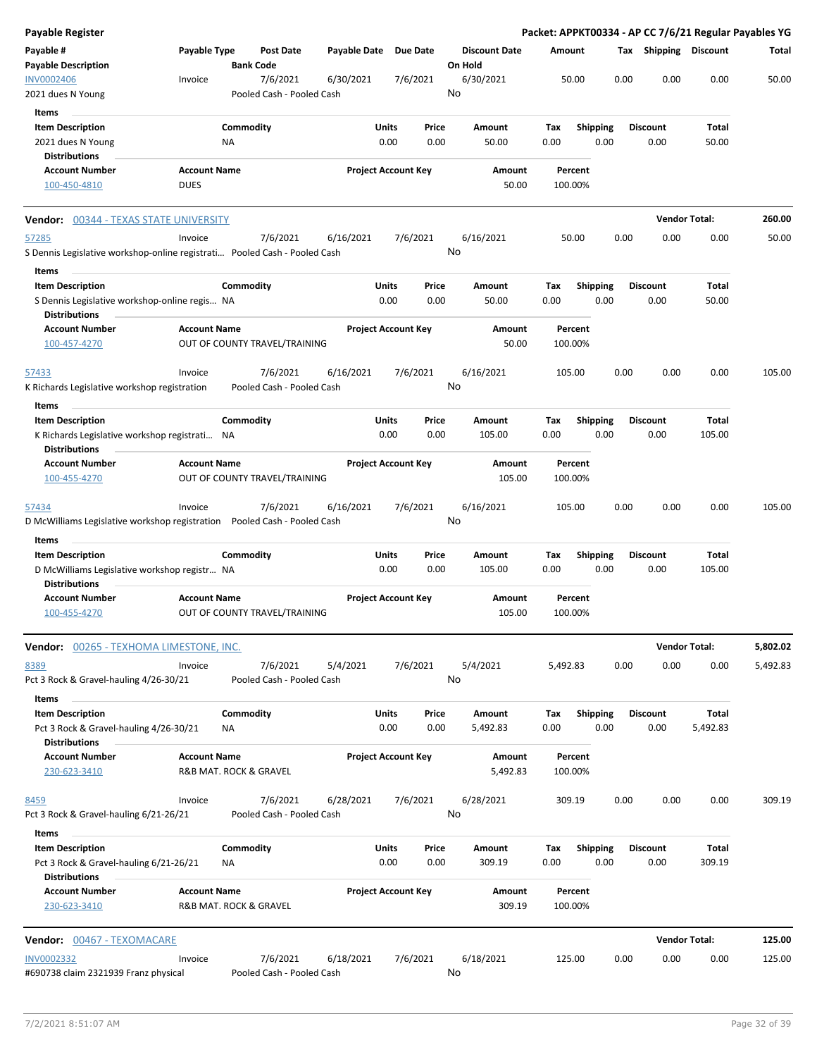**Payable Register** — **Packet: APPKT00334 - AP CC 7/6/21 Regular Payables YG**

| Payable # / Payable Description | Payable Type | Post Date / Bank Code | Payable Date | Due Date | Discount Date / On Hold | Amount | Tax | Shipping | Discount | Total |
|---|---|---|---|---|---|---|---|---|---|---|
| INV0002406 | Invoice | 7/6/2021 | 6/30/2021 | 7/6/2021 | 6/30/2021 | 50.00 | 0.00 | 0.00 | 0.00 | 50.00 |
| 2021 dues N Young | | Pooled Cash - Pooled Cash | | | No | | | | | |

Items

| Item Description | Commodity | Units | Price | Amount | Tax | Shipping | Discount | Total |
|---|---|---|---|---|---|---|---|---|
| 2021 dues N Young | NA | 0.00 | 0.00 | 50.00 | 0.00 | 0.00 | 0.00 | 50.00 |

Distributions

| Account Number | Account Name | Project Account Key | Amount | Percent |
|---|---|---|---|---|
| 100-450-4810 | DUES | | 50.00 | 100.00% |

## Vendor: 00344 - TEXAS STATE UNIVERSITY — Vendor Total: 260.00

| Payable # / Payable Description | Payable Type | Post Date / Bank Code | Payable Date | Due Date | Discount Date / On Hold | Amount | Tax | Shipping | Discount | Total |
|---|---|---|---|---|---|---|---|---|---|---|
| 57285 | Invoice | 7/6/2021 | 6/16/2021 | 7/6/2021 | 6/16/2021 | 50.00 | 0.00 | 0.00 | 0.00 | 50.00 |
| S Dennis Legislative workshop-online registrati… | | Pooled Cash - Pooled Cash | | | No | | | | | |

Items

| Item Description | Commodity | Units | Price | Amount | Tax | Shipping | Discount | Total |
|---|---|---|---|---|---|---|---|---|
| S Dennis Legislative workshop-online regis… | NA | 0.00 | 0.00 | 50.00 | 0.00 | 0.00 | 0.00 | 50.00 |

Distributions

| Account Number | Account Name | Project Account Key | Amount | Percent |
|---|---|---|---|---|
| 100-457-4270 | OUT OF COUNTY TRAVEL/TRAINING | | 50.00 | 100.00% |

| Payable # / Payable Description | Payable Type | Post Date / Bank Code | Payable Date | Due Date | Discount Date / On Hold | Amount | Tax | Shipping | Discount | Total |
|---|---|---|---|---|---|---|---|---|---|---|
| 57433 | Invoice | 7/6/2021 | 6/16/2021 | 7/6/2021 | 6/16/2021 | 105.00 | 0.00 | 0.00 | 0.00 | 105.00 |
| K Richards Legislative workshop registration | | Pooled Cash - Pooled Cash | | | No | | | | | |

Items

| Item Description | Commodity | Units | Price | Amount | Tax | Shipping | Discount | Total |
|---|---|---|---|---|---|---|---|---|
| K Richards Legislative workshop registrati… | NA | 0.00 | 0.00 | 105.00 | 0.00 | 0.00 | 0.00 | 105.00 |

Distributions

| Account Number | Account Name | Project Account Key | Amount | Percent |
|---|---|---|---|---|
| 100-455-4270 | OUT OF COUNTY TRAVEL/TRAINING | | 105.00 | 100.00% |

| Payable # / Payable Description | Payable Type | Post Date / Bank Code | Payable Date | Due Date | Discount Date / On Hold | Amount | Tax | Shipping | Discount | Total |
|---|---|---|---|---|---|---|---|---|---|---|
| 57434 | Invoice | 7/6/2021 | 6/16/2021 | 7/6/2021 | 6/16/2021 | 105.00 | 0.00 | 0.00 | 0.00 | 105.00 |
| D McWilliams Legislative workshop registration | | Pooled Cash - Pooled Cash | | | No | | | | | |

Items

| Item Description | Commodity | Units | Price | Amount | Tax | Shipping | Discount | Total |
|---|---|---|---|---|---|---|---|---|
| D McWilliams Legislative workshop registr… | NA | 0.00 | 0.00 | 105.00 | 0.00 | 0.00 | 0.00 | 105.00 |

Distributions

| Account Number | Account Name | Project Account Key | Amount | Percent |
|---|---|---|---|---|
| 100-455-4270 | OUT OF COUNTY TRAVEL/TRAINING | | 105.00 | 100.00% |

## Vendor: 00265 - TEXHOMA LIMESTONE, INC. — Vendor Total: 5,802.02

| Payable # / Payable Description | Payable Type | Post Date / Bank Code | Payable Date | Due Date | Discount Date / On Hold | Amount | Tax | Shipping | Discount | Total |
|---|---|---|---|---|---|---|---|---|---|---|
| 8389 | Invoice | 7/6/2021 | 5/4/2021 | 7/6/2021 | 5/4/2021 | 5,492.83 | 0.00 | 0.00 | 0.00 | 5,492.83 |
| Pct 3 Rock & Gravel-hauling 4/26-30/21 | | Pooled Cash - Pooled Cash | | | No | | | | | |

Items

| Item Description | Commodity | Units | Price | Amount | Tax | Shipping | Discount | Total |
|---|---|---|---|---|---|---|---|---|
| Pct 3 Rock & Gravel-hauling 4/26-30/21 | NA | 0.00 | 0.00 | 5,492.83 | 0.00 | 0.00 | 0.00 | 5,492.83 |

Distributions

| Account Number | Account Name | Project Account Key | Amount | Percent |
|---|---|---|---|---|
| 230-623-3410 | R&B MAT. ROCK & GRAVEL | | 5,492.83 | 100.00% |

| Payable # / Payable Description | Payable Type | Post Date / Bank Code | Payable Date | Due Date | Discount Date / On Hold | Amount | Tax | Shipping | Discount | Total |
|---|---|---|---|---|---|---|---|---|---|---|
| 8459 | Invoice | 7/6/2021 | 6/28/2021 | 7/6/2021 | 6/28/2021 | 309.19 | 0.00 | 0.00 | 0.00 | 309.19 |
| Pct 3 Rock & Gravel-hauling 6/21-26/21 | | Pooled Cash - Pooled Cash | | | No | | | | | |

Items

| Item Description | Commodity | Units | Price | Amount | Tax | Shipping | Discount | Total |
|---|---|---|---|---|---|---|---|---|
| Pct 3 Rock & Gravel-hauling 6/21-26/21 | NA | 0.00 | 0.00 | 309.19 | 0.00 | 0.00 | 0.00 | 309.19 |

Distributions

| Account Number | Account Name | Project Account Key | Amount | Percent |
|---|---|---|---|---|
| 230-623-3410 | R&B MAT. ROCK & GRAVEL | | 309.19 | 100.00% |

## Vendor: 00467 - TEXOMACARE — Vendor Total: 125.00

| Payable # / Payable Description | Payable Type | Post Date / Bank Code | Payable Date | Due Date | Discount Date / On Hold | Amount | Tax | Shipping | Discount | Total |
|---|---|---|---|---|---|---|---|---|---|---|
| INV0002332 | Invoice | 7/6/2021 | 6/18/2021 | 7/6/2021 | 6/18/2021 | 125.00 | 0.00 | 0.00 | 0.00 | 125.00 |
| #690738 claim 2321939 Franz physical | | Pooled Cash - Pooled Cash | | | No | | | | | |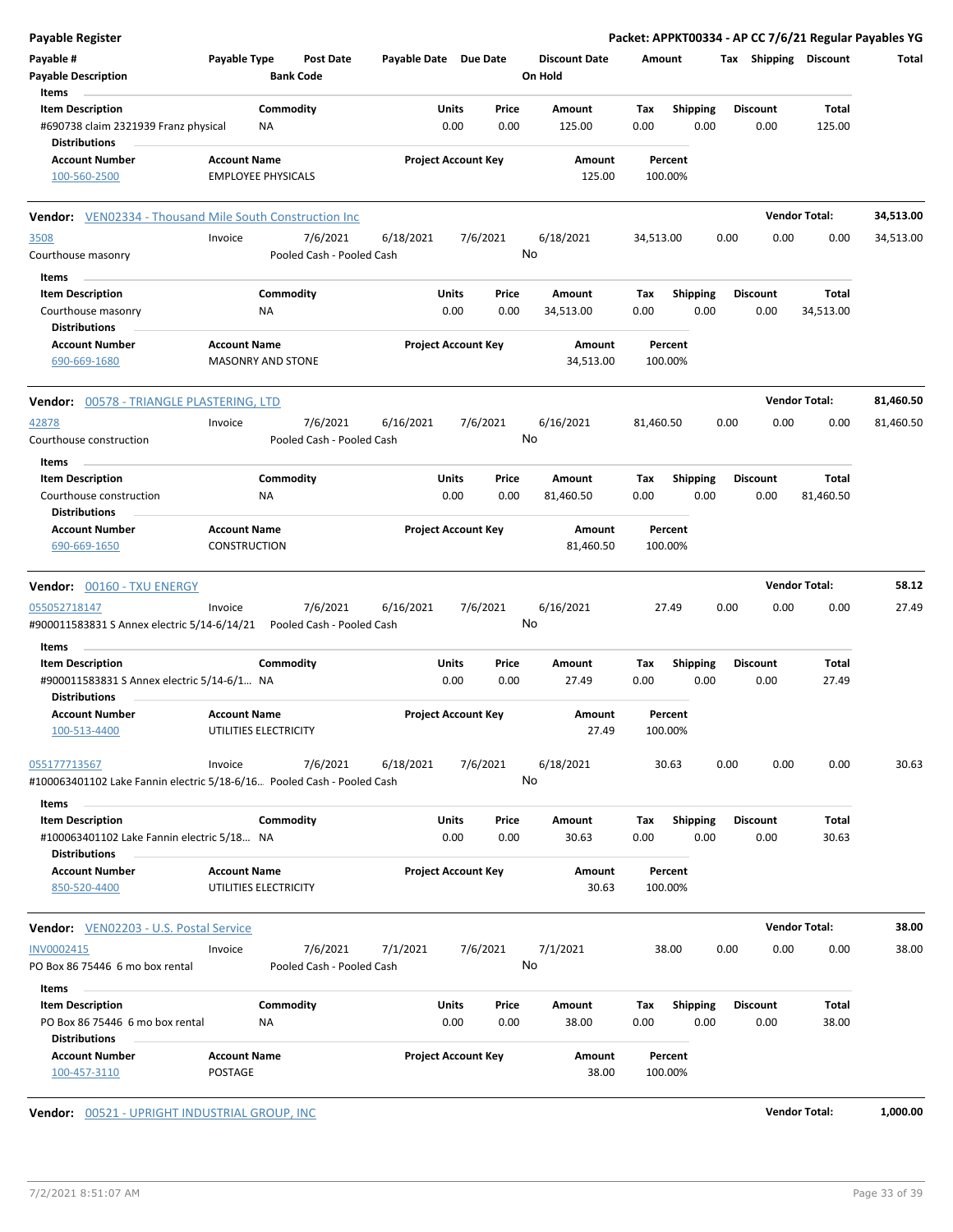**Payable Register** — **Packet: APPKT00334 - AP CC 7/6/21 Regular Payables YG**

| Payable # | Payable Type | Post Date | Payable Date | Due Date | Discount Date | Amount | Tax | Shipping | Discount | Total |
|---|---|---|---|---|---|---|---|---|---|---|
| **Payable Description** | | **Bank Code** | | | **On Hold** | | | | | |

**Items**

| Item Description | Commodity | Units | Price | Amount | Tax | Shipping | Discount | Total |
|---|---|---|---|---|---|---|---|---|
| #690738 claim 2321939 Franz physical | NA | 0.00 | 0.00 | 125.00 | 0.00 | 0.00 | 0.00 | 125.00 |

**Distributions**

| Account Number | Account Name | Project Account Key | Amount | Percent |
|---|---|---|---|---|
| 100-560-2500 | EMPLOYEE PHYSICALS | | 125.00 | 100.00% |

---

**Vendor:** VEN02334 - Thousand Mile South Construction Inc — **Vendor Total:** 34,513.00

| Payable # | Payable Type | Post Date | Payable Date | Due Date | Discount Date | Amount | Tax | Shipping | Discount | Total |
|---|---|---|---|---|---|---|---|---|---|---|
| 3508 | Invoice | 7/6/2021 | 6/18/2021 | 7/6/2021 | 6/18/2021 | 34,513.00 | 0.00 | 0.00 | 0.00 | 34,513.00 |
| Courthouse masonry | | Pooled Cash - Pooled Cash | | | No | | | | | |

**Items**

| Item Description | Commodity | Units | Price | Amount | Tax | Shipping | Discount | Total |
|---|---|---|---|---|---|---|---|---|
| Courthouse masonry | NA | 0.00 | 0.00 | 34,513.00 | 0.00 | 0.00 | 0.00 | 34,513.00 |

**Distributions**

| Account Number | Account Name | Project Account Key | Amount | Percent |
|---|---|---|---|---|
| 690-669-1680 | MASONRY AND STONE | | 34,513.00 | 100.00% |

---

**Vendor:** 00578 - TRIANGLE PLASTERING, LTD — **Vendor Total:** 81,460.50

| Payable # | Payable Type | Post Date | Payable Date | Due Date | Discount Date | Amount | Tax | Shipping | Discount | Total |
|---|---|---|---|---|---|---|---|---|---|---|
| 42878 | Invoice | 7/6/2021 | 6/16/2021 | 7/6/2021 | 6/16/2021 | 81,460.50 | 0.00 | 0.00 | 0.00 | 81,460.50 |
| Courthouse construction | | Pooled Cash - Pooled Cash | | | No | | | | | |

**Items**

| Item Description | Commodity | Units | Price | Amount | Tax | Shipping | Discount | Total |
|---|---|---|---|---|---|---|---|---|
| Courthouse construction | NA | 0.00 | 0.00 | 81,460.50 | 0.00 | 0.00 | 0.00 | 81,460.50 |

**Distributions**

| Account Number | Account Name | Project Account Key | Amount | Percent |
|---|---|---|---|---|
| 690-669-1650 | CONSTRUCTION | | 81,460.50 | 100.00% |

---

**Vendor:** 00160 - TXU ENERGY — **Vendor Total:** 58.12

| Payable # | Payable Type | Post Date | Payable Date | Due Date | Discount Date | Amount | Tax | Shipping | Discount | Total |
|---|---|---|---|---|---|---|---|---|---|---|
| 055052718147 | Invoice | 7/6/2021 | 6/16/2021 | 7/6/2021 | 6/16/2021 | 27.49 | 0.00 | 0.00 | 0.00 | 27.49 |
| #900011583831 S Annex electric 5/14-6/14/21 | | Pooled Cash - Pooled Cash | | | No | | | | | |

**Items**

| Item Description | Commodity | Units | Price | Amount | Tax | Shipping | Discount | Total |
|---|---|---|---|---|---|---|---|---|
| #900011583831 S Annex electric 5/14-6/1... | NA | 0.00 | 0.00 | 27.49 | 0.00 | 0.00 | 0.00 | 27.49 |

**Distributions**

| Account Number | Account Name | Project Account Key | Amount | Percent |
|---|---|---|---|---|
| 100-513-4400 | UTILITIES ELECTRICITY | | 27.49 | 100.00% |

| Payable # | Payable Type | Post Date | Payable Date | Due Date | Discount Date | Amount | Tax | Shipping | Discount | Total |
|---|---|---|---|---|---|---|---|---|---|---|
| 055177713567 | Invoice | 7/6/2021 | 6/18/2021 | 7/6/2021 | 6/18/2021 | 30.63 | 0.00 | 0.00 | 0.00 | 30.63 |
| #100063401102 Lake Fannin electric 5/18-6/16... | | Pooled Cash - Pooled Cash | | | No | | | | | |

**Items**

| Item Description | Commodity | Units | Price | Amount | Tax | Shipping | Discount | Total |
|---|---|---|---|---|---|---|---|---|
| #100063401102 Lake Fannin electric 5/18... | NA | 0.00 | 0.00 | 30.63 | 0.00 | 0.00 | 0.00 | 30.63 |

**Distributions**

| Account Number | Account Name | Project Account Key | Amount | Percent |
|---|---|---|---|---|
| 850-520-4400 | UTILITIES ELECTRICITY | | 30.63 | 100.00% |

---

**Vendor:** VEN02203 - U.S. Postal Service — **Vendor Total:** 38.00

| Payable # | Payable Type | Post Date | Payable Date | Due Date | Discount Date | Amount | Tax | Shipping | Discount | Total |
|---|---|---|---|---|---|---|---|---|---|---|
| INV0002415 | Invoice | 7/6/2021 | 7/1/2021 | 7/6/2021 | 7/1/2021 | 38.00 | 0.00 | 0.00 | 0.00 | 38.00 |
| PO Box 86 75446 6 mo box rental | | Pooled Cash - Pooled Cash | | | No | | | | | |

**Items**

| Item Description | Commodity | Units | Price | Amount | Tax | Shipping | Discount | Total |
|---|---|---|---|---|---|---|---|---|
| PO Box 86 75446 6 mo box rental | NA | 0.00 | 0.00 | 38.00 | 0.00 | 0.00 | 0.00 | 38.00 |

**Distributions**

| Account Number | Account Name | Project Account Key | Amount | Percent |
|---|---|---|---|---|
| 100-457-3110 | POSTAGE | | 38.00 | 100.00% |

---

**Vendor:** 00521 - UPRIGHT INDUSTRIAL GROUP, INC — **Vendor Total:** 1,000.00

7/2/2021 8:51:07 AM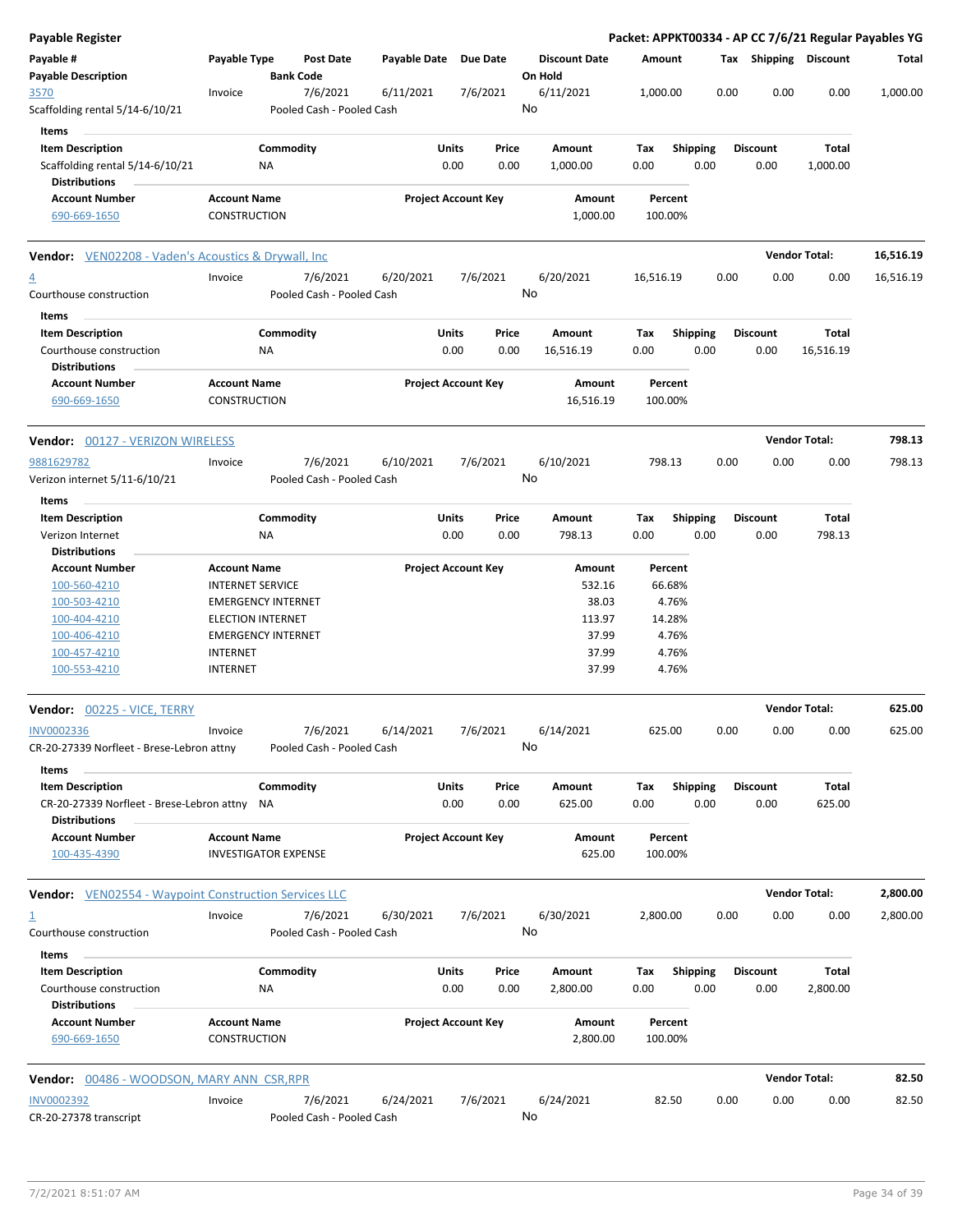**Payable Register** — Packet: APPKT00334 - AP CC 7/6/21 Regular Payables YG

| Payable # / Payable Description | Payable Type | Post Date / Bank Code | Payable Date | Due Date | Discount Date / On Hold | Amount | Tax | Shipping | Discount | Total |
|---|---|---|---|---|---|---|---|---|---|---|
| 3570 / Scaffolding rental 5/14-6/10/21 | Invoice | 7/6/2021 / Pooled Cash - Pooled Cash | 6/11/2021 | 7/6/2021 | 6/11/2021 / No | 1,000.00 | 0.00 | 0.00 | 0.00 | 1,000.00 |

**Items**

| Item Description | Commodity | Units | Price | Amount | Tax | Shipping | Discount | Total |
|---|---|---|---|---|---|---|---|---|
| Scaffolding rental 5/14-6/10/21 | NA | 0.00 | 0.00 | 1,000.00 | 0.00 | 0.00 | 0.00 | 1,000.00 |

**Distributions**

| Account Number | Account Name | Project Account Key | Amount | Percent |
|---|---|---|---|---|
| 690-669-1650 | CONSTRUCTION | | 1,000.00 | 100.00% |

**Vendor: VEN02208 - Vaden's Acoustics & Drywall, Inc** — Vendor Total: 16,516.19

| Payable # / Payable Description | Payable Type | Post Date / Bank Code | Payable Date | Due Date | Discount Date / On Hold | Amount | Tax | Shipping | Discount | Total |
|---|---|---|---|---|---|---|---|---|---|---|
| 4 / Courthouse construction | Invoice | 7/6/2021 / Pooled Cash - Pooled Cash | 6/20/2021 | 7/6/2021 | 6/20/2021 / No | 16,516.19 | 0.00 | 0.00 | 0.00 | 16,516.19 |

**Items**

| Item Description | Commodity | Units | Price | Amount | Tax | Shipping | Discount | Total |
|---|---|---|---|---|---|---|---|---|
| Courthouse construction | NA | 0.00 | 0.00 | 16,516.19 | 0.00 | 0.00 | 0.00 | 16,516.19 |

**Distributions**

| Account Number | Account Name | Project Account Key | Amount | Percent |
|---|---|---|---|---|
| 690-669-1650 | CONSTRUCTION | | 16,516.19 | 100.00% |

**Vendor: 00127 - VERIZON WIRELESS** — Vendor Total: 798.13

| Payable # / Payable Description | Payable Type | Post Date / Bank Code | Payable Date | Due Date | Discount Date / On Hold | Amount | Tax | Shipping | Discount | Total |
|---|---|---|---|---|---|---|---|---|---|---|
| 9881629782 / Verizon internet 5/11-6/10/21 | Invoice | 7/6/2021 / Pooled Cash - Pooled Cash | 6/10/2021 | 7/6/2021 | 6/10/2021 / No | 798.13 | 0.00 | 0.00 | 0.00 | 798.13 |

**Items**

| Item Description | Commodity | Units | Price | Amount | Tax | Shipping | Discount | Total |
|---|---|---|---|---|---|---|---|---|
| Verizon Internet | NA | 0.00 | 0.00 | 798.13 | 0.00 | 0.00 | 0.00 | 798.13 |

**Distributions**

| Account Number | Account Name | Project Account Key | Amount | Percent |
|---|---|---|---|---|
| 100-560-4210 | INTERNET SERVICE | | 532.16 | 66.68% |
| 100-503-4210 | EMERGENCY INTERNET | | 38.03 | 4.76% |
| 100-404-4210 | ELECTION INTERNET | | 113.97 | 14.28% |
| 100-406-4210 | EMERGENCY INTERNET | | 37.99 | 4.76% |
| 100-457-4210 | INTERNET | | 37.99 | 4.76% |
| 100-553-4210 | INTERNET | | 37.99 | 4.76% |

**Vendor: 00225 - VICE, TERRY** — Vendor Total: 625.00

| Payable # / Payable Description | Payable Type | Post Date / Bank Code | Payable Date | Due Date | Discount Date / On Hold | Amount | Tax | Shipping | Discount | Total |
|---|---|---|---|---|---|---|---|---|---|---|
| INV0002336 / CR-20-27339 Norfleet - Brese-Lebron attny | Invoice | 7/6/2021 / Pooled Cash - Pooled Cash | 6/14/2021 | 7/6/2021 | 6/14/2021 / No | 625.00 | 0.00 | 0.00 | 0.00 | 625.00 |

**Items**

| Item Description | Commodity | Units | Price | Amount | Tax | Shipping | Discount | Total |
|---|---|---|---|---|---|---|---|---|
| CR-20-27339 Norfleet - Brese-Lebron attny | NA | 0.00 | 0.00 | 625.00 | 0.00 | 0.00 | 0.00 | 625.00 |

**Distributions**

| Account Number | Account Name | Project Account Key | Amount | Percent |
|---|---|---|---|---|
| 100-435-4390 | INVESTIGATOR EXPENSE | | 625.00 | 100.00% |

**Vendor: VEN02554 - Waypoint Construction Services LLC** — Vendor Total: 2,800.00

| Payable # / Payable Description | Payable Type | Post Date / Bank Code | Payable Date | Due Date | Discount Date / On Hold | Amount | Tax | Shipping | Discount | Total |
|---|---|---|---|---|---|---|---|---|---|---|
| 1 / Courthouse construction | Invoice | 7/6/2021 / Pooled Cash - Pooled Cash | 6/30/2021 | 7/6/2021 | 6/30/2021 / No | 2,800.00 | 0.00 | 0.00 | 0.00 | 2,800.00 |

**Items**

| Item Description | Commodity | Units | Price | Amount | Tax | Shipping | Discount | Total |
|---|---|---|---|---|---|---|---|---|
| Courthouse construction | NA | 0.00 | 0.00 | 2,800.00 | 0.00 | 0.00 | 0.00 | 2,800.00 |

**Distributions**

| Account Number | Account Name | Project Account Key | Amount | Percent |
|---|---|---|---|---|
| 690-669-1650 | CONSTRUCTION | | 2,800.00 | 100.00% |

**Vendor: 00486 - WOODSON, MARY ANN CSR,RPR** — Vendor Total: 82.50

| Payable # / Payable Description | Payable Type | Post Date / Bank Code | Payable Date | Due Date | Discount Date / On Hold | Amount | Tax | Shipping | Discount | Total |
|---|---|---|---|---|---|---|---|---|---|---|
| INV0002392 / CR-20-27378 transcript | Invoice | 7/6/2021 / Pooled Cash - Pooled Cash | 6/24/2021 | 7/6/2021 | 6/24/2021 / No | 82.50 | 0.00 | 0.00 | 0.00 | 82.50 |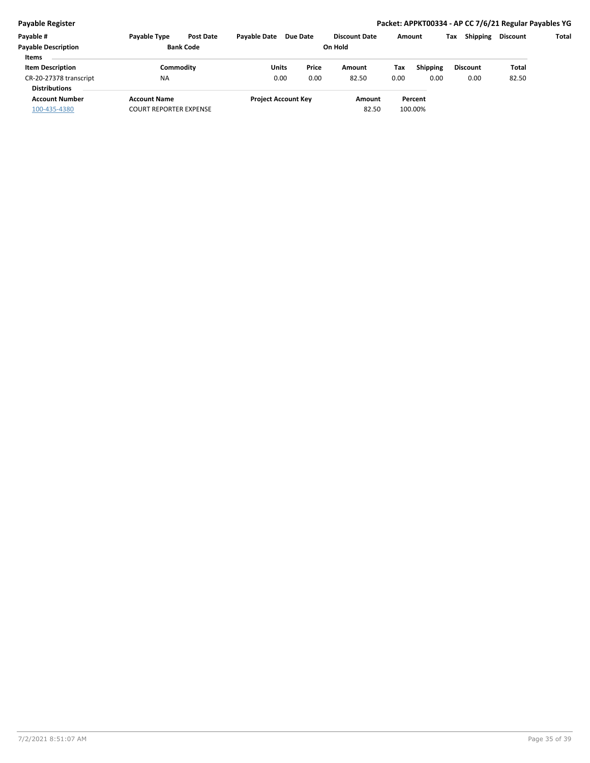| Payable # | Payable Type | Post Date | Payable Date | Due Date | Discount Date | Amount | Tax | Shipping | Discount | Total |
|---|---|---|---|---|---|---|---|---|---|---|
| **Payable Description** | | **Bank Code** | | | **On Hold** | | | | | |

**Items**

| Item Description | Commodity | Units | Price | Amount | Tax | Shipping | Discount | Total |
|---|---|---|---|---|---|---|---|---|
| CR-20-27378 transcript | NA | 0.00 | 0.00 | 82.50 | 0.00 | 0.00 | 0.00 | 82.50 |

**Distributions**

| Account Number | Account Name | Project Account Key | Amount | Percent |
|---|---|---|---|---|
| 100-435-4380 | COURT REPORTER EXPENSE | | 82.50 | 100.00% |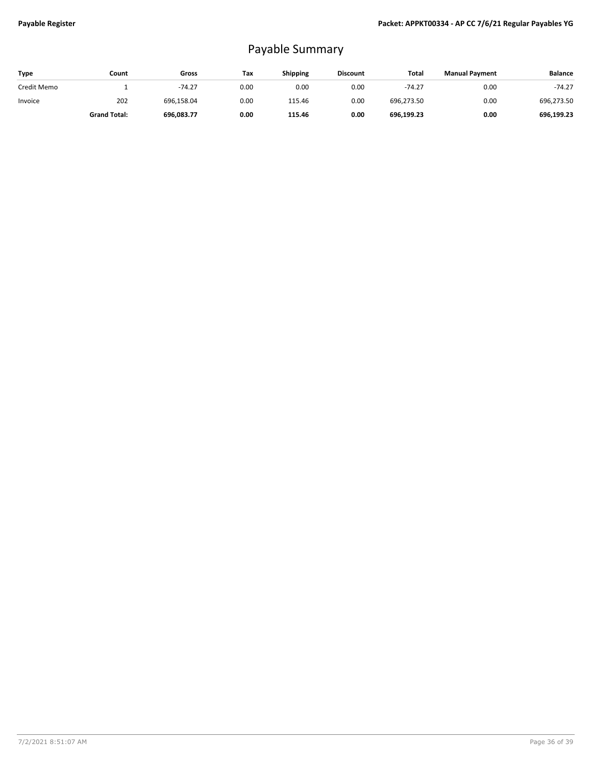# Payable Summary

| Type | Count | Gross | Tax | Shipping | Discount | Total | Manual Payment | Balance |
|---|---|---|---|---|---|---|---|---|
| Credit Memo | 1 | -74.27 | 0.00 | 0.00 | 0.00 | -74.27 | 0.00 | -74.27 |
| Invoice | 202 | 696,158.04 | 0.00 | 115.46 | 0.00 | 696,273.50 | 0.00 | 696,273.50 |
| | **Grand Total:** | **696,083.77** | **0.00** | **115.46** | **0.00** | **696,199.23** | **0.00** | **696,199.23** |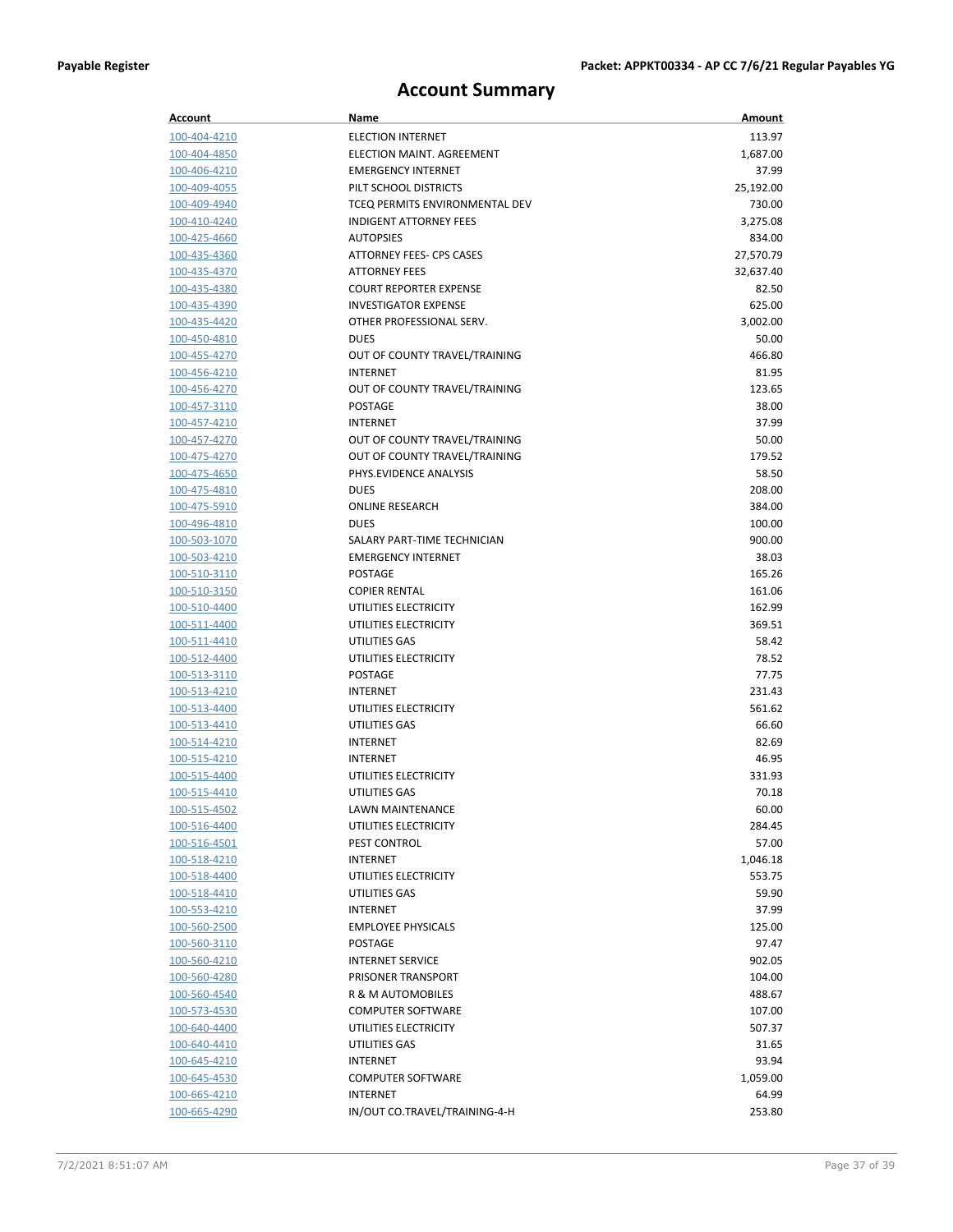# Account Summary

| Account | Name | Amount |
|---|---|---|
| 100-404-4210 | ELECTION INTERNET | 113.97 |
| 100-404-4850 | ELECTION MAINT. AGREEMENT | 1,687.00 |
| 100-406-4210 | EMERGENCY INTERNET | 37.99 |
| 100-409-4055 | PILT SCHOOL DISTRICTS | 25,192.00 |
| 100-409-4940 | TCEQ PERMITS ENVIRONMENTAL DEV | 730.00 |
| 100-410-4240 | INDIGENT ATTORNEY FEES | 3,275.08 |
| 100-425-4660 | AUTOPSIES | 834.00 |
| 100-435-4360 | ATTORNEY FEES- CPS CASES | 27,570.79 |
| 100-435-4370 | ATTORNEY FEES | 32,637.40 |
| 100-435-4380 | COURT REPORTER EXPENSE | 82.50 |
| 100-435-4390 | INVESTIGATOR EXPENSE | 625.00 |
| 100-435-4420 | OTHER PROFESSIONAL SERV. | 3,002.00 |
| 100-450-4810 | DUES | 50.00 |
| 100-455-4270 | OUT OF COUNTY TRAVEL/TRAINING | 466.80 |
| 100-456-4210 | INTERNET | 81.95 |
| 100-456-4270 | OUT OF COUNTY TRAVEL/TRAINING | 123.65 |
| 100-457-3110 | POSTAGE | 38.00 |
| 100-457-4210 | INTERNET | 37.99 |
| 100-457-4270 | OUT OF COUNTY TRAVEL/TRAINING | 50.00 |
| 100-475-4270 | OUT OF COUNTY TRAVEL/TRAINING | 179.52 |
| 100-475-4650 | PHYS.EVIDENCE ANALYSIS | 58.50 |
| 100-475-4810 | DUES | 208.00 |
| 100-475-5910 | ONLINE RESEARCH | 384.00 |
| 100-496-4810 | DUES | 100.00 |
| 100-503-1070 | SALARY PART-TIME TECHNICIAN | 900.00 |
| 100-503-4210 | EMERGENCY INTERNET | 38.03 |
| 100-510-3110 | POSTAGE | 165.26 |
| 100-510-3150 | COPIER RENTAL | 161.06 |
| 100-510-4400 | UTILITIES ELECTRICITY | 162.99 |
| 100-511-4400 | UTILITIES ELECTRICITY | 369.51 |
| 100-511-4410 | UTILITIES GAS | 58.42 |
| 100-512-4400 | UTILITIES ELECTRICITY | 78.52 |
| 100-513-3110 | POSTAGE | 77.75 |
| 100-513-4210 | INTERNET | 231.43 |
| 100-513-4400 | UTILITIES ELECTRICITY | 561.62 |
| 100-513-4410 | UTILITIES GAS | 66.60 |
| 100-514-4210 | INTERNET | 82.69 |
| 100-515-4210 | INTERNET | 46.95 |
| 100-515-4400 | UTILITIES ELECTRICITY | 331.93 |
| 100-515-4410 | UTILITIES GAS | 70.18 |
| 100-515-4502 | LAWN MAINTENANCE | 60.00 |
| 100-516-4400 | UTILITIES ELECTRICITY | 284.45 |
| 100-516-4501 | PEST CONTROL | 57.00 |
| 100-518-4210 | INTERNET | 1,046.18 |
| 100-518-4400 | UTILITIES ELECTRICITY | 553.75 |
| 100-518-4410 | UTILITIES GAS | 59.90 |
| 100-553-4210 | INTERNET | 37.99 |
| 100-560-2500 | EMPLOYEE PHYSICALS | 125.00 |
| 100-560-3110 | POSTAGE | 97.47 |
| 100-560-4210 | INTERNET SERVICE | 902.05 |
| 100-560-4280 | PRISONER TRANSPORT | 104.00 |
| 100-560-4540 | R & M AUTOMOBILES | 488.67 |
| 100-573-4530 | COMPUTER SOFTWARE | 107.00 |
| 100-640-4400 | UTILITIES ELECTRICITY | 507.37 |
| 100-640-4410 | UTILITIES GAS | 31.65 |
| 100-645-4210 | INTERNET | 93.94 |
| 100-645-4530 | COMPUTER SOFTWARE | 1,059.00 |
| 100-665-4210 | INTERNET | 64.99 |
| 100-665-4290 | IN/OUT CO.TRAVEL/TRAINING-4-H | 253.80 |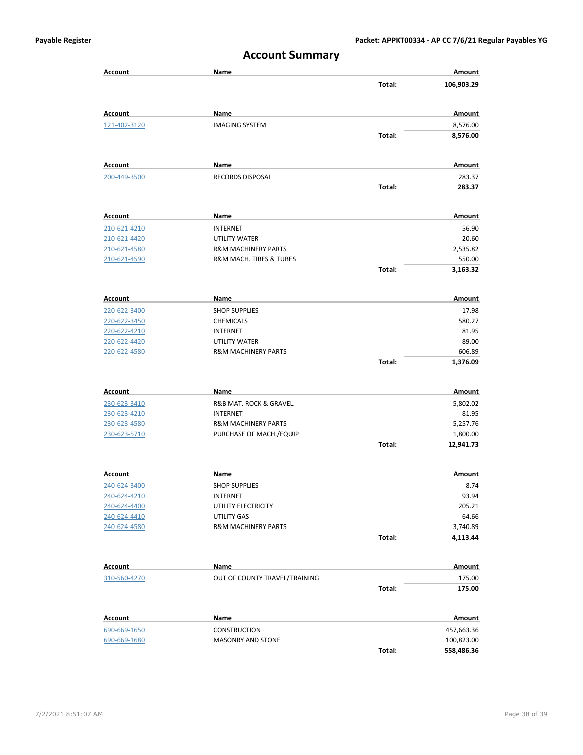# Account Summary

| Account | Name | | Amount |
|---|---|---|---|
| | | Total: | 106,903.29 |

| Account | Name | | Amount |
|---|---|---|---|
| 121-402-3120 | IMAGING SYSTEM | | 8,576.00 |
| | | Total: | 8,576.00 |

| Account | Name | | Amount |
|---|---|---|---|
| 200-449-3500 | RECORDS DISPOSAL | | 283.37 |
| | | Total: | 283.37 |

| Account | Name | | Amount |
|---|---|---|---|
| 210-621-4210 | INTERNET | | 56.90 |
| 210-621-4420 | UTILITY WATER | | 20.60 |
| 210-621-4580 | R&M MACHINERY PARTS | | 2,535.82 |
| 210-621-4590 | R&M MACH. TIRES & TUBES | | 550.00 |
| | | Total: | 3,163.32 |

| Account | Name | | Amount |
|---|---|---|---|
| 220-622-3400 | SHOP SUPPLIES | | 17.98 |
| 220-622-3450 | CHEMICALS | | 580.27 |
| 220-622-4210 | INTERNET | | 81.95 |
| 220-622-4420 | UTILITY WATER | | 89.00 |
| 220-622-4580 | R&M MACHINERY PARTS | | 606.89 |
| | | Total: | 1,376.09 |

| Account | Name | | Amount |
|---|---|---|---|
| 230-623-3410 | R&B MAT. ROCK & GRAVEL | | 5,802.02 |
| 230-623-4210 | INTERNET | | 81.95 |
| 230-623-4580 | R&M MACHINERY PARTS | | 5,257.76 |
| 230-623-5710 | PURCHASE OF MACH./EQUIP | | 1,800.00 |
| | | Total: | 12,941.73 |

| Account | Name | | Amount |
|---|---|---|---|
| 240-624-3400 | SHOP SUPPLIES | | 8.74 |
| 240-624-4210 | INTERNET | | 93.94 |
| 240-624-4400 | UTILITY ELECTRICITY | | 205.21 |
| 240-624-4410 | UTILITY GAS | | 64.66 |
| 240-624-4580 | R&M MACHINERY PARTS | | 3,740.89 |
| | | Total: | 4,113.44 |

| Account | Name | | Amount |
|---|---|---|---|
| 310-560-4270 | OUT OF COUNTY TRAVEL/TRAINING | | 175.00 |
| | | Total: | 175.00 |

| Account | Name | | Amount |
|---|---|---|---|
| 690-669-1650 | CONSTRUCTION | | 457,663.36 |
| 690-669-1680 | MASONRY AND STONE | | 100,823.00 |
| | | Total: | 558,486.36 |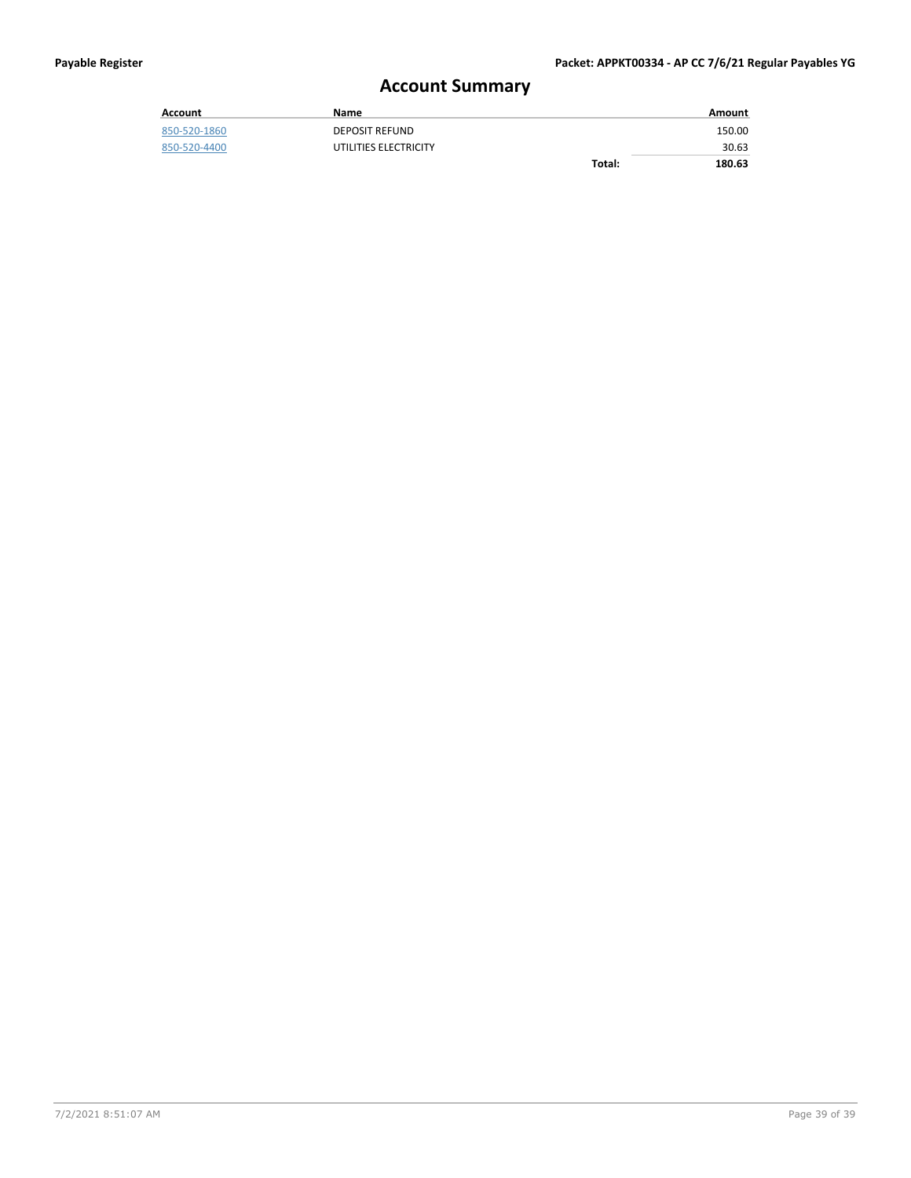# Account Summary

| Account | Name | | Amount |
| --- | --- | --- | --- |
| 850-520-1860 | DEPOSIT REFUND | | 150.00 |
| 850-520-4400 | UTILITIES ELECTRICITY | | 30.63 |
| | | **Total:** | **180.63** |